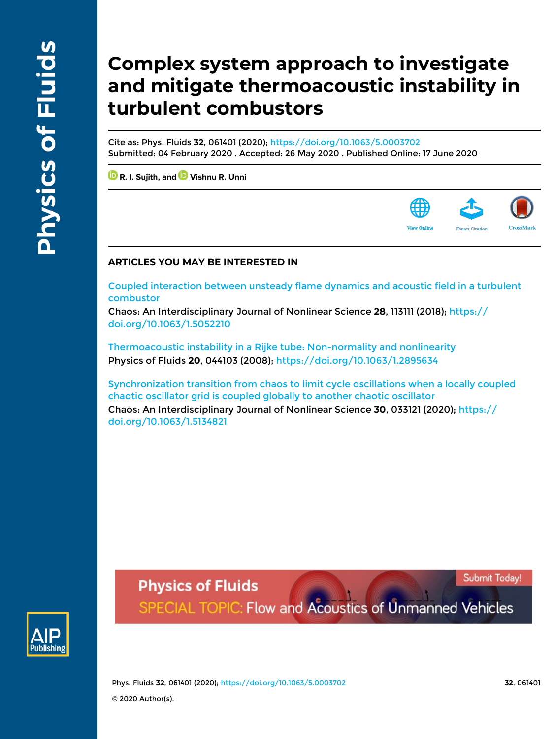# Complex system approach to investigate and mitigate thermoacoustic instability in turbulent combustors

Cite as: Phys. Fluids **32**, 061401 (2020); https://doi.org/10.1063/5.0003702
Submitted: 04 February 2020 . Accepted: 26 May 2020 . Published Online: 17 June 2020

R. I. Sujith, and Vishnu R. Unni

View Online | Export Citation | CrossMark

## ARTICLES YOU MAY BE INTERESTED IN

Coupled interaction between unsteady flame dynamics and acoustic field in a turbulent combustor
Chaos: An Interdisciplinary Journal of Nonlinear Science **28**, 113111 (2018); https://doi.org/10.1063/1.5052210

Thermoacoustic instability in a Rijke tube: Non-normality and nonlinearity
Physics of Fluids **20**, 044103 (2008); https://doi.org/10.1063/1.2895634

Synchronization transition from chaos to limit cycle oscillations when a locally coupled chaotic oscillator grid is coupled globally to another chaotic oscillator
Chaos: An Interdisciplinary Journal of Nonlinear Science **30**, 033121 (2020); https://doi.org/10.1063/1.5134821

Physics of Fluids SPECIAL TOPIC: Flow and Acoustics of Unmanned Vehicles — Submit Today!

© 2020 Author(s).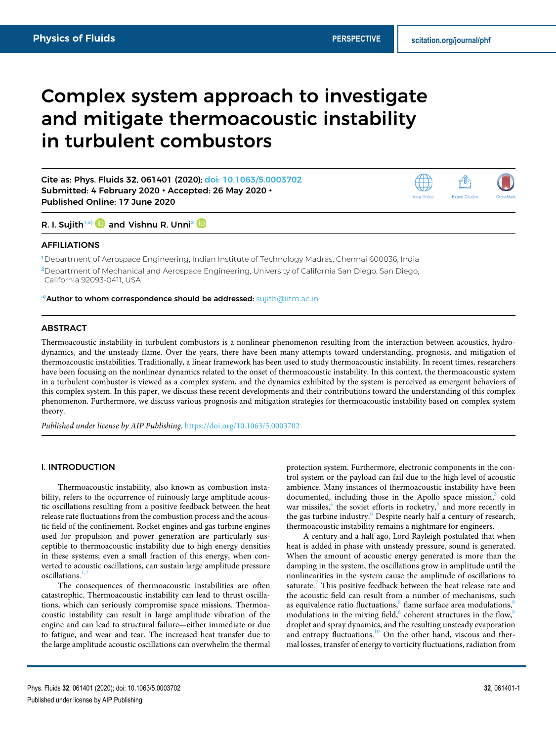# Complex system approach to investigate and mitigate thermoacoustic instability in turbulent combustors

Cite as: Phys. Fluids **32**, 061401 (2020); doi: 10.1063/5.0003702
Submitted: 4 February 2020 • Accepted: 26 May 2020 •
Published Online: 17 June 2020

R. I. Sujith[1,a)] and Vishnu R. Unni[2]

## AFFILIATIONS

[1] Department of Aerospace Engineering, Indian Institute of Technology Madras, Chennai 600036, India
[2] Department of Mechanical and Aerospace Engineering, University of California San Diego, San Diego, California 92093-0411, USA

[a)] **Author to whom correspondence should be addressed:** sujith@iitm.ac.in

## ABSTRACT

Thermoacoustic instability in turbulent combustors is a nonlinear phenomenon resulting from the interaction between acoustics, hydrodynamics, and the unsteady flame. Over the years, there have been many attempts toward understanding, prognosis, and mitigation of thermoacoustic instabilities. Traditionally, a linear framework has been used to study thermoacoustic instability. In recent times, researchers have been focusing on the nonlinear dynamics related to the onset of thermoacoustic instability. In this context, the thermoacoustic system in a turbulent combustor is viewed as a complex system, and the dynamics exhibited by the system is perceived as emergent behaviors of this complex system. In this paper, we discuss these recent developments and their contributions toward the understanding of this complex phenomenon. Furthermore, we discuss various prognosis and mitigation strategies for thermoacoustic instability based on complex system theory.

*Published under license by AIP Publishing.* https://doi.org/10.1063/5.0003702

## I. INTRODUCTION

Thermoacoustic instability, also known as combustion instability, refers to the occurrence of ruinously large amplitude acoustic oscillations resulting from a positive feedback between the heat release rate fluctuations from the combustion process and the acoustic field of the confinement. Rocket engines and gas turbine engines used for propulsion and power generation are particularly susceptible to thermoacoustic instability due to high energy densities in these systems; even a small fraction of this energy, when converted to acoustic oscillations, can sustain large amplitude pressure oscillations.[1,2]

The consequences of thermoacoustic instabilities are often catastrophic. Thermoacoustic instability can lead to thrust oscillations, which can seriously compromise space missions. Thermoacoustic instability can result in large amplitude vibration of the engine and can lead to structural failure—either immediate or due to fatigue, and wear and tear. The increased heat transfer due to the large amplitude acoustic oscillations can overwhelm the thermal protection system. Furthermore, electronic components in the control system or the payload can fail due to the high level of acoustic ambience. Many instances of thermoacoustic instability have been documented, including those in the Apollo space mission,[3] cold war missiles,[4] the soviet efforts in rocketry,[5] and more recently in the gas turbine industry.[6] Despite nearly half a century of research, thermoacoustic instability remains a nightmare for engineers.

A century and a half ago, Lord Rayleigh postulated that when heat is added in phase with unsteady pressure, sound is generated. When the amount of acoustic energy generated is more than the damping in the system, the oscillations grow in amplitude until the nonlinearities in the system cause the amplitude of oscillations to saturate.[7] This positive feedback between the heat release rate and the acoustic field can result from a number of mechanisms, such as equivalence ratio fluctuations,[8] flame surface area modulations,[9] modulations in the mixing field,[6] coherent structures in the flow,[9] droplet and spray dynamics, and the resulting unsteady evaporation and entropy fluctuations.[10] On the other hand, viscous and thermal losses, transfer of energy to vorticity fluctuations, radiation from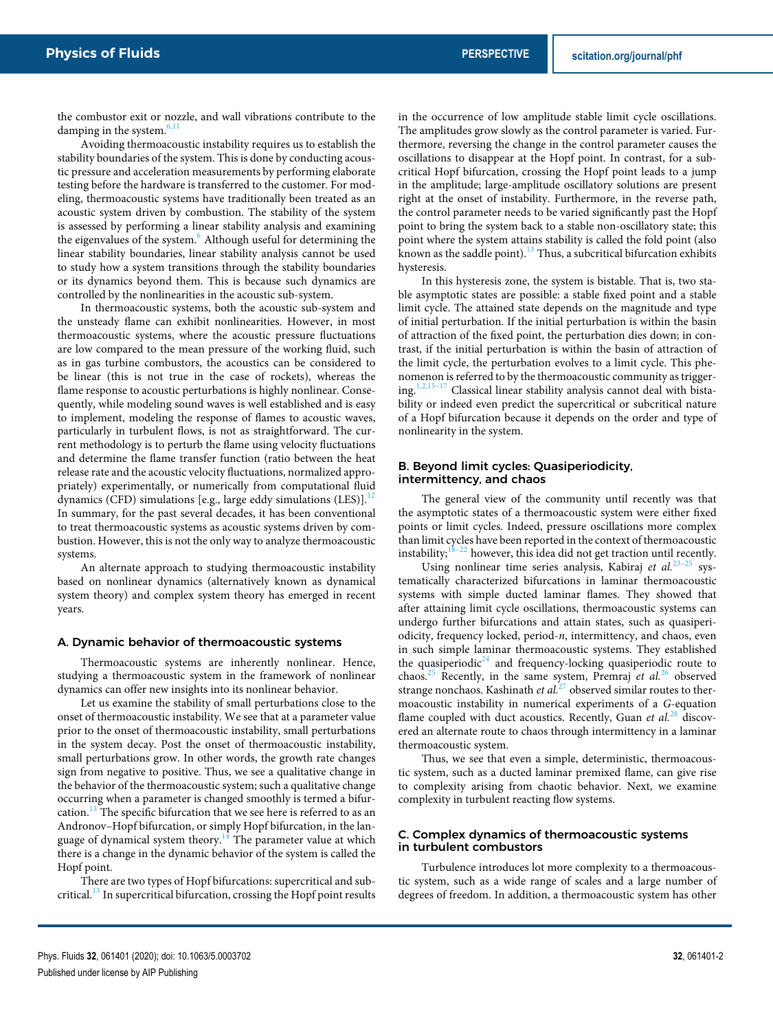the combustor exit or nozzle, and wall vibrations contribute to the damping in the system.[6,11]

Avoiding thermoacoustic instability requires us to establish the stability boundaries of the system. This is done by conducting acoustic pressure and acceleration measurements by performing elaborate testing before the hardware is transferred to the customer. For modeling, thermoacoustic systems have traditionally been treated as an acoustic system driven by combustion. The stability of the system is assessed by performing a linear stability analysis and examining the eigenvalues of the system.[6] Although useful for determining the linear stability boundaries, linear stability analysis cannot be used to study how a system transitions through the stability boundaries or its dynamics beyond them. This is because such dynamics are controlled by the nonlinearities in the acoustic sub-system.

In thermoacoustic systems, both the acoustic sub-system and the unsteady flame can exhibit nonlinearities. However, in most thermoacoustic systems, where the acoustic pressure fluctuations are low compared to the mean pressure of the working fluid, such as in gas turbine combustors, the acoustics can be considered to be linear (this is not true in the case of rockets), whereas the flame response to acoustic perturbations is highly nonlinear. Consequently, while modeling sound waves is well established and is easy to implement, modeling the response of flames to acoustic waves, particularly in turbulent flows, is not as straightforward. The current methodology is to perturb the flame using velocity fluctuations and determine the flame transfer function (ratio between the heat release rate and the acoustic velocity fluctuations, normalized appropriately) experimentally, or numerically from computational fluid dynamics (CFD) simulations [e.g., large eddy simulations (LES)].[12] In summary, for the past several decades, it has been conventional to treat thermoacoustic systems as acoustic systems driven by combustion. However, this is not the only way to analyze thermoacoustic systems.

An alternate approach to studying thermoacoustic instability based on nonlinear dynamics (alternatively known as dynamical system theory) and complex system theory has emerged in recent years.

### A. Dynamic behavior of thermoacoustic systems

Thermoacoustic systems are inherently nonlinear. Hence, studying a thermoacoustic system in the framework of nonlinear dynamics can offer new insights into its nonlinear behavior.

Let us examine the stability of small perturbations close to the onset of thermoacoustic instability. We see that at a parameter value prior to the onset of thermoacoustic instability, small perturbations in the system decay. Post the onset of thermoacoustic instability, small perturbations grow. In other words, the growth rate changes sign from negative to positive. Thus, we see a qualitative change in the behavior of the thermoacoustic system; such a qualitative change occurring when a parameter is changed smoothly is termed a bifurcation.[13] The specific bifurcation that we see here is referred to as an Andronov–Hopf bifurcation, or simply Hopf bifurcation, in the language of dynamical system theory.[14] The parameter value at which there is a change in the dynamic behavior of the system is called the Hopf point.

There are two types of Hopf bifurcations: supercritical and subcritical.[13] In supercritical bifurcation, crossing the Hopf point results in the occurrence of low amplitude stable limit cycle oscillations. The amplitudes grow slowly as the control parameter is varied. Furthermore, reversing the change in the control parameter causes the oscillations to disappear at the Hopf point. In contrast, for a subcritical Hopf bifurcation, crossing the Hopf point leads to a jump in the amplitude; large-amplitude oscillatory solutions are present right at the onset of instability. Furthermore, in the reverse path, the control parameter needs to be varied significantly past the Hopf point to bring the system back to a stable non-oscillatory state; this point where the system attains stability is called the fold point (also known as the saddle point).[13] Thus, a subcritical bifurcation exhibits hysteresis.

In this hysteresis zone, the system is bistable. That is, two stable asymptotic states are possible: a stable fixed point and a stable limit cycle. The attained state depends on the magnitude and type of initial perturbation. If the initial perturbation is within the basin of attraction of the fixed point, the perturbation dies down; in contrast, if the initial perturbation is within the basin of attraction of the limit cycle, the perturbation evolves to a limit cycle. This phenomenon is referred to by the thermoacoustic community as triggering.[1,2,15–17] Classical linear stability analysis cannot deal with bistability or indeed even predict the supercritical or subcritical nature of a Hopf bifurcation because it depends on the order and type of nonlinearity in the system.

### B. Beyond limit cycles: Quasiperiodicity, intermittency, and chaos

The general view of the community until recently was that the asymptotic states of a thermoacoustic system were either fixed points or limit cycles. Indeed, pressure oscillations more complex than limit cycles have been reported in the context of thermoacoustic instability;[18–22] however, this idea did not get traction until recently.

Using nonlinear time series analysis, Kabiraj *et al.*[23–25] systematically characterized bifurcations in laminar thermoacoustic systems with simple ducted laminar flames. They showed that after attaining limit cycle oscillations, thermoacoustic systems can undergo further bifurcations and attain states, such as quasiperiodicity, frequency locked, period-*n*, intermittency, and chaos, even in such simple laminar thermoacoustic systems. They established the quasiperiodic[24] and frequency-locking quasiperiodic route to chaos.[25] Recently, in the same system, Premraj *et al.*[26] observed strange nonchaos. Kashinath *et al.*[27] observed similar routes to thermoacoustic instability in numerical experiments of a *G*-equation flame coupled with duct acoustics. Recently, Guan *et al.*[28] discovered an alternate route to chaos through intermittency in a laminar thermoacoustic system.

Thus, we see that even a simple, deterministic, thermoacoustic system, such as a ducted laminar premixed flame, can give rise to complexity arising from chaotic behavior. Next, we examine complexity in turbulent reacting flow systems.

### C. Complex dynamics of thermoacoustic systems in turbulent combustors

Turbulence introduces lot more complexity to a thermoacoustic system, such as a wide range of scales and a large number of degrees of freedom. In addition, a thermoacoustic system has other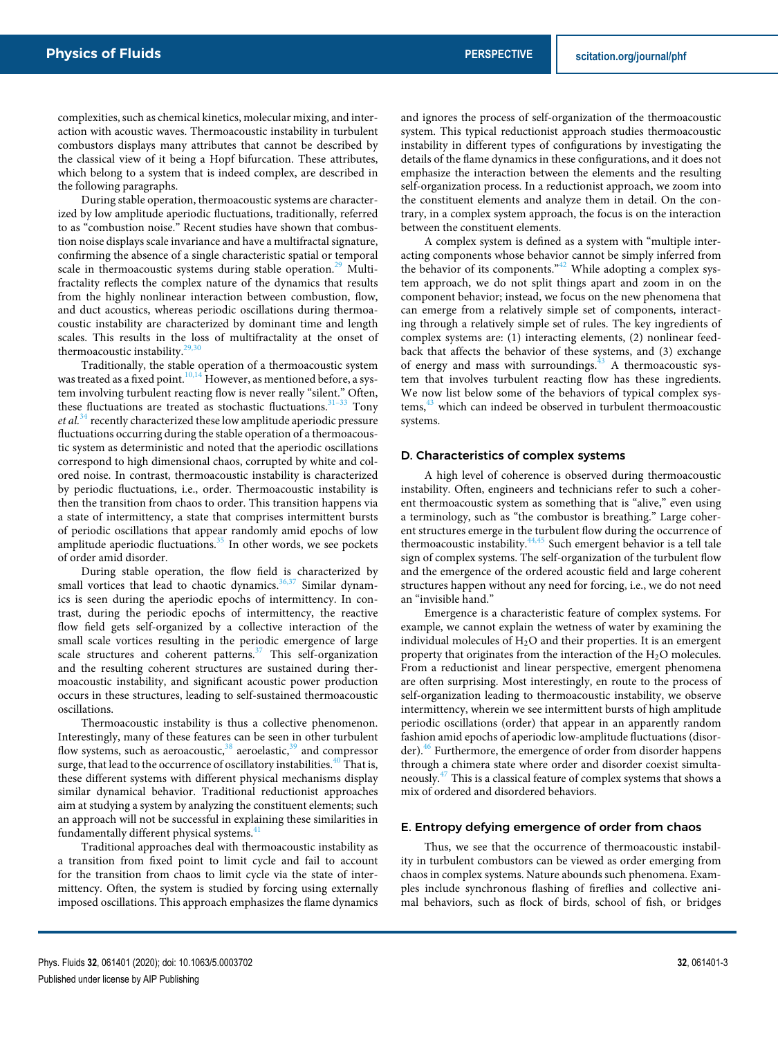complexities, such as chemical kinetics, molecular mixing, and interaction with acoustic waves. Thermoacoustic instability in turbulent combustors displays many attributes that cannot be described by the classical view of it being a Hopf bifurcation. These attributes, which belong to a system that is indeed complex, are described in the following paragraphs.

During stable operation, thermoacoustic systems are characterized by low amplitude aperiodic fluctuations, traditionally, referred to as "combustion noise." Recent studies have shown that combustion noise displays scale invariance and have a multifractal signature, confirming the absence of a single characteristic spatial or temporal scale in thermoacoustic systems during stable operation.[29] Multifractality reflects the complex nature of the dynamics that results from the highly nonlinear interaction between combustion, flow, and duct acoustics, whereas periodic oscillations during thermoacoustic instability are characterized by dominant time and length scales. This results in the loss of multifractality at the onset of thermoacoustic instability.[29,30]

Traditionally, the stable operation of a thermoacoustic system was treated as a fixed point.[10,14] However, as mentioned before, a system involving turbulent reacting flow is never really "silent." Often, these fluctuations are treated as stochastic fluctuations.[31–33] Tony *et al.*[34] recently characterized these low amplitude aperiodic pressure fluctuations occurring during the stable operation of a thermoacoustic system as deterministic and noted that the aperiodic oscillations correspond to high dimensional chaos, corrupted by white and colored noise. In contrast, thermoacoustic instability is characterized by periodic fluctuations, i.e., order. Thermoacoustic instability is then the transition from chaos to order. This transition happens via a state of intermittency, a state that comprises intermittent bursts of periodic oscillations that appear randomly amid epochs of low amplitude aperiodic fluctuations.[35] In other words, we see pockets of order amid disorder.

During stable operation, the flow field is characterized by small vortices that lead to chaotic dynamics.[36,37] Similar dynamics is seen during the aperiodic epochs of intermittency. In contrast, during the periodic epochs of intermittency, the reactive flow field gets self-organized by a collective interaction of the small scale vortices resulting in the periodic emergence of large scale structures and coherent patterns.[37] This self-organization and the resulting coherent structures are sustained during thermoacoustic instability, and significant acoustic power production occurs in these structures, leading to self-sustained thermoacoustic oscillations.

Thermoacoustic instability is thus a collective phenomenon. Interestingly, many of these features can be seen in other turbulent flow systems, such as aeroacoustic,[38] aeroelastic,[39] and compressor surge, that lead to the occurrence of oscillatory instabilities.[40] That is, these different systems with different physical mechanisms display similar dynamical behavior. Traditional reductionist approaches aim at studying a system by analyzing the constituent elements; such an approach will not be successful in explaining these similarities in fundamentally different physical systems.[41]

Traditional approaches deal with thermoacoustic instability as a transition from fixed point to limit cycle and fail to account for the transition from chaos to limit cycle via the state of intermittency. Often, the system is studied by forcing using externally imposed oscillations. This approach emphasizes the flame dynamics and ignores the process of self-organization of the thermoacoustic system. This typical reductionist approach studies thermoacoustic instability in different types of configurations by investigating the details of the flame dynamics in these configurations, and it does not emphasize the interaction between the elements and the resulting self-organization process. In a reductionist approach, we zoom into the constituent elements and analyze them in detail. On the contrary, in a complex system approach, the focus is on the interaction between the constituent elements.

A complex system is defined as a system with "multiple interacting components whose behavior cannot be simply inferred from the behavior of its components."[42] While adopting a complex system approach, we do not split things apart and zoom in on the component behavior; instead, we focus on the new phenomena that can emerge from a relatively simple set of components, interacting through a relatively simple set of rules. The key ingredients of complex systems are: (1) interacting elements, (2) nonlinear feedback that affects the behavior of these systems, and (3) exchange of energy and mass with surroundings.[43] A thermoacoustic system that involves turbulent reacting flow has these ingredients. We now list below some of the behaviors of typical complex systems,[43] which can indeed be observed in turbulent thermoacoustic systems.

### D. Characteristics of complex systems

A high level of coherence is observed during thermoacoustic instability. Often, engineers and technicians refer to such a coherent thermoacoustic system as something that is "alive," even using a terminology, such as "the combustor is breathing." Large coherent structures emerge in the turbulent flow during the occurrence of thermoacoustic instability.[44,45] Such emergent behavior is a tell tale sign of complex systems. The self-organization of the turbulent flow and the emergence of the ordered acoustic field and large coherent structures happen without any need for forcing, i.e., we do not need an "invisible hand."

Emergence is a characteristic feature of complex systems. For example, we cannot explain the wetness of water by examining the individual molecules of $H_2O$ and their properties. It is an emergent property that originates from the interaction of the $H_2O$ molecules. From a reductionist and linear perspective, emergent phenomena are often surprising. Most interestingly, en route to the process of self-organization leading to thermoacoustic instability, we observe intermittency, wherein we see intermittent bursts of high amplitude periodic oscillations (order) that appear in an apparently random fashion amid epochs of aperiodic low-amplitude fluctuations (disorder).[46] Furthermore, the emergence of order from disorder happens through a chimera state where order and disorder coexist simultaneously.[47] This is a classical feature of complex systems that shows a mix of ordered and disordered behaviors.

### E. Entropy defying emergence of order from chaos

Thus, we see that the occurrence of thermoacoustic instability in turbulent combustors can be viewed as order emerging from chaos in complex systems. Nature abounds such phenomena. Examples include synchronous flashing of fireflies and collective animal behaviors, such as flock of birds, school of fish, or bridges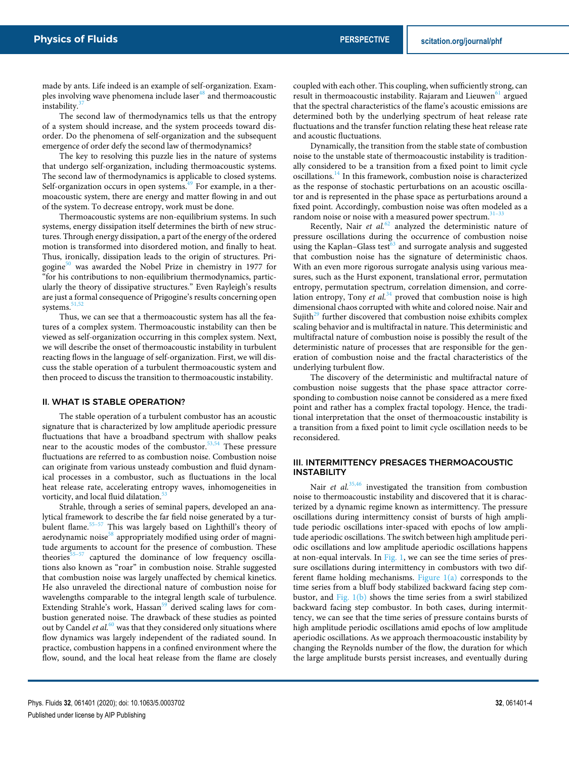made by ants. Life indeed is an example of self-organization. Examples involving wave phenomena include laser[48] and thermoacoustic instability.[37]

The second law of thermodynamics tells us that the entropy of a system should increase, and the system proceeds toward disorder. Do the phenomena of self-organization and the subsequent emergence of order defy the second law of thermodynamics?

The key to resolving this puzzle lies in the nature of systems that undergo self-organization, including thermoacoustic systems. The second law of thermodynamics is applicable to closed systems. Self-organization occurs in open systems.[49] For example, in a thermoacoustic system, there are energy and matter flowing in and out of the system. To decrease entropy, work must be done.

Thermoacoustic systems are non-equilibrium systems. In such systems, energy dissipation itself determines the birth of new structures. Through energy dissipation, a part of the energy of the ordered motion is transformed into disordered motion, and finally to heat. Thus, ironically, dissipation leads to the origin of structures. Prigogine[50] was awarded the Nobel Prize in chemistry in 1977 for "for his contributions to non-equilibrium thermodynamics, particularly the theory of dissipative structures." Even Rayleigh's results are just a formal consequence of Prigogine's results concerning open systems.[51,52]

Thus, we can see that a thermoacoustic system has all the features of a complex system. Thermoacoustic instability can then be viewed as self-organization occurring in this complex system. Next, we will describe the onset of thermoacoustic instability in turbulent reacting flows in the language of self-organization. First, we will discuss the stable operation of a turbulent thermoacoustic system and then proceed to discuss the transition to thermoacoustic instability.

## II. WHAT IS STABLE OPERATION?

The stable operation of a turbulent combustor has an acoustic signature that is characterized by low amplitude aperiodic pressure fluctuations that have a broadband spectrum with shallow peaks near to the acoustic modes of the combustor.[53,54] These pressure fluctuations are referred to as combustion noise. Combustion noise can originate from various unsteady combustion and fluid dynamical processes in a combustor, such as fluctuations in the local heat release rate, accelerating entropy waves, inhomogeneities in vorticity, and local fluid dilatation.[53]

Strahle, through a series of seminal papers, developed an analytical framework to describe the far field noise generated by a turbulent flame.[55–57] This was largely based on Lighthill's theory of aerodynamic noise[58] appropriately modified using order of magnitude arguments to account for the presence of combustion. These theories[55–57] captured the dominance of low frequency oscillations also known as "roar" in combustion noise. Strahle suggested that combustion noise was largely unaffected by chemical kinetics. He also unraveled the directional nature of combustion noise for wavelengths comparable to the integral length scale of turbulence. Extending Strahle's work, Hassan[59] derived scaling laws for combustion generated noise. The drawback of these studies as pointed out by Candel *et al.*[60] was that they considered only situations where flow dynamics was largely independent of the radiated sound. In practice, combustion happens in a confined environment where the flow, sound, and the local heat release from the flame are closely coupled with each other. This coupling, when sufficiently strong, can result in thermoacoustic instability. Rajaram and Lieuwen[61] argued that the spectral characteristics of the flame's acoustic emissions are determined both by the underlying spectrum of heat release rate fluctuations and the transfer function relating these heat release rate and acoustic fluctuations.

Dynamically, the transition from the stable state of combustion noise to the unstable state of thermoacoustic instability is traditionally considered to be a transition from a fixed point to limit cycle oscillations.[14] In this framework, combustion noise is characterized as the response of stochastic perturbations on an acoustic oscillator and is represented in the phase space as perturbations around a fixed point. Accordingly, combustion noise was often modeled as a random noise or noise with a measured power spectrum.[31–33]

Recently, Nair *et al.*[62] analyzed the deterministic nature of pressure oscillations during the occurrence of combustion noise using the Kaplan–Glass test[63] and surrogate analysis and suggested that combustion noise has the signature of deterministic chaos. With an even more rigorous surrogate analysis using various measures, such as the Hurst exponent, translational error, permutation entropy, permutation spectrum, correlation dimension, and correlation entropy, Tony *et al.*[34] proved that combustion noise is high dimensional chaos corrupted with white and colored noise. Nair and Sujith[29] further discovered that combustion noise exhibits complex scaling behavior and is multifractal in nature. This deterministic and multifractal nature of combustion noise is possibly the result of the deterministic nature of processes that are responsible for the generation of combustion noise and the fractal characteristics of the underlying turbulent flow.

The discovery of the deterministic and multifractal nature of combustion noise suggests that the phase space attractor corresponding to combustion noise cannot be considered as a mere fixed point and rather has a complex fractal topology. Hence, the traditional interpretation that the onset of thermoacoustic instability is a transition from a fixed point to limit cycle oscillation needs to be reconsidered.

## III. INTERMITTENCY PRESAGES THERMOACOUSTIC INSTABILITY

Nair *et al.*[35,46] investigated the transition from combustion noise to thermoacoustic instability and discovered that it is characterized by a dynamic regime known as intermittency. The pressure oscillations during intermittency consist of bursts of high amplitude periodic oscillations inter-spaced with epochs of low amplitude aperiodic oscillations. The switch between high amplitude periodic oscillations and low amplitude aperiodic oscillations happens at non-equal intervals. In Fig. 1, we can see the time series of pressure oscillations during intermittency in combustors with two different flame holding mechanisms. Figure 1(a) corresponds to the time series from a bluff body stabilized backward facing step combustor, and Fig. 1(b) shows the time series from a swirl stabilized backward facing step combustor. In both cases, during intermittency, we can see that the time series of pressure contains bursts of high amplitude periodic oscillations amid epochs of low amplitude aperiodic oscillations. As we approach thermoacoustic instability by changing the Reynolds number of the flow, the duration for which the large amplitude bursts persist increases, and eventually during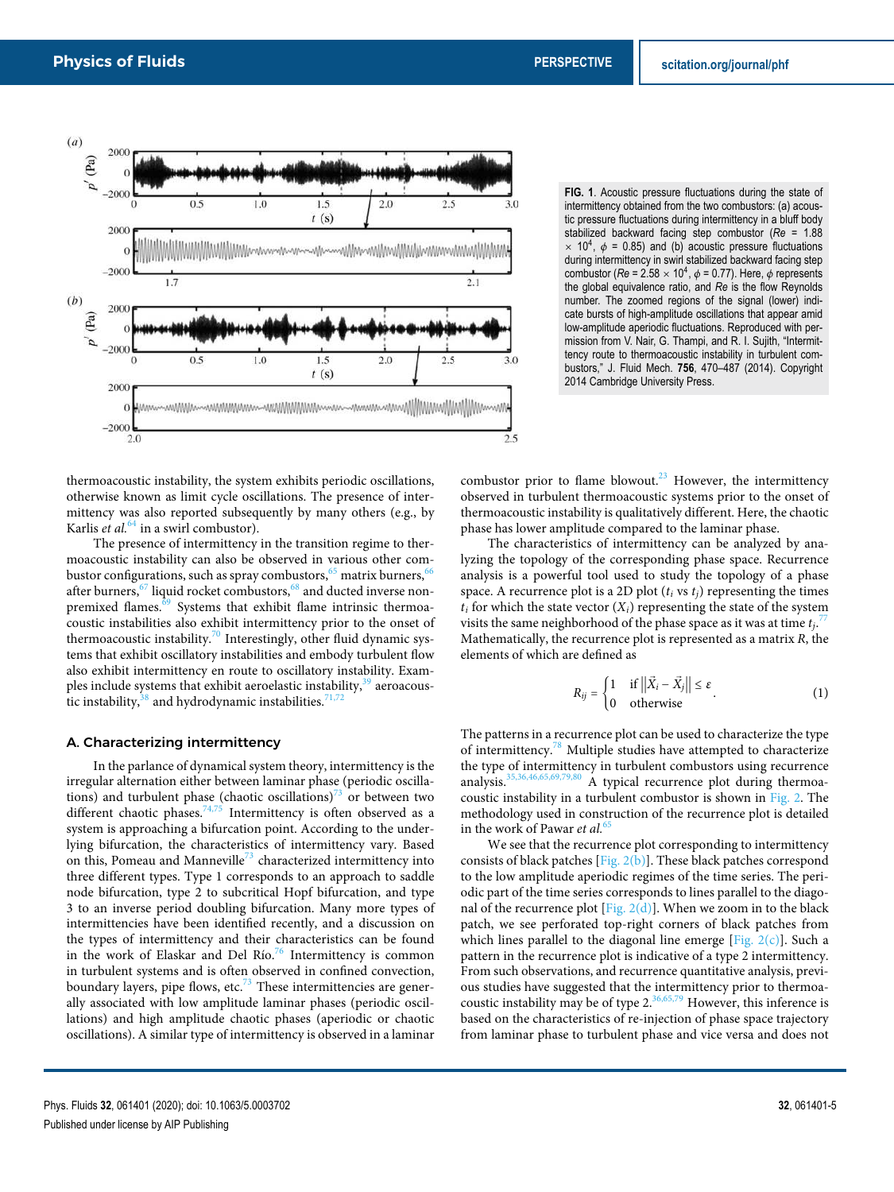FIG. 1. Acoustic pressure fluctuations during the state of intermittency obtained from the two combustors: (a) acoustic pressure fluctuations during intermittency in a bluff body stabilized backward facing step combustor ($Re$ = 1.88 × $10^4$, $\phi$ = 0.85) and (b) acoustic pressure fluctuations during intermittency in swirl stabilized backward facing step combustor ($Re$ = 2.58 × $10^4$, $\phi$ = 0.77). Here, $\phi$ represents the global equivalence ratio, and $Re$ is the flow Reynolds number. The zoomed regions of the signal (lower) indicate bursts of high-amplitude oscillations that appear amid low-amplitude aperiodic fluctuations. Reproduced with permission from V. Nair, G. Thampi, and R. I. Sujith, "Intermittency route to thermoacoustic instability in turbulent combustors," J. Fluid Mech. **756**, 470–487 (2014). Copyright 2014 Cambridge University Press.

thermoacoustic instability, the system exhibits periodic oscillations, otherwise known as limit cycle oscillations. The presence of intermittency was also reported subsequently by many others (e.g., by Karlis *et al.*[64] in a swirl combustor).

The presence of intermittency in the transition regime to thermoacoustic instability can also be observed in various other combustor configurations, such as spray combustors,[65] matrix burners,[66] after burners,[67] liquid rocket combustors,[68] and ducted inverse non-premixed flames.[69] Systems that exhibit flame intrinsic thermoacoustic instabilities also exhibit intermittency prior to the onset of thermoacoustic instability.[70] Interestingly, other fluid dynamic systems that exhibit oscillatory instabilities and embody turbulent flow also exhibit intermittency en route to oscillatory instability. Examples include systems that exhibit aeroelastic instability,[39] aeroacoustic instability,[38] and hydrodynamic instabilities.[71,72]

### A. Characterizing intermittency

In the parlance of dynamical system theory, intermittency is the irregular alternation either between laminar phase (periodic oscillations) and turbulent phase (chaotic oscillations)[73] or between two different chaotic phases.[74,75] Intermittency is often observed as a system is approaching a bifurcation point. According to the underlying bifurcation, the characteristics of intermittency vary. Based on this, Pomeau and Manneville[73] characterized intermittency into three different types. Type 1 corresponds to an approach to saddle node bifurcation, type 2 to subcritical Hopf bifurcation, and type 3 to an inverse period doubling bifurcation. Many more types of intermittencies have been identified recently, and a discussion on the types of intermittency and their characteristics can be found in the work of Elaskar and Del Río.[76] Intermittency is common in turbulent systems and is often observed in confined convection, boundary layers, pipe flows, etc.[73] These intermittencies are generally associated with low amplitude laminar phases (periodic oscillations) and high amplitude chaotic phases (aperiodic or chaotic oscillations). A similar type of intermittency is observed in a laminar combustor prior to flame blowout.[23] However, the intermittency observed in turbulent thermoacoustic systems prior to the onset of thermoacoustic instability is qualitatively different. Here, the chaotic phase has lower amplitude compared to the laminar phase.

The characteristics of intermittency can be analyzed by analyzing the topology of the corresponding phase space. Recurrence analysis is a powerful tool used to study the topology of a phase space. A recurrence plot is a 2D plot ($t_i$ vs $t_j$) representing the times $t_i$ for which the state vector ($X_i$) representing the state of the system visits the same neighborhood of the phase space as it was at time $t_j$.[77] Mathematically, the recurrence plot is represented as a matrix $R$, the elements of which are defined as

$$R_{ij} = \begin{cases} 1 & \text{if } \left\|\vec{X}_i - \vec{X}_j\right\| \leq \varepsilon \\ 0 & \text{otherwise} \end{cases}. \tag{1}$$

The patterns in a recurrence plot can be used to characterize the type of intermittency.[78] Multiple studies have attempted to characterize the type of intermittency in turbulent combustors using recurrence analysis.[35,36,46,65,69,79,80] A typical recurrence plot during thermoacoustic instability in a turbulent combustor is shown in Fig. 2. The methodology used in construction of the recurrence plot is detailed in the work of Pawar *et al.*[65]

We see that the recurrence plot corresponding to intermittency consists of black patches [Fig. 2(b)]. These black patches correspond to the low amplitude aperiodic regimes of the time series. The periodic part of the time series corresponds to lines parallel to the diagonal of the recurrence plot [Fig. 2(d)]. When we zoom in to the black patch, we see perforated top-right corners of black patches from which lines parallel to the diagonal line emerge [Fig. 2(c)]. Such a pattern in the recurrence plot is indicative of a type 2 intermittency. From such observations, and recurrence quantitative analysis, previous studies have suggested that the intermittency prior to thermoacoustic instability may be of type 2.[36,65,79] However, this inference is based on the characteristics of re-injection of phase space trajectory from laminar phase to turbulent phase and vice versa and does not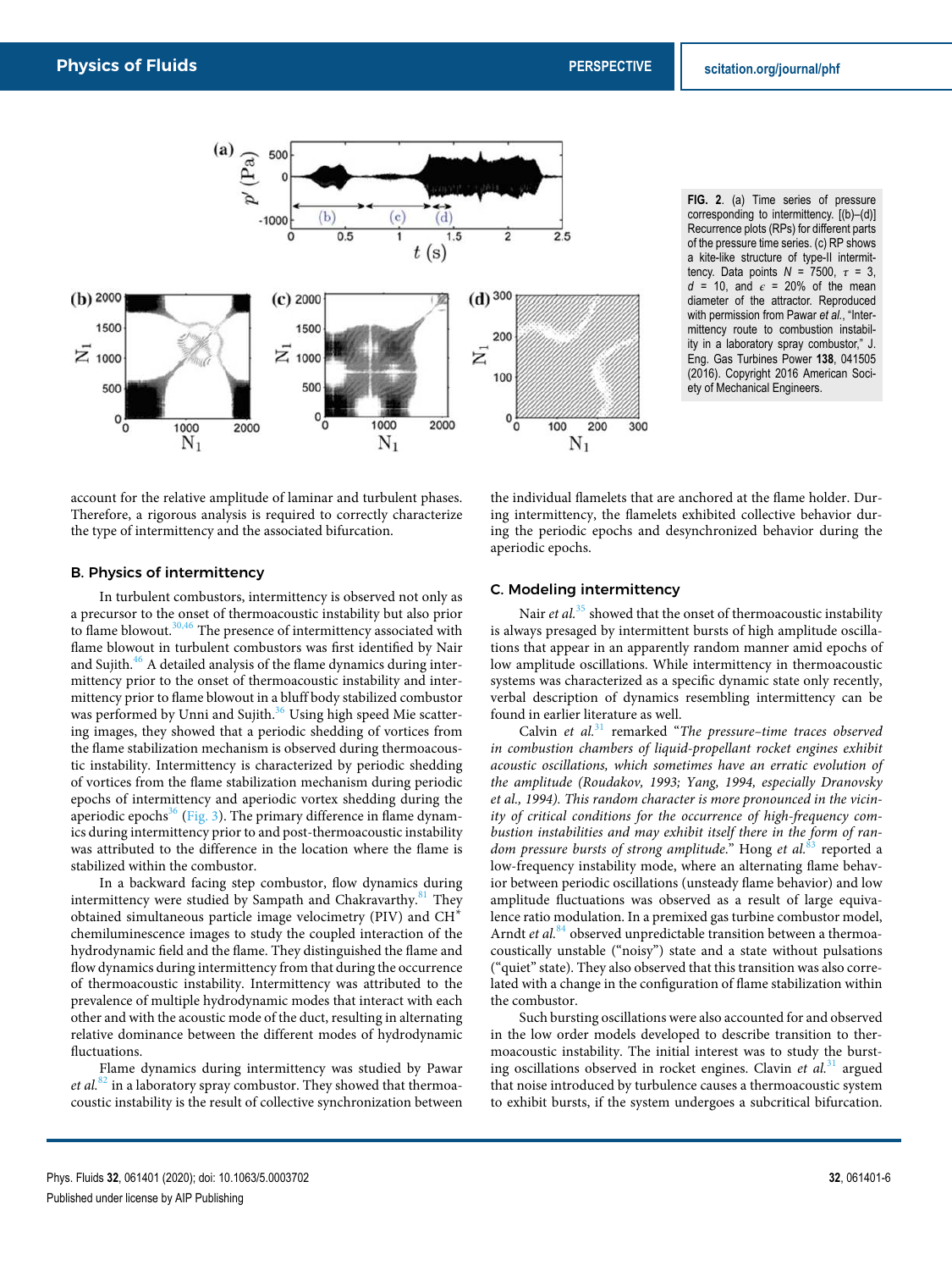FIG. 2. (a) Time series of pressure corresponding to intermittency. [(b)–(d)] Recurrence plots (RPs) for different parts of the pressure time series. (c) RP shows a kite-like structure of type-II intermittency. Data points $N$ = 7500, $\tau$ = 3, $d$ = 10, and $\epsilon$ = 20% of the mean diameter of the attractor. Reproduced with permission from Pawar *et al.*, "Intermittency route to combustion instability in a laboratory spray combustor," J. Eng. Gas Turbines Power **138**, 041505 (2016). Copyright 2016 American Society of Mechanical Engineers.

account for the relative amplitude of laminar and turbulent phases. Therefore, a rigorous analysis is required to correctly characterize the type of intermittency and the associated bifurcation.

### B. Physics of intermittency

In turbulent combustors, intermittency is observed not only as a precursor to the onset of thermoacoustic instability but also prior to flame blowout.[30,46] The presence of intermittency associated with flame blowout in turbulent combustors was first identified by Nair and Sujith.[46] A detailed analysis of the flame dynamics during intermittency prior to the onset of thermoacoustic instability and intermittency prior to flame blowout in a bluff body stabilized combustor was performed by Unni and Sujith.[36] Using high speed Mie scattering images, they showed that a periodic shedding of vortices from the flame stabilization mechanism is observed during thermoacoustic instability. Intermittency is characterized by periodic shedding of vortices from the flame stabilization mechanism during periodic epochs of intermittency and aperiodic vortex shedding during the aperiodic epochs[36] (Fig. 3). The primary difference in flame dynamics during intermittency prior to and post-thermoacoustic instability was attributed to the difference in the location where the flame is stabilized within the combustor.

In a backward facing step combustor, flow dynamics during intermittency were studied by Sampath and Chakravarthy.[81] They obtained simultaneous particle image velocimetry (PIV) and $CH^*$ chemiluminescence images to study the coupled interaction of the hydrodynamic field and the flame. They distinguished the flame and flow dynamics during intermittency from that during the occurrence of thermoacoustic instability. Intermittency was attributed to the prevalence of multiple hydrodynamic modes that interact with each other and with the acoustic mode of the duct, resulting in alternating relative dominance between the different modes of hydrodynamic fluctuations.

Flame dynamics during intermittency was studied by Pawar *et al.*[82] in a laboratory spray combustor. They showed that thermoacoustic instability is the result of collective synchronization between the individual flamelets that are anchored at the flame holder. During intermittency, the flamelets exhibited collective behavior during the periodic epochs and desynchronized behavior during the aperiodic epochs.

### C. Modeling intermittency

Nair *et al.*[35] showed that the onset of thermoacoustic instability is always presaged by intermittent bursts of high amplitude oscillations that appear in an apparently random manner amid epochs of low amplitude oscillations. While intermittency in thermoacoustic systems was characterized as a specific dynamic state only recently, verbal description of dynamics resembling intermittency can be found in earlier literature as well.

Calvin *et al.*[31] remarked "*The pressure–time traces observed in combustion chambers of liquid-propellant rocket engines exhibit acoustic oscillations, which sometimes have an erratic evolution of the amplitude (Roudakov, 1993; Yang, 1994, especially Dranovsky et al., 1994). This random character is more pronounced in the vicinity of critical conditions for the occurrence of high-frequency combustion instabilities and may exhibit itself there in the form of random pressure bursts of strong amplitude.*" Hong *et al.*[83] reported a low-frequency instability mode, where an alternating flame behavior between periodic oscillations (unsteady flame behavior) and low amplitude fluctuations was observed as a result of large equivalence ratio modulation. In a premixed gas turbine combustor model, Arndt *et al.*[84] observed unpredictable transition between a thermoacoustically unstable ("noisy") state and a state without pulsations ("quiet" state). They also observed that this transition was also correlated with a change in the configuration of flame stabilization within the combustor.

Such bursting oscillations were also accounted for and observed in the low order models developed to describe transition to thermoacoustic instability. The initial interest was to study the bursting oscillations observed in rocket engines. Clavin *et al.*[31] argued that noise introduced by turbulence causes a thermoacoustic system to exhibit bursts, if the system undergoes a subcritical bifurcation.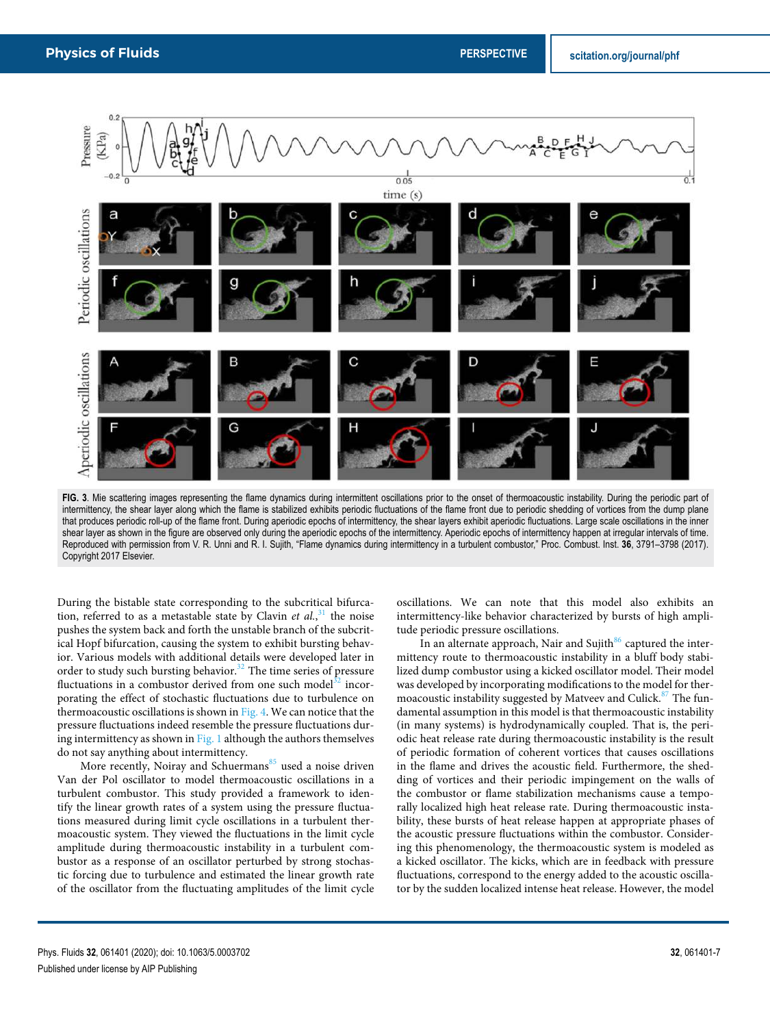FIG. 3. Mie scattering images representing the flame dynamics during intermittent oscillations prior to the onset of thermoacoustic instability. During the periodic part of intermittency, the shear layer along which the flame is stabilized exhibits periodic fluctuations of the flame front due to periodic shedding of vortices from the dump plane that produces periodic roll-up of the flame front. During aperiodic epochs of intermittency, the shear layers exhibit aperiodic fluctuations. Large scale oscillations in the inner shear layer as shown in the figure are observed only during the aperiodic epochs of the intermittency. Aperiodic epochs of intermittency happen at irregular intervals of time. Reproduced with permission from V. R. Unni and R. I. Sujith, "Flame dynamics during intermittency in a turbulent combustor," Proc. Combust. Inst. **36**, 3791–3798 (2017). Copyright 2017 Elsevier.

During the bistable state corresponding to the subcritical bifurcation, referred to as a metastable state by Clavin *et al.*,[31] the noise pushes the system back and forth the unstable branch of the subcritical Hopf bifurcation, causing the system to exhibit bursting behavior. Various models with additional details were developed later in order to study such bursting behavior.[32] The time series of pressure fluctuations in a combustor derived from one such model[32] incorporating the effect of stochastic fluctuations due to turbulence on thermoacoustic oscillations is shown in Fig. 4. We can notice that the pressure fluctuations indeed resemble the pressure fluctuations during intermittency as shown in Fig. 1 although the authors themselves do not say anything about intermittency.

More recently, Noiray and Schuermans[85] used a noise driven Van der Pol oscillator to model thermoacoustic oscillations in a turbulent combustor. This study provided a framework to identify the linear growth rates of a system using the pressure fluctuations measured during limit cycle oscillations in a turbulent thermoacoustic system. They viewed the fluctuations in the limit cycle amplitude during thermoacoustic instability in a turbulent combustor as a response of an oscillator perturbed by strong stochastic forcing due to turbulence and estimated the linear growth rate of the oscillator from the fluctuating amplitudes of the limit cycle oscillations. We can note that this model also exhibits an intermittency-like behavior characterized by bursts of high amplitude periodic pressure oscillations.

In an alternate approach, Nair and Sujith[86] captured the intermittency route to thermoacoustic instability in a bluff body stabilized dump combustor using a kicked oscillator model. Their model was developed by incorporating modifications to the model for thermoacoustic instability suggested by Matveev and Culick.[87] The fundamental assumption in this model is that thermoacoustic instability (in many systems) is hydrodynamically coupled. That is, the periodic heat release rate during thermoacoustic instability is the result of periodic formation of coherent vortices that causes oscillations in the flame and drives the acoustic field. Furthermore, the shedding of vortices and their periodic impingement on the walls of the combustor or flame stabilization mechanisms cause a temporally localized high heat release rate. During thermoacoustic instability, these bursts of heat release happen at appropriate phases of the acoustic pressure fluctuations within the combustor. Considering this phenomenology, the thermoacoustic system is modeled as a kicked oscillator. The kicks, which are in feedback with pressure fluctuations, correspond to the energy added to the acoustic oscillator by the sudden localized intense heat release. However, the model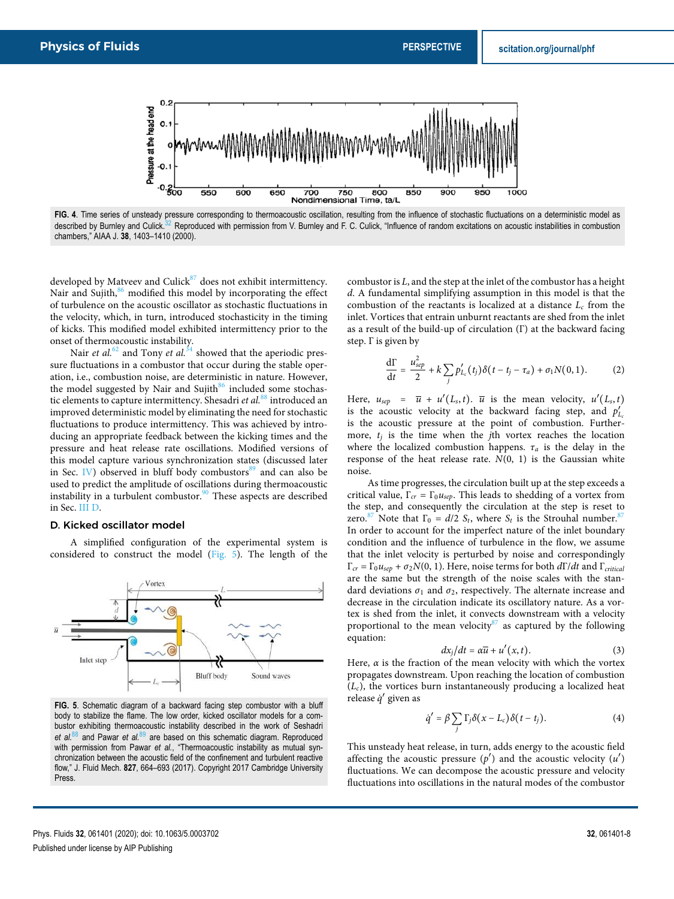FIG. 4. Time series of unsteady pressure corresponding to thermoacoustic oscillation, resulting from the influence of stochastic fluctuations on a deterministic model as described by Burnley and Culick.[32] Reproduced with permission from V. Burnley and F. C. Culick, "Influence of random excitations on acoustic instabilities in combustion chambers," AIAA J. 38, 1403–1410 (2000).

developed by Matveev and Culick[87] does not exhibit intermittency. Nair and Sujith,[86] modified this model by incorporating the effect of turbulence on the acoustic oscillator as stochastic fluctuations in the velocity, which, in turn, introduced stochasticity in the timing of kicks. This modified model exhibited intermittency prior to the onset of thermoacoustic instability.

Nair *et al.*[62] and Tony *et al.*[34] showed that the aperiodic pressure fluctuations in a combustor that occur during the stable operation, i.e., combustion noise, are deterministic in nature. However, the model suggested by Nair and Sujith[86] included some stochastic elements to capture intermittency. Seshadri *et al.*[88] introduced an improved deterministic model by eliminating the need for stochastic fluctuations to produce intermittency. This was achieved by introducing an appropriate feedback between the kicking times and the pressure and heat release rate oscillations. Modified versions of this model capture various synchronization states (discussed later in Sec. IV) observed in bluff body combustors[89] and can also be used to predict the amplitude of oscillations during thermoacoustic instability in a turbulent combustor.[90] These aspects are described in Sec. III D.

### D. Kicked oscillator model

A simplified configuration of the experimental system is considered to construct the model (Fig. 5). The length of the combustor is $L$, and the step at the inlet of the combustor has a height $d$. A fundamental simplifying assumption in this model is that the combustion of the reactants is localized at a distance $L_c$ from the inlet. Vortices that entrain unburnt reactants are shed from the inlet as a result of the build-up of circulation ($\Gamma$) at the backward facing step. $\Gamma$ is given by

$$\frac{d\Gamma}{dt} = \frac{u_{sep}^2}{2} + k\sum_j p'_{L_c}(t_j)\delta(t - t_j - \tau_a) + \sigma_1 N(0, 1). \tag{2}$$

Here, $u_{sep} = \bar{u} + u'(L_s, t)$. $\bar{u}$ is the mean velocity, $u'(L_s, t)$ is the acoustic velocity at the backward facing step, and $p'_{L_c}$ is the acoustic pressure at the point of combustion. Furthermore, $t_j$ is the time when the $j$th vortex reaches the location where the localized combustion happens. $\tau_a$ is the delay in the response of the heat release rate. $N(0, 1)$ is the Gaussian white noise.

As time progresses, the circulation built up at the step exceeds a critical value, $\Gamma_{cr} = \Gamma_0 u_{sep}$. This leads to shedding of a vortex from the step, and consequently the circulation at the step is reset to zero.[87] Note that $\Gamma_0 = d/2\ S_t$, where $S_t$ is the Strouhal number.[87] In order to account for the imperfect nature of the inlet boundary condition and the influence of turbulence in the flow, we assume that the inlet velocity is perturbed by noise and correspondingly $\Gamma_{cr} = \Gamma_0 u_{sep} + \sigma_2 N(0, 1)$. Here, noise terms for both $d\Gamma/dt$ and $\Gamma_{critical}$ are the same but the strength of the noise scales with the standard deviations $\sigma_1$ and $\sigma_2$, respectively. The alternate increase and decrease in the circulation indicate its oscillatory nature. As a vortex is shed from the inlet, it convects downstream with a velocity proportional to the mean velocity[87] as captured by the following equation:

$$dx_j/dt = \alpha\bar{u} + u'(x, t). \tag{3}$$

Here, $\alpha$ is the fraction of the mean velocity with which the vortex propagates downstream. Upon reaching the location of combustion ($L_c$), the vortices burn instantaneously producing a localized heat release $\dot{q}'$ given as

$$\dot{q}' = \beta\sum_j \Gamma_j \delta(x - L_c)\delta(t - t_j). \tag{4}$$

This unsteady heat release, in turn, adds energy to the acoustic field affecting the acoustic pressure ($p'$) and the acoustic velocity ($u'$) fluctuations. We can decompose the acoustic pressure and velocity fluctuations into oscillations in the natural modes of the combustor

FIG. 5. Schematic diagram of a backward facing step combustor with a bluff body to stabilize the flame. The low order, kicked oscillator models for a combustor exhibiting thermoacoustic instability described in the work of Seshadri *et al.*[88] and Pawar *et al.*[89] are based on this schematic diagram. Reproduced with permission from Pawar *et al.*, "Thermoacoustic instability as mutual synchronization between the acoustic field of the confinement and turbulent reactive flow," J. Fluid Mech. 827, 664–693 (2017). Copyright 2017 Cambridge University Press.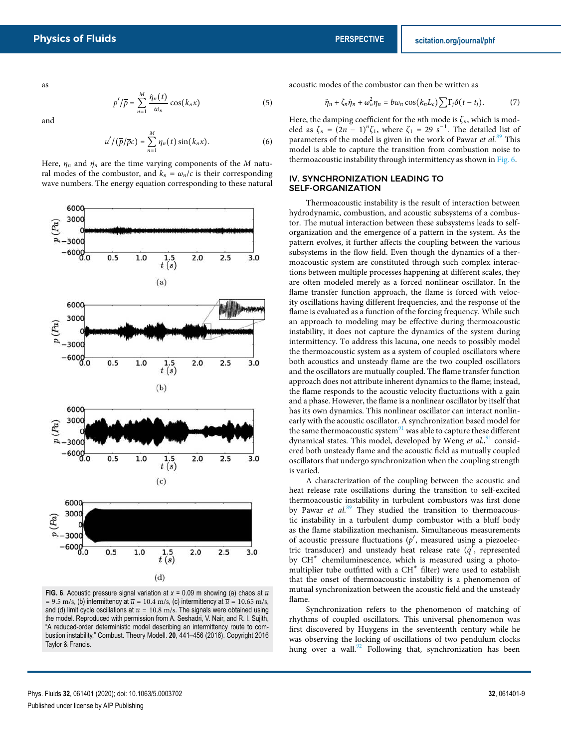as

$$p'/\bar{p} = \sum_{n=1}^{M} \frac{\dot{\eta}_n(t)}{\omega_n} \cos(k_n x) \tag{5}$$

and

$$u'/(\bar{p}/\bar{\rho}c) = \sum_{n=1}^{M} \eta_n(t) \sin(k_n x). \tag{6}$$

Here, $\eta_n$ and $\dot{\eta}_n$ are the time varying components of the $M$ natural modes of the combustor, and $k_n = \omega_n/c$ is their corresponding wave numbers. The energy equation corresponding to these natural acoustic modes of the combustor can then be written as

$$\ddot{\eta}_n + \zeta_n \dot{\eta}_n + \omega_n^2 \eta_n = b\omega_n \cos(k_n L_c) \sum \Gamma_j \delta(t - t_j). \tag{7}$$

Here, the damping coefficient for the $n$th mode is $\zeta_n$, which is modeled as $\zeta_n = (2n - 1)^n \zeta_1$, where $\zeta_1 = 29\ \text{s}^{-1}$. The detailed list of parameters of the model is given in the work of Pawar *et al.*[89] This model is able to capture the transition from combustion noise to thermoacoustic instability through intermittency as shown in Fig. 6.

FIG. 6. Acoustic pressure signal variation at $x = 0.09$ m showing (a) chaos at $\bar{u} = 9.5$ m/s, (b) intermittency at $\bar{u} = 10.4$ m/s, (c) intermittency at $\bar{u} = 10.65$ m/s, and (d) limit cycle oscillations at $\bar{u} = 10.8$ m/s. The signals were obtained using the model. Reproduced with permission from A. Seshadri, V. Nair, and R. I. Sujith, "A reduced-order deterministic model describing an intermittency route to combustion instability," Combust. Theory Modell. **20**, 441–456 (2016). Copyright 2016 Taylor & Francis.

## IV. SYNCHRONIZATION LEADING TO SELF-ORGANIZATION

Thermoacoustic instability is the result of interaction between hydrodynamic, combustion, and acoustic subsystems of a combustor. The mutual interaction between these subsystems leads to self-organization and the emergence of a pattern in the system. As the pattern evolves, it further affects the coupling between the various subsystems in the flow field. Even though the dynamics of a thermoacoustic system are constituted through such complex interactions between multiple processes happening at different scales, they are often modeled merely as a forced nonlinear oscillator. In the flame transfer function approach, the flame is forced with velocity oscillations having different frequencies, and the response of the flame is evaluated as a function of the forcing frequency. While such an approach to modeling may be effective during thermoacoustic instability, it does not capture the dynamics of the system during intermittency. To address this lacuna, one needs to possibly model the thermoacoustic system as a system of coupled oscillators where both acoustics and unsteady flame are the two coupled oscillators and the oscillators are mutually coupled. The flame transfer function approach does not attribute inherent dynamics to the flame; instead, the flame responds to the acoustic velocity fluctuations with a gain and a phase. However, the flame is a nonlinear oscillator by itself that has its own dynamics. This nonlinear oscillator can interact nonlinearly with the acoustic oscillator. A synchronization based model for the same thermoacoustic system[91] was able to capture these different dynamical states. This model, developed by Weng *et al.*,[91] considered both unsteady flame and the acoustic field as mutually coupled oscillators that undergo synchronization when the coupling strength is varied.

A characterization of the coupling between the acoustic and heat release rate oscillations during the transition to self-excited thermoacoustic instability in turbulent combustors was first done by Pawar *et al.*[89] They studied the transition to thermoacoustic instability in a turbulent dump combustor with a bluff body as the flame stabilization mechanism. Simultaneous measurements of acoustic pressure fluctuations ($p'$, measured using a piezoelectric transducer) and unsteady heat release rate ($\dot{q}'$, represented by $CH^*$ chemiluminescence, which is measured using a photomultiplier tube outfitted with a $CH^*$ filter) were used to establish that the onset of thermoacoustic instability is a phenomenon of mutual synchronization between the acoustic field and the unsteady flame.

Synchronization refers to the phenomenon of matching of rhythms of coupled oscillators. This universal phenomenon was first discovered by Huygens in the seventeenth century while he was observing the locking of oscillations of two pendulum clocks hung over a wall.[92] Following that, synchronization has been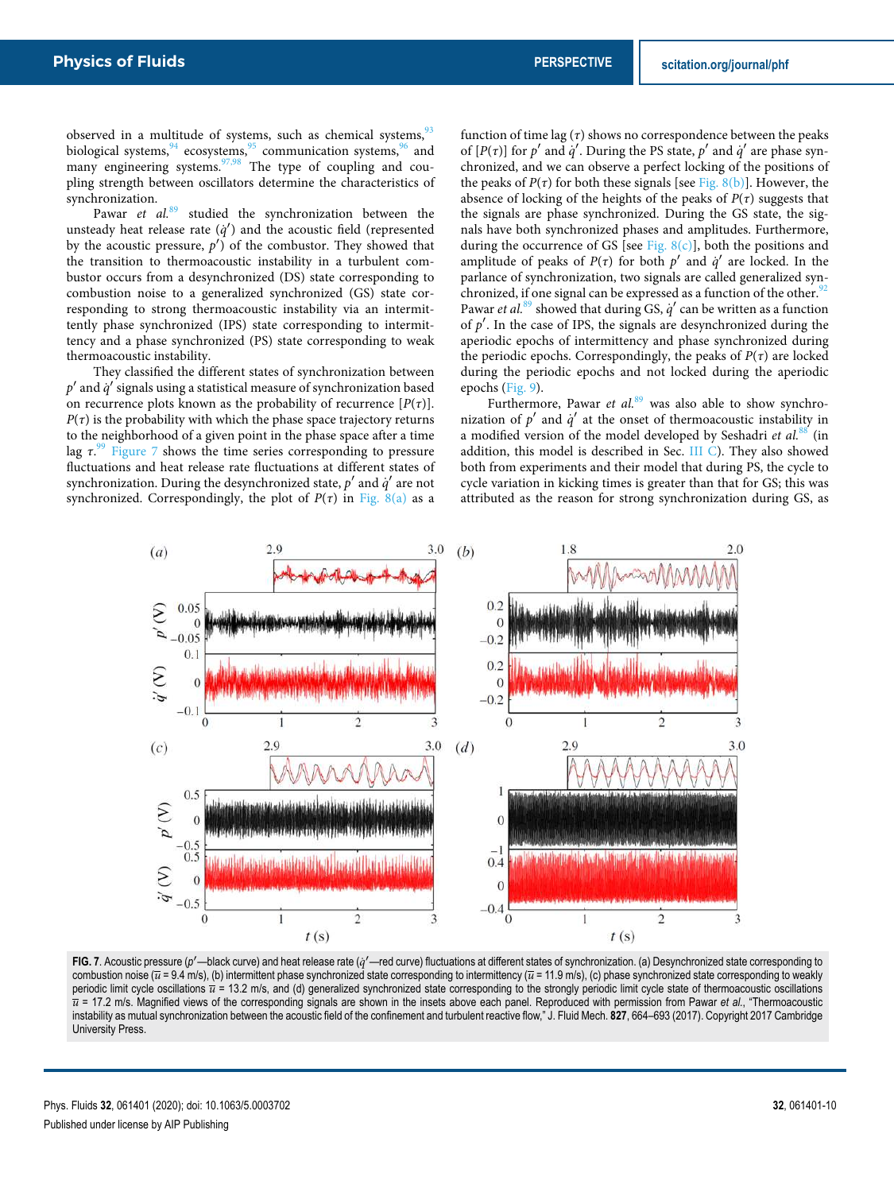observed in a multitude of systems, such as chemical systems,[93] biological systems,[94] ecosystems,[95] communication systems,[96] and many engineering systems.[97,98] The type of coupling and coupling strength between oscillators determine the characteristics of synchronization.

Pawar *et al.*[89] studied the synchronization between the unsteady heat release rate ($\dot{q}'$) and the acoustic field (represented by the acoustic pressure, $p'$) of the combustor. They showed that the transition to thermoacoustic instability in a turbulent combustor occurs from a desynchronized (DS) state corresponding to combustion noise to a generalized synchronized (GS) state corresponding to strong thermoacoustic instability via an intermittently phase synchronized (IPS) state corresponding to intermittency and a phase synchronized (PS) state corresponding to weak thermoacoustic instability.

They classified the different states of synchronization between $p'$ and $\dot{q}'$ signals using a statistical measure of synchronization based on recurrence plots known as the probability of recurrence [$P(\tau)$]. $P(\tau)$ is the probability with which the phase space trajectory returns to the neighborhood of a given point in the phase space after a time lag $\tau$.[99] Figure 7 shows the time series corresponding to pressure fluctuations and heat release rate fluctuations at different states of synchronization. During the desynchronized state, $p'$ and $\dot{q}'$ are not synchronized. Correspondingly, the plot of $P(\tau)$ in Fig. 8(a) as a function of time lag ($\tau$) shows no correspondence between the peaks of [$P(\tau)$] for $p'$ and $\dot{q}'$. During the PS state, $p'$ and $\dot{q}'$ are phase synchronized, and we can observe a perfect locking of the positions of the peaks of $P(\tau)$ for both these signals [see Fig. 8(b)]. However, the absence of locking of the heights of the peaks of $P(\tau)$ suggests that the signals are phase synchronized. During the GS state, the signals have both synchronized phases and amplitudes. Furthermore, during the occurrence of GS [see Fig. 8(c)], both the positions and amplitude of peaks of $P(\tau)$ for both $p'$ and $\dot{q}'$ are locked. In the parlance of synchronization, two signals are called generalized synchronized, if one signal can be expressed as a function of the other.[92] Pawar *et al.*[89] showed that during GS, $\dot{q}'$ can be written as a function of $p'$. In the case of IPS, the signals are desynchronized during the aperiodic epochs of intermittency and phase synchronized during the periodic epochs. Correspondingly, the peaks of $P(\tau)$ are locked during the periodic epochs and not locked during the aperiodic epochs (Fig. 9).

Furthermore, Pawar *et al.*[89] was also able to show synchronization of $p'$ and $\dot{q}'$ at the onset of thermoacoustic instability in a modified version of the model developed by Seshadri *et al.*[88] (in addition, this model is described in Sec. III C). They also showed both from experiments and their model that during PS, the cycle to cycle variation in kicking times is greater than that for GS; this was attributed as the reason for strong synchronization during GS, as

**FIG. 7.** Acoustic pressure ($p'$—black curve) and heat release rate ($\dot{q}'$—red curve) fluctuations at different states of synchronization. (a) Desynchronized state corresponding to combustion noise ($\bar{u}$ = 9.4 m/s), (b) intermittent phase synchronized state corresponding to intermittency ($\bar{u}$ = 11.9 m/s), (c) phase synchronized state corresponding to weakly periodic limit cycle oscillations $\bar{u}$ = 13.2 m/s, and (d) generalized synchronized state corresponding to the strongly periodic limit cycle state of thermoacoustic oscillations $\bar{u}$ = 17.2 m/s. Magnified views of the corresponding signals are shown in the insets above each panel. Reproduced with permission from Pawar *et al.*, "Thermoacoustic instability as mutual synchronization between the acoustic field of the confinement and turbulent reactive flow," J. Fluid Mech. **827**, 664–693 (2017). Copyright 2017 Cambridge University Press.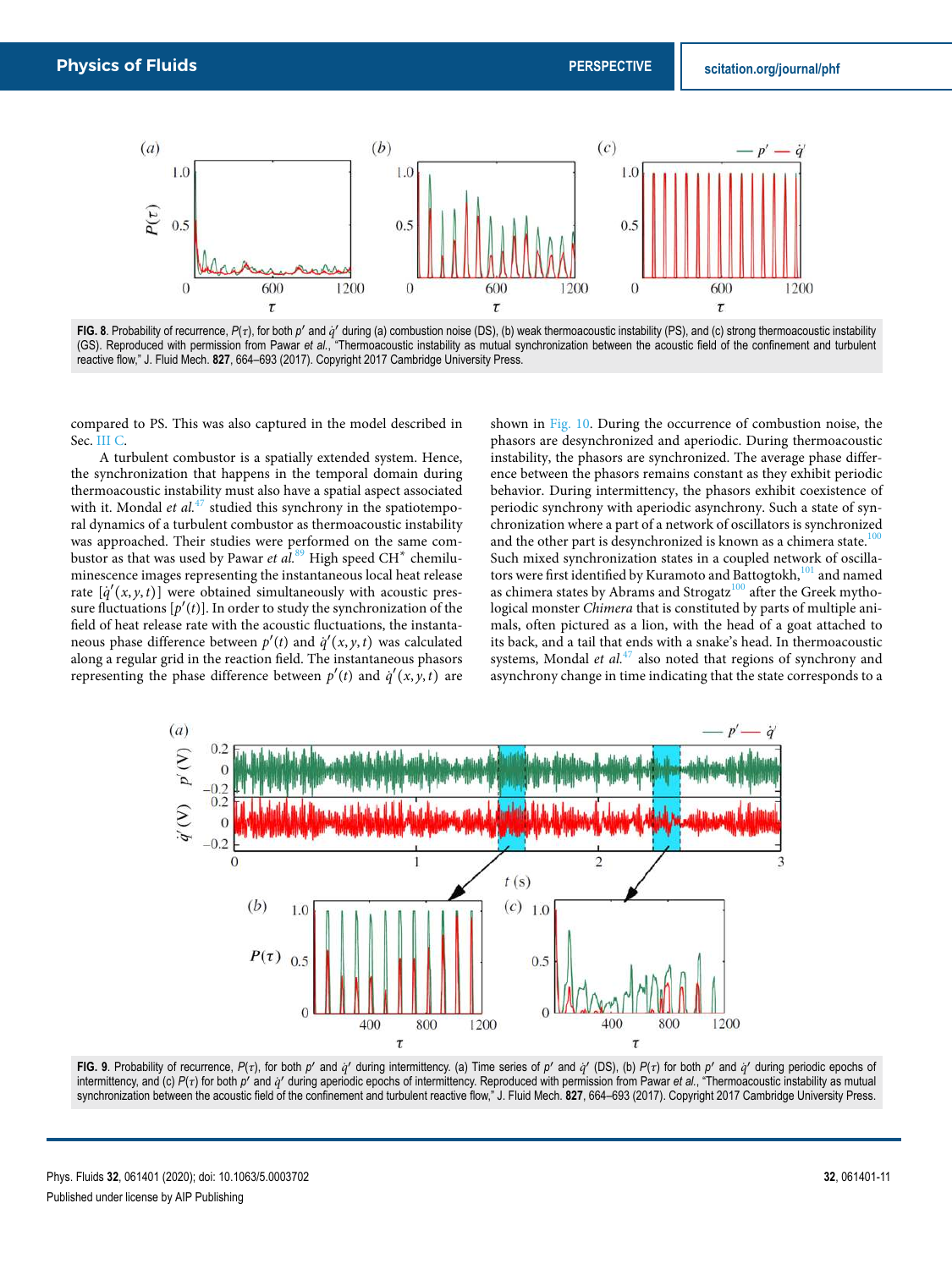FIG. 8. Probability of recurrence, $P(\tau)$, for both $p'$ and $\dot{q}'$ during (a) combustion noise (DS), (b) weak thermoacoustic instability (PS), and (c) strong thermoacoustic instability (GS). Reproduced with permission from Pawar *et al.*, "Thermoacoustic instability as mutual synchronization between the acoustic field of the confinement and turbulent reactive flow," J. Fluid Mech. **827**, 664–693 (2017). Copyright 2017 Cambridge University Press.

compared to PS. This was also captured in the model described in Sec. III C.

A turbulent combustor is a spatially extended system. Hence, the synchronization that happens in the temporal domain during thermoacoustic instability must also have a spatial aspect associated with it. Mondal *et al.*[47] studied this synchrony in the spatiotemporal dynamics of a turbulent combustor as thermoacoustic instability was approached. Their studies were performed on the same combustor as that was used by Pawar *et al.*[89] High speed CH* chemiluminescence images representing the instantaneous local heat release rate [$\dot{q}'(x, y, t)$] were obtained simultaneously with acoustic pressure fluctuations [$p'(t)$]. In order to study the synchronization of the field of heat release rate with the acoustic fluctuations, the instantaneous phase difference between $p'(t)$ and $\dot{q}'(x, y, t)$ was calculated along a regular grid in the reaction field. The instantaneous phasors representing the phase difference between $p'(t)$ and $\dot{q}'(x, y, t)$ are shown in Fig. 10. During the occurrence of combustion noise, the phasors are desynchronized and aperiodic. During thermoacoustic instability, the phasors are synchronized. The average phase difference between the phasors remains constant as they exhibit periodic behavior. During intermittency, the phasors exhibit coexistence of periodic synchrony with aperiodic asynchrony. Such a state of synchronization where a part of a network of oscillators is synchronized and the other part is desynchronized is known as a chimera state.[100] Such mixed synchronization states in a coupled network of oscillators were first identified by Kuramoto and Battogtokh,[101] and named as chimera states by Abrams and Strogatz[100] after the Greek mythological monster *Chimera* that is constituted by parts of multiple animals, often pictured as a lion, with the head of a goat attached to its back, and a tail that ends with a snake's head. In thermoacoustic systems, Mondal *et al.*[47] also noted that regions of synchrony and asynchrony change in time indicating that the state corresponds to a

FIG. 9. Probability of recurrence, $P(\tau)$, for both $p'$ and $\dot{q}'$ during intermittency. (a) Time series of $p'$ and $\dot{q}'$ (DS), (b) $P(\tau)$ for both $p'$ and $\dot{q}'$ during periodic epochs of intermittency, and (c) $P(\tau)$ for both $p'$ and $\dot{q}'$ during aperiodic epochs of intermittency. Reproduced with permission from Pawar *et al.*, "Thermoacoustic instability as mutual synchronization between the acoustic field of the confinement and turbulent reactive flow," J. Fluid Mech. **827**, 664–693 (2017). Copyright 2017 Cambridge University Press.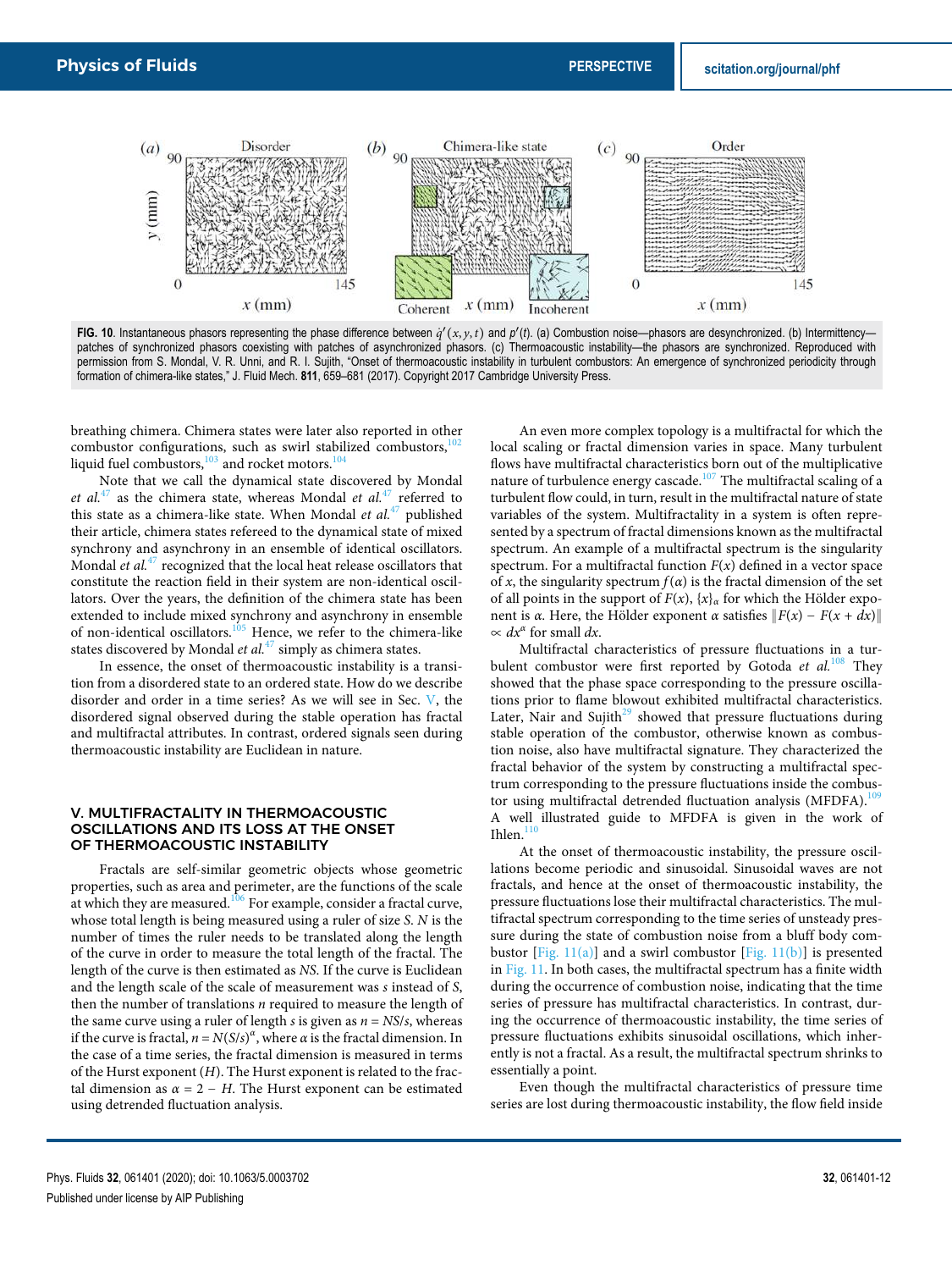FIG. 10. Instantaneous phasors representing the phase difference between $\dot{q}'(x, y, t)$ and $p'(t)$. (a) Combustion noise—phasors are desynchronized. (b) Intermittency—patches of synchronized phasors coexisting with patches of asynchronized phasors. (c) Thermoacoustic instability—the phasors are synchronized. Reproduced with permission from S. Mondal, V. R. Unni, and R. I. Sujith, "Onset of thermoacoustic instability in turbulent combustors: An emergence of synchronized periodicity through formation of chimera-like states," J. Fluid Mech. **811**, 659–681 (2017). Copyright 2017 Cambridge University Press.

breathing chimera. Chimera states were later also reported in other combustor configurations, such as swirl stabilized combustors,[102] liquid fuel combustors,[103] and rocket motors.[104]

Note that we call the dynamical state discovered by Mondal *et al.*[47] as the chimera state, whereas Mondal *et al.*[47] referred to this state as a chimera-like state. When Mondal *et al.*[47] published their article, chimera states refereed to the dynamical state of mixed synchrony and asynchrony in an ensemble of identical oscillators. Mondal *et al.*[47] recognized that the local heat release oscillators that constitute the reaction field in their system are non-identical oscillators. Over the years, the definition of the chimera state has been extended to include mixed synchrony and asynchrony in ensemble of non-identical oscillators.[105] Hence, we refer to the chimera-like states discovered by Mondal *et al.*[47] simply as chimera states.

In essence, the onset of thermoacoustic instability is a transition from a disordered state to an ordered state. How do we describe disorder and order in a time series? As we will see in Sec. V, the disordered signal observed during the stable operation has fractal and multifractal attributes. In contrast, ordered signals seen during thermoacoustic instability are Euclidean in nature.

## V. MULTIFRACTALITY IN THERMOACOUSTIC OSCILLATIONS AND ITS LOSS AT THE ONSET OF THERMOACOUSTIC INSTABILITY

Fractals are self-similar geometric objects whose geometric properties, such as area and perimeter, are the functions of the scale at which they are measured.[106] For example, consider a fractal curve, whose total length is being measured using a ruler of size $S$. $N$ is the number of times the ruler needs to be translated along the length of the curve in order to measure the total length of the fractal. The length of the curve is then estimated as $NS$. If the curve is Euclidean and the length scale of the scale of measurement was $s$ instead of $S$, then the number of translations $n$ required to measure the length of the same curve using a ruler of length $s$ is given as $n = NS/s$, whereas if the curve is fractal, $n = N(S/s)^{\alpha}$, where $\alpha$ is the fractal dimension. In the case of a time series, the fractal dimension is measured in terms of the Hurst exponent ($H$). The Hurst exponent is related to the fractal dimension as $\alpha = 2 - H$. The Hurst exponent can be estimated using detrended fluctuation analysis.

An even more complex topology is a multifractal for which the local scaling or fractal dimension varies in space. Many turbulent flows have multifractal characteristics born out of the multiplicative nature of turbulence energy cascade.[107] The multifractal scaling of a turbulent flow could, in turn, result in the multifractal nature of state variables of the system. Multifractality in a system is often represented by a spectrum of fractal dimensions known as the multifractal spectrum. An example of a multifractal spectrum is the singularity spectrum. For a multifractal function $F(x)$ defined in a vector space of $x$, the singularity spectrum $f(\alpha)$ is the fractal dimension of the set of all points in the support of $F(x)$, $\{x\}_{\alpha}$ for which the Hölder exponent is $\alpha$. Here, the Hölder exponent $\alpha$ satisfies $\|F(x) - F(x + dx)\| \propto dx^{\alpha}$ for small $dx$.

Multifractal characteristics of pressure fluctuations in a turbulent combustor were first reported by Gotoda *et al.*[108] They showed that the phase space corresponding to the pressure oscillations prior to flame blowout exhibited multifractal characteristics. Later, Nair and Sujith[29] showed that pressure fluctuations during stable operation of the combustor, otherwise known as combustion noise, also have multifractal signature. They characterized the fractal behavior of the system by constructing a multifractal spectrum corresponding to the pressure fluctuations inside the combustor using multifractal detrended fluctuation analysis (MFDFA).[109] A well illustrated guide to MFDFA is given in the work of Ihlen.[110]

At the onset of thermoacoustic instability, the pressure oscillations become periodic and sinusoidal. Sinusoidal waves are not fractals, and hence at the onset of thermoacoustic instability, the pressure fluctuations lose their multifractal characteristics. The multifractal spectrum corresponding to the time series of unsteady pressure during the state of combustion noise from a bluff body combustor [Fig. 11(a)] and a swirl combustor [Fig. 11(b)] is presented in Fig. 11. In both cases, the multifractal spectrum has a finite width during the occurrence of combustion noise, indicating that the time series of pressure has multifractal characteristics. In contrast, during the occurrence of thermoacoustic instability, the time series of pressure fluctuations exhibits sinusoidal oscillations, which inherently is not a fractal. As a result, the multifractal spectrum shrinks to essentially a point.

Even though the multifractal characteristics of pressure time series are lost during thermoacoustic instability, the flow field inside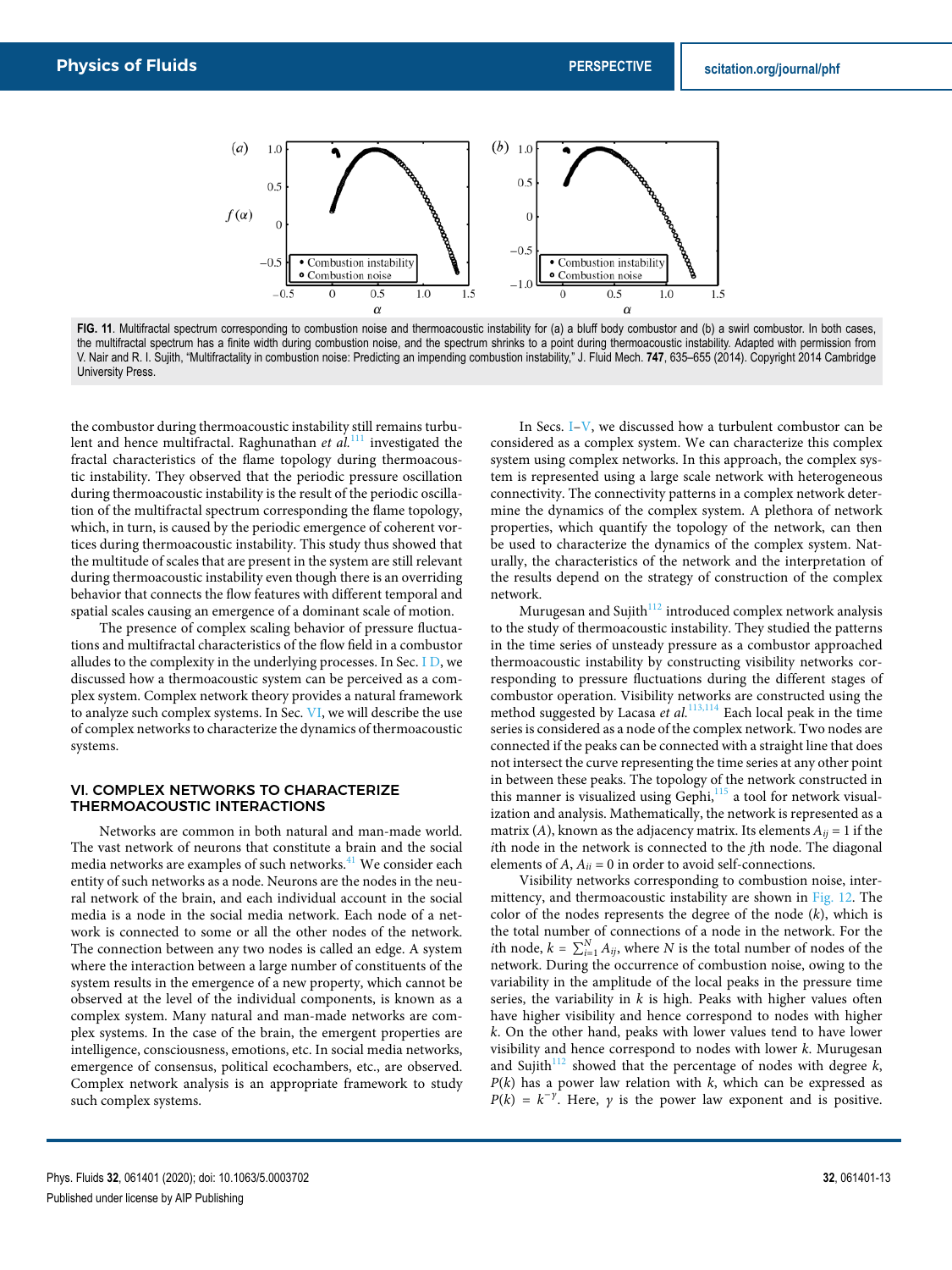FIG. 11. Multifractal spectrum corresponding to combustion noise and thermoacoustic instability for (a) a bluff body combustor and (b) a swirl combustor. In both cases, the multifractal spectrum has a finite width during combustion noise, and the spectrum shrinks to a point during thermoacoustic instability. Adapted with permission from V. Nair and R. I. Sujith, "Multifractality in combustion noise: Predicting an impending combustion instability," J. Fluid Mech. **747**, 635–655 (2014). Copyright 2014 Cambridge University Press.

the combustor during thermoacoustic instability still remains turbulent and hence multifractal. Raghunathan *et al.*[111] investigated the fractal characteristics of the flame topology during thermoacoustic instability. They observed that the periodic pressure oscillation during thermoacoustic instability is the result of the periodic oscillation of the multifractal spectrum corresponding the flame topology, which, in turn, is caused by the periodic emergence of coherent vortices during thermoacoustic instability. This study thus showed that the multitude of scales that are present in the system are still relevant during thermoacoustic instability even though there is an overriding behavior that connects the flow features with different temporal and spatial scales causing an emergence of a dominant scale of motion.

The presence of complex scaling behavior of pressure fluctuations and multifractal characteristics of the flow field in a combustor alludes to the complexity in the underlying processes. In Sec. I D, we discussed how a thermoacoustic system can be perceived as a complex system. Complex network theory provides a natural framework to analyze such complex systems. In Sec. VI, we will describe the use of complex networks to characterize the dynamics of thermoacoustic systems.

## VI. COMPLEX NETWORKS TO CHARACTERIZE THERMOACOUSTIC INTERACTIONS

Networks are common in both natural and man-made world. The vast network of neurons that constitute a brain and the social media networks are examples of such networks.[41] We consider each entity of such networks as a node. Neurons are the nodes in the neural network of the brain, and each individual account in the social media is a node in the social media network. Each node of a network is connected to some or all the other nodes of the network. The connection between any two nodes is called an edge. A system where the interaction between a large number of constituents of the system results in the emergence of a new property, which cannot be observed at the level of the individual components, is known as a complex system. Many natural and man-made networks are complex systems. In the case of the brain, the emergent properties are intelligence, consciousness, emotions, etc. In social media networks, emergence of consensus, political ecochambers, etc., are observed. Complex network analysis is an appropriate framework to study such complex systems.

In Secs. I–V, we discussed how a turbulent combustor can be considered as a complex system. We can characterize this complex system using complex networks. In this approach, the complex system is represented using a large scale network with heterogeneous connectivity. The connectivity patterns in a complex network determine the dynamics of the complex system. A plethora of network properties, which quantify the topology of the network, can then be used to characterize the dynamics of the complex system. Naturally, the characteristics of the network and the interpretation of the results depend on the strategy of construction of the complex network.

Murugesan and Sujith[112] introduced complex network analysis to the study of thermoacoustic instability. They studied the patterns in the time series of unsteady pressure as a combustor approached thermoacoustic instability by constructing visibility networks corresponding to pressure fluctuations during the different stages of combustor operation. Visibility networks are constructed using the method suggested by Lacasa *et al.*[113,114] Each local peak in the time series is considered as a node of the complex network. Two nodes are connected if the peaks can be connected with a straight line that does not intersect the curve representing the time series at any other point in between these peaks. The topology of the network constructed in this manner is visualized using Gephi,[115] a tool for network visualization and analysis. Mathematically, the network is represented as a matrix ($A$), known as the adjacency matrix. Its elements $A_{ij} = 1$ if the $i$th node in the network is connected to the $j$th node. The diagonal elements of $A$, $A_{ii} = 0$ in order to avoid self-connections.

Visibility networks corresponding to combustion noise, intermittency, and thermoacoustic instability are shown in Fig. 12. The color of the nodes represents the degree of the node ($k$), which is the total number of connections of a node in the network. For the $i$th node, $k = \sum_{i=1}^{N} A_{ij}$, where $N$ is the total number of nodes of the network. During the occurrence of combustion noise, owing to the variability in the amplitude of the local peaks in the pressure time series, the variability in $k$ is high. Peaks with higher values often have higher visibility and hence correspond to nodes with higher $k$. On the other hand, peaks with lower values tend to have lower visibility and hence correspond to nodes with lower $k$. Murugesan and Sujith[112] showed that the percentage of nodes with degree $k$, $P(k)$ has a power law relation with $k$, which can be expressed as $P(k) = k^{-\gamma}$. Here, $\gamma$ is the power law exponent and is positive.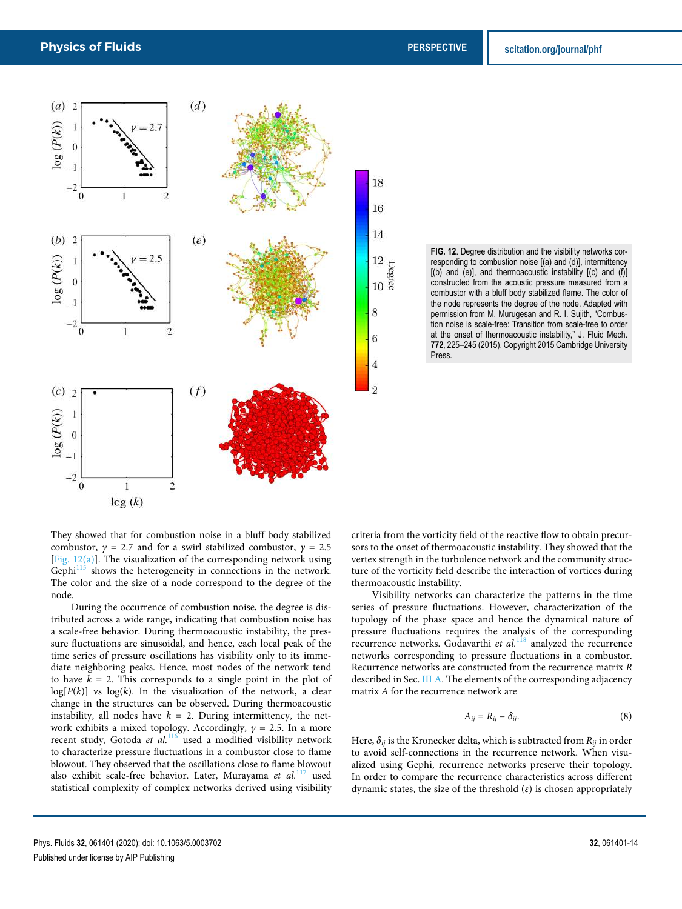**FIG. 12.** Degree distribution and the visibility networks corresponding to combustion noise [(a) and (d)], intermittency [(b) and (e)], and thermoacoustic instability [(c) and (f)] constructed from the acoustic pressure measured from a combustor with a bluff body stabilized flame. The color of the node represents the degree of the node. Adapted with permission from M. Murugesan and R. I. Sujith, "Combustion noise is scale-free: Transition from scale-free to order at the onset of thermoacoustic instability," J. Fluid Mech. **772**, 225–245 (2015). Copyright 2015 Cambridge University Press.

They showed that for combustion noise in a bluff body stabilized combustor, $\gamma = 2.7$ and for a swirl stabilized combustor, $\gamma = 2.5$ [Fig. 12(a)]. The visualization of the corresponding network using Gephi[115] shows the heterogeneity in connections in the network. The color and the size of a node correspond to the degree of the node.

During the occurrence of combustion noise, the degree is distributed across a wide range, indicating that combustion noise has a scale-free behavior. During thermoacoustic instability, the pressure fluctuations are sinusoidal, and hence, each local peak of the time series of pressure oscillations has visibility only to its immediate neighboring peaks. Hence, most nodes of the network tend to have $k = 2$. This corresponds to a single point in the plot of $\log[P(k)]$ vs $\log(k)$. In the visualization of the network, a clear change in the structures can be observed. During thermoacoustic instability, all nodes have $k = 2$. During intermittency, the network exhibits a mixed topology. Accordingly, $\gamma = 2.5$. In a more recent study, Gotoda *et al.*[116] used a modified visibility network to characterize pressure fluctuations in a combustor close to flame blowout. They observed that the oscillations close to flame blowout also exhibit scale-free behavior. Later, Murayama *et al.*[117] used statistical complexity of complex networks derived using visibility criteria from the vorticity field of the reactive flow to obtain precursors to the onset of thermoacoustic instability. They showed that the vertex strength in the turbulence network and the community structure of the vorticity field describe the interaction of vortices during thermoacoustic instability.

Visibility networks can characterize the patterns in the time series of pressure fluctuations. However, characterization of the topology of the phase space and hence the dynamical nature of pressure fluctuations requires the analysis of the corresponding recurrence networks. Godavarthi *et al.*[118] analyzed the recurrence networks corresponding to pressure fluctuations in a combustor. Recurrence networks are constructed from the recurrence matrix $R$ described in Sec. III A. The elements of the corresponding adjacency matrix $A$ for the recurrence network are

$$A_{ij} = R_{ij} - \delta_{ij}. \tag{8}$$

Here, $\delta_{ij}$ is the Kronecker delta, which is subtracted from $R_{ij}$ in order to avoid self-connections in the recurrence network. When visualized using Gephi, recurrence networks preserve their topology. In order to compare the recurrence characteristics across different dynamic states, the size of the threshold ($\epsilon$) is chosen appropriately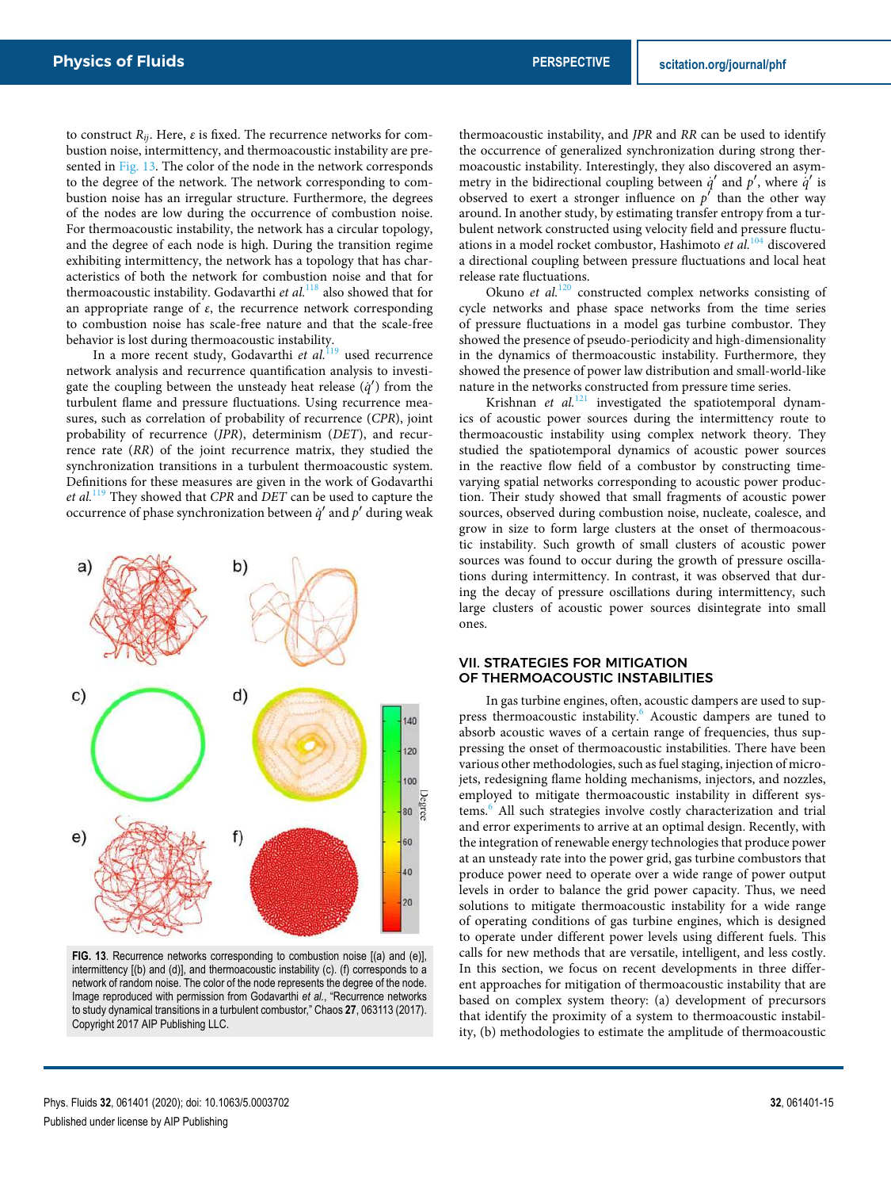to construct $R_{ij}$. Here, $\varepsilon$ is fixed. The recurrence networks for combustion noise, intermittency, and thermoacoustic instability are presented in Fig. 13. The color of the node in the network corresponds to the degree of the network. The network corresponding to combustion noise has an irregular structure. Furthermore, the degrees of the nodes are low during the occurrence of combustion noise. For thermoacoustic instability, the network has a circular topology, and the degree of each node is high. During the transition regime exhibiting intermittency, the network has a topology that has characteristics of both the network for combustion noise and that for thermoacoustic instability. Godavarthi *et al.*[118] also showed that for an appropriate range of $\varepsilon$, the recurrence network corresponding to combustion noise has scale-free nature and that the scale-free behavior is lost during thermoacoustic instability.

In a more recent study, Godavarthi *et al.*[119] used recurrence network analysis and recurrence quantification analysis to investigate the coupling between the unsteady heat release ($\dot{q}'$) from the turbulent flame and pressure fluctuations. Using recurrence measures, such as correlation of probability of recurrence (*CPR*), joint probability of recurrence (*JPR*), determinism (*DET*), and recurrence rate (*RR*) of the joint recurrence matrix, they studied the synchronization transitions in a turbulent thermoacoustic system. Definitions for these measures are given in the work of Godavarthi *et al.*[119] They showed that *CPR* and *DET* can be used to capture the occurrence of phase synchronization between $\dot{q}'$ and $p'$ during weak thermoacoustic instability, and *JPR* and *RR* can be used to identify the occurrence of generalized synchronization during strong thermoacoustic instability. Interestingly, they also discovered an asymmetry in the bidirectional coupling between $\dot{q}'$ and $p'$, where $\dot{q}'$ is observed to exert a stronger influence on $p'$ than the other way around. In another study, by estimating transfer entropy from a turbulent network constructed using velocity field and pressure fluctuations in a model rocket combustor, Hashimoto *et al.*[104] discovered a directional coupling between pressure fluctuations and local heat release rate fluctuations.

FIG. 13. Recurrence networks corresponding to combustion noise [(a) and (e)], intermittency [(b) and (d)], and thermoacoustic instability (c). (f) corresponds to a network of random noise. The color of the node represents the degree of the node. Image reproduced with permission from Godavarthi *et al.*, "Recurrence networks to study dynamical transitions in a turbulent combustor," Chaos **27**, 063113 (2017). Copyright 2017 AIP Publishing LLC.

Okuno *et al.*[120] constructed complex networks consisting of cycle networks and phase space networks from the time series of pressure fluctuations in a model gas turbine combustor. They showed the presence of pseudo-periodicity and high-dimensionality in the dynamics of thermoacoustic instability. Furthermore, they showed the presence of power law distribution and small-world-like nature in the networks constructed from pressure time series.

Krishnan *et al.*[121] investigated the spatiotemporal dynamics of acoustic power sources during the intermittency route to thermoacoustic instability using complex network theory. They studied the spatiotemporal dynamics of acoustic power sources in the reactive flow field of a combustor by constructing time-varying spatial networks corresponding to acoustic power production. Their study showed that small fragments of acoustic power sources, observed during combustion noise, nucleate, coalesce, and grow in size to form large clusters at the onset of thermoacoustic instability. Such growth of small clusters of acoustic power sources was found to occur during the growth of pressure oscillations during intermittency. In contrast, it was observed that during the decay of pressure oscillations during intermittency, such large clusters of acoustic power sources disintegrate into small ones.

## VII. STRATEGIES FOR MITIGATION OF THERMOACOUSTIC INSTABILITIES

In gas turbine engines, often, acoustic dampers are used to suppress thermoacoustic instability.[6] Acoustic dampers are tuned to absorb acoustic waves of a certain range of frequencies, thus suppressing the onset of thermoacoustic instabilities. There have been various other methodologies, such as fuel staging, injection of micro-jets, redesigning flame holding mechanisms, injectors, and nozzles, employed to mitigate thermoacoustic instability in different systems.[6] All such strategies involve costly characterization and trial and error experiments to arrive at an optimal design. Recently, with the integration of renewable energy technologies that produce power at an unsteady rate into the power grid, gas turbine combustors that produce power need to operate over a wide range of power output levels in order to balance the grid power capacity. Thus, we need solutions to mitigate thermoacoustic instability for a wide range of operating conditions of gas turbine engines, which is designed to operate under different power levels using different fuels. This calls for new methods that are versatile, intelligent, and less costly. In this section, we focus on recent developments in three different approaches for mitigation of thermoacoustic instability that are based on complex system theory: (a) development of precursors that identify the proximity of a system to thermoacoustic instability, (b) methodologies to estimate the amplitude of thermoacoustic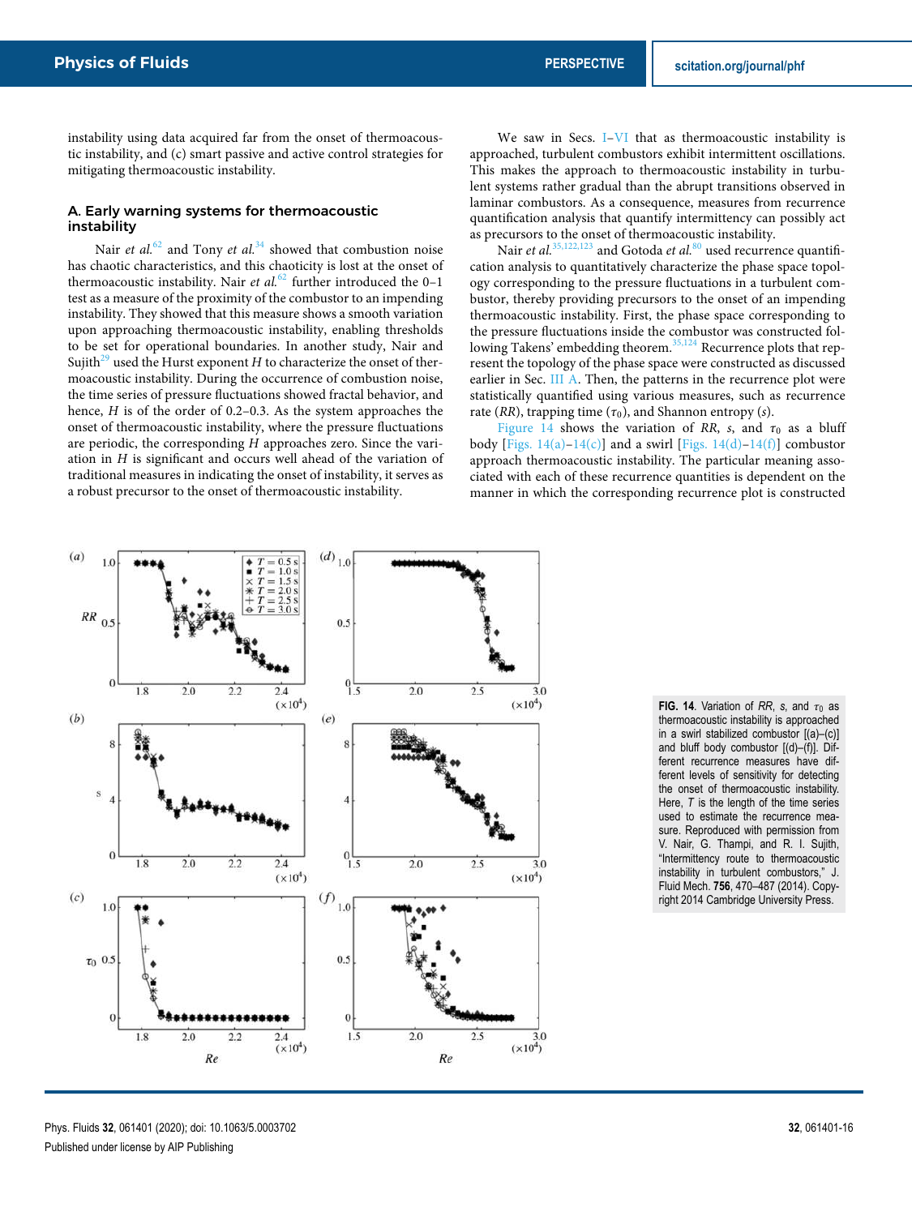instability using data acquired far from the onset of thermoacoustic instability, and (c) smart passive and active control strategies for mitigating thermoacoustic instability.

### A. Early warning systems for thermoacoustic instability

Nair *et al.*[62] and Tony *et al.*[34] showed that combustion noise has chaotic characteristics, and this chaoticity is lost at the onset of thermoacoustic instability. Nair *et al.*[62] further introduced the 0–1 test as a measure of the proximity of the combustor to an impending instability. They showed that this measure shows a smooth variation upon approaching thermoacoustic instability, enabling thresholds to be set for operational boundaries. In another study, Nair and Sujith[29] used the Hurst exponent $H$ to characterize the onset of thermoacoustic instability. During the occurrence of combustion noise, the time series of pressure fluctuations showed fractal behavior, and hence, $H$ is of the order of 0.2–0.3. As the system approaches the onset of thermoacoustic instability, where the pressure fluctuations are periodic, the corresponding $H$ approaches zero. Since the variation in $H$ is significant and occurs well ahead of the variation of traditional measures in indicating the onset of instability, it serves as a robust precursor to the onset of thermoacoustic instability.

We saw in Secs. I–VI that as thermoacoustic instability is approached, turbulent combustors exhibit intermittent oscillations. This makes the approach to thermoacoustic instability in turbulent systems rather gradual than the abrupt transitions observed in laminar combustors. As a consequence, measures from recurrence quantification analysis that quantify intermittency can possibly act as precursors to the onset of thermoacoustic instability.

Nair *et al.*[35,122,123] and Gotoda *et al.*[80] used recurrence quantification analysis to quantitatively characterize the phase space topology corresponding to the pressure fluctuations in a turbulent combustor, thereby providing precursors to the onset of an impending thermoacoustic instability. First, the phase space corresponding to the pressure fluctuations inside the combustor was constructed following Takens' embedding theorem.[35,124] Recurrence plots that represent the topology of the phase space were constructed as discussed earlier in Sec. III A. Then, the patterns in the recurrence plot were statistically quantified using various measures, such as recurrence rate ($RR$), trapping time ($\tau_0$), and Shannon entropy ($s$).

Figure 14 shows the variation of $RR$, $s$, and $\tau_0$ as a bluff body [Figs. 14(a)–14(c)] and a swirl [Figs. 14(d)–14(f)] combustor approach thermoacoustic instability. The particular meaning associated with each of these recurrence quantities is dependent on the manner in which the corresponding recurrence plot is constructed

**FIG. 14.** Variation of $RR$, $s$, and $\tau_0$ as thermoacoustic instability is approached in a swirl stabilized combustor [(a)–(c)] and bluff body combustor [(d)–(f)]. Different recurrence measures have different levels of sensitivity for detecting the onset of thermoacoustic instability. Here, $T$ is the length of the time series used to estimate the recurrence measure. Reproduced with permission from V. Nair, G. Thampi, and R. I. Sujith, "Intermittency route to thermoacoustic instability in turbulent combustors," J. Fluid Mech. **756**, 470–487 (2014). Copyright 2014 Cambridge University Press.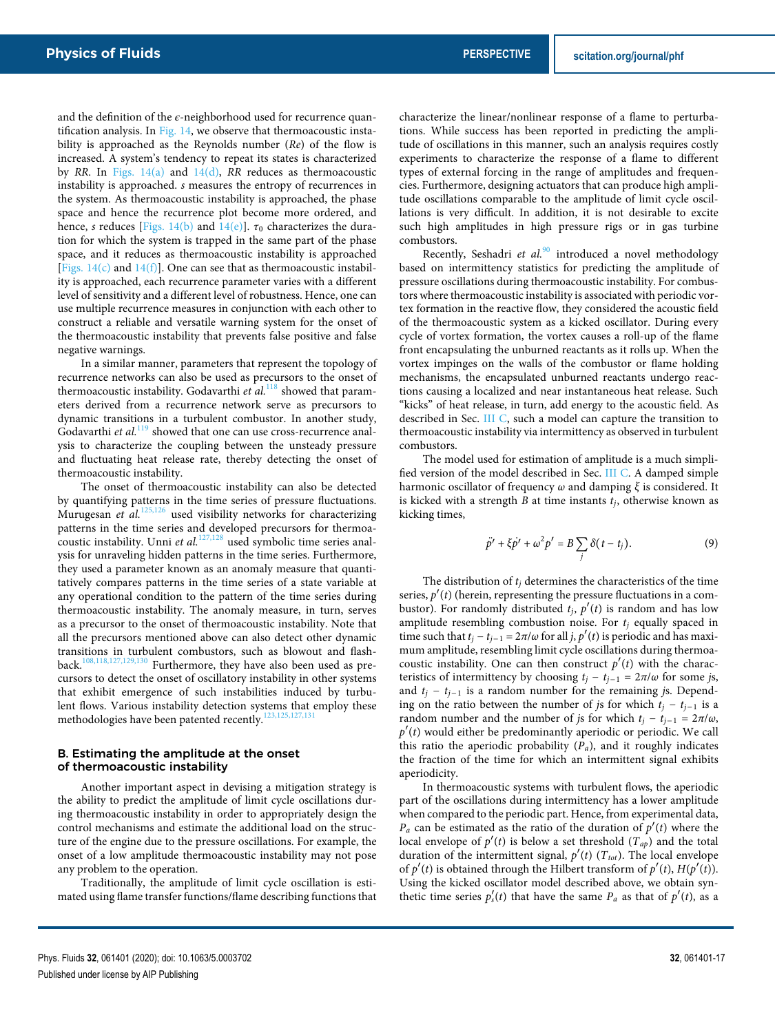and the definition of the $\epsilon$-neighborhood used for recurrence quantification analysis. In Fig. 14, we observe that thermoacoustic instability is approached as the Reynolds number ($Re$) of the flow is increased. A system's tendency to repeat its states is characterized by $RR$. In Figs. 14(a) and 14(d), $RR$ reduces as thermoacoustic instability is approached. $s$ measures the entropy of recurrences in the system. As thermoacoustic instability is approached, the phase space and hence the recurrence plot become more ordered, and hence, $s$ reduces [Figs. 14(b) and 14(e)]. $\tau_0$ characterizes the duration for which the system is trapped in the same part of the phase space, and it reduces as thermoacoustic instability is approached [Figs. 14(c) and 14(f)]. One can see that as thermoacoustic instability is approached, each recurrence parameter varies with a different level of sensitivity and a different level of robustness. Hence, one can use multiple recurrence measures in conjunction with each other to construct a reliable and versatile warning system for the onset of the thermoacoustic instability that prevents false positive and false negative warnings.

In a similar manner, parameters that represent the topology of recurrence networks can also be used as precursors to the onset of thermoacoustic instability. Godavarthi *et al.*[118] showed that parameters derived from a recurrence network serve as precursors to dynamic transitions in a turbulent combustor. In another study, Godavarthi *et al.*[119] showed that one can use cross-recurrence analysis to characterize the coupling between the unsteady pressure and fluctuating heat release rate, thereby detecting the onset of thermoacoustic instability.

The onset of thermoacoustic instability can also be detected by quantifying patterns in the time series of pressure fluctuations. Murugesan *et al.*[125,126] used visibility networks for characterizing patterns in the time series and developed precursors for thermoacoustic instability. Unni *et al.*[127,128] used symbolic time series analysis for unraveling hidden patterns in the time series. Furthermore, they used a parameter known as an anomaly measure that quantitatively compares patterns in the time series of a state variable at any operational condition to the pattern of the time series during thermoacoustic instability. The anomaly measure, in turn, serves as a precursor to the onset of thermoacoustic instability. Note that all the precursors mentioned above can also detect other dynamic transitions in turbulent combustors, such as blowout and flashback.[108,118,127,129,130] Furthermore, they have also been used as precursors to detect the onset of oscillatory instability in other systems that exhibit emergence of such instabilities induced by turbulent flows. Various instability detection systems that employ these methodologies have been patented recently.[123,125,127,131]

### B. Estimating the amplitude at the onset of thermoacoustic instability

Another important aspect in devising a mitigation strategy is the ability to predict the amplitude of limit cycle oscillations during thermoacoustic instability in order to appropriately design the control mechanisms and estimate the additional load on the structure of the engine due to the pressure oscillations. For example, the onset of a low amplitude thermoacoustic instability may not pose any problem to the operation.

Traditionally, the amplitude of limit cycle oscillation is estimated using flame transfer functions/flame describing functions that characterize the linear/nonlinear response of a flame to perturbations. While success has been reported in predicting the amplitude of oscillations in this manner, such an analysis requires costly experiments to characterize the response of a flame to different types of external forcing in the range of amplitudes and frequencies. Furthermore, designing actuators that can produce high amplitude oscillations comparable to the amplitude of limit cycle oscillations is very difficult. In addition, it is not desirable to excite such high amplitudes in high pressure rigs or in gas turbine combustors.

Recently, Seshadri *et al.*[90] introduced a novel methodology based on intermittency statistics for predicting the amplitude of pressure oscillations during thermoacoustic instability. For combustors where thermoacoustic instability is associated with periodic vortex formation in the reactive flow, they considered the acoustic field of the thermoacoustic system as a kicked oscillator. During every cycle of vortex formation, the vortex causes a roll-up of the flame front encapsulating the unburned reactants as it rolls up. When the vortex impinges on the walls of the combustor or flame holding mechanisms, the encapsulated unburned reactants undergo reactions causing a localized and near instantaneous heat release. Such "kicks" of heat release, in turn, add energy to the acoustic field. As described in Sec. III C, such a model can capture the transition to thermoacoustic instability via intermittency as observed in turbulent combustors.

The model used for estimation of amplitude is a much simplified version of the model described in Sec. III C. A damped simple harmonic oscillator of frequency $\omega$ and damping $\xi$ is considered. It is kicked with a strength $B$ at time instants $t_j$, otherwise known as kicking times,

$$\ddot{p}' + \xi \dot{p}' + \omega^2 p' = B \sum_j \delta(t - t_j). \tag{9}$$

The distribution of $t_j$ determines the characteristics of the time series, $p'(t)$ (herein, representing the pressure fluctuations in a combustor). For randomly distributed $t_j$, $p'(t)$ is random and has low amplitude resembling combustion noise. For $t_j$ equally spaced in time such that $t_j - t_{j-1} = 2\pi/\omega$ for all $j$, $p'(t)$ is periodic and has maximum amplitude, resembling limit cycle oscillations during thermoacoustic instability. One can then construct $p'(t)$ with the characteristics of intermittency by choosing $t_j - t_{j-1} = 2\pi/\omega$ for some $j$s, and $t_j - t_{j-1}$ is a random number for the remaining $j$s. Depending on the ratio between the number of $j$s for which $t_j - t_{j-1}$ is a random number and the number of $j$s for which $t_j - t_{j-1} = 2\pi/\omega$, $p'(t)$ would either be predominantly aperiodic or periodic. We call this ratio the aperiodic probability ($P_a$), and it roughly indicates the fraction of the time for which an intermittent signal exhibits aperiodicity.

In thermoacoustic systems with turbulent flows, the aperiodic part of the oscillations during intermittency has a lower amplitude when compared to the periodic part. Hence, from experimental data, $P_a$ can be estimated as the ratio of the duration of $p'(t)$ where the local envelope of $p'(t)$ is below a set threshold ($T_{ap}$) and the total duration of the intermittent signal, $p'(t)$ ($T_{tot}$). The local envelope of $p'(t)$ is obtained through the Hilbert transform of $p'(t)$, $H(p'(t))$. Using the kicked oscillator model described above, we obtain synthetic time series $p'_s(t)$ that have the same $P_a$ as that of $p'(t)$, as a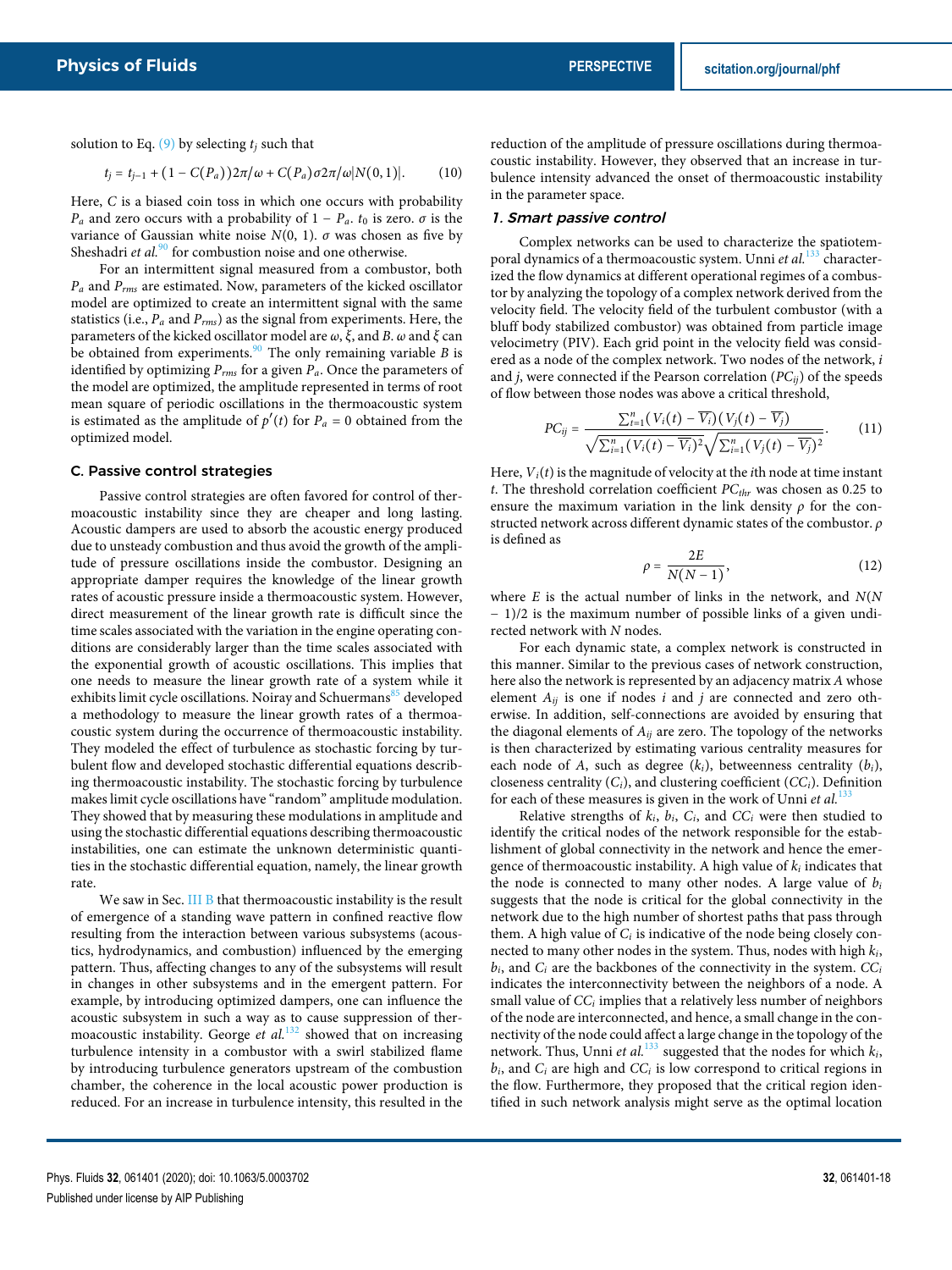solution to Eq. (9) by selecting $t_j$ such that

$$t_j = t_{j-1} + (1 - C(P_a))2\pi/\omega + C(P_a)\sigma 2\pi/\omega|N(0,1)|. \tag{10}$$

Here, $C$ is a biased coin toss in which one occurs with probability $P_a$ and zero occurs with a probability of $1 - P_a$. $t_0$ is zero. $\sigma$ is the variance of Gaussian white noise $N(0, 1)$. $\sigma$ was chosen as five by Sheshadri *et al.*[90] for combustion noise and one otherwise.

For an intermittent signal measured from a combustor, both $P_a$ and $P_{rms}$ are estimated. Now, parameters of the kicked oscillator model are optimized to create an intermittent signal with the same statistics (i.e., $P_a$ and $P_{rms}$) as the signal from experiments. Here, the parameters of the kicked oscillator model are $\omega$, $\xi$, and $B$. $\omega$ and $\xi$ can be obtained from experiments.[90] The only remaining variable $B$ is identified by optimizing $P_{rms}$ for a given $P_a$. Once the parameters of the model are optimized, the amplitude represented in terms of root mean square of periodic oscillations in the thermoacoustic system is estimated as the amplitude of $p'(t)$ for $P_a = 0$ obtained from the optimized model.

### C. Passive control strategies

Passive control strategies are often favored for control of thermoacoustic instability since they are cheaper and long lasting. Acoustic dampers are used to absorb the acoustic energy produced due to unsteady combustion and thus avoid the growth of the amplitude of pressure oscillations inside the combustor. Designing an appropriate damper requires the knowledge of the linear growth rates of acoustic pressure inside a thermoacoustic system. However, direct measurement of the linear growth rate is difficult since the time scales associated with the variation in the engine operating conditions are considerably larger than the time scales associated with the exponential growth of acoustic oscillations. This implies that one needs to measure the linear growth rate of a system while it exhibits limit cycle oscillations. Noiray and Schuermans[85] developed a methodology to measure the linear growth rates of a thermoacoustic system during the occurrence of thermoacoustic instability. They modeled the effect of turbulence as stochastic forcing by turbulent flow and developed stochastic differential equations describing thermoacoustic instability. The stochastic forcing by turbulence makes limit cycle oscillations have "random" amplitude modulation. They showed that by measuring these modulations in amplitude and using the stochastic differential equations describing thermoacoustic instabilities, one can estimate the unknown deterministic quantities in the stochastic differential equation, namely, the linear growth rate.

We saw in Sec. III B that thermoacoustic instability is the result of emergence of a standing wave pattern in confined reactive flow resulting from the interaction between various subsystems (acoustics, hydrodynamics, and combustion) influenced by the emerging pattern. Thus, affecting changes to any of the subsystems will result in changes in other subsystems and in the emergent pattern. For example, by introducing optimized dampers, one can influence the acoustic subsystem in such a way as to cause suppression of thermoacoustic instability. George *et al.*[132] showed that on increasing turbulence intensity in a combustor with a swirl stabilized flame by introducing turbulence generators upstream of the combustion chamber, the coherence in the local acoustic power production is reduced. For an increase in turbulence intensity, this resulted in the reduction of the amplitude of pressure oscillations during thermoacoustic instability. However, they observed that an increase in turbulence intensity advanced the onset of thermoacoustic instability in the parameter space.

#### 1. Smart passive control

Complex networks can be used to characterize the spatiotemporal dynamics of a thermoacoustic system. Unni *et al.*[133] characterized the flow dynamics at different operational regimes of a combustor by analyzing the topology of a complex network derived from the velocity field. The velocity field of the turbulent combustor (with a bluff body stabilized combustor) was obtained from particle image velocimetry (PIV). Each grid point in the velocity field was considered as a node of the complex network. Two nodes of the network, $i$ and $j$, were connected if the Pearson correlation ($PC_{ij}$) of the speeds of flow between those nodes was above a critical threshold,

$$PC_{ij} = \frac{\sum_{t=1}^{n}(V_i(t) - \overline{V_i})(V_j(t) - \overline{V_j})}{\sqrt{\sum_{t=1}^{n}(V_i(t) - \overline{V_i})^2}\sqrt{\sum_{t=1}^{n}(V_j(t) - \overline{V_j})^2}}. \tag{11}$$

Here, $V_i(t)$ is the magnitude of velocity at the $i$th node at time instant $t$. The threshold correlation coefficient $PC_{thr}$ was chosen as 0.25 to ensure the maximum variation in the link density $\rho$ for the constructed network across different dynamic states of the combustor. $\rho$ is defined as

$$\rho = \frac{2E}{N(N-1)}, \tag{12}$$

where $E$ is the actual number of links in the network, and $N(N-1)/2$ is the maximum number of possible links of a given undirected network with $N$ nodes.

For each dynamic state, a complex network is constructed in this manner. Similar to the previous cases of network construction, here also the network is represented by an adjacency matrix $A$ whose element $A_{ij}$ is one if nodes $i$ and $j$ are connected and zero otherwise. In addition, self-connections are avoided by ensuring that the diagonal elements of $A_{ij}$ are zero. The topology of the networks is then characterized by estimating various centrality measures for each node of $A$, such as degree ($k_i$), betweenness centrality ($b_i$), closeness centrality ($C_i$), and clustering coefficient ($CC_i$). Definition for each of these measures is given in the work of Unni *et al.*[133]

Relative strengths of $k_i$, $b_i$, $C_i$, and $CC_i$ were then studied to identify the critical nodes of the network responsible for the establishment of global connectivity in the network and hence the emergence of thermoacoustic instability. A high value of $k_i$ indicates that the node is connected to many other nodes. A large value of $b_i$ suggests that the node is critical for the global connectivity in the network due to the high number of shortest paths that pass through them. A high value of $C_i$ is indicative of the node being closely connected to many other nodes in the system. Thus, nodes with high $k_i$, $b_i$, and $C_i$ are the backbones of the connectivity in the system. $CC_i$ indicates the interconnectivity between the neighbors of a node. A small value of $CC_i$ implies that a relatively less number of neighbors of the node are interconnected, and hence, a small change in the connectivity of the node could affect a large change in the topology of the network. Thus, Unni *et al.*[133] suggested that the nodes for which $k_i$, $b_i$, and $C_i$ are high and $CC_i$ is low correspond to critical regions in the flow. Furthermore, they proposed that the critical region identified in such network analysis might serve as the optimal location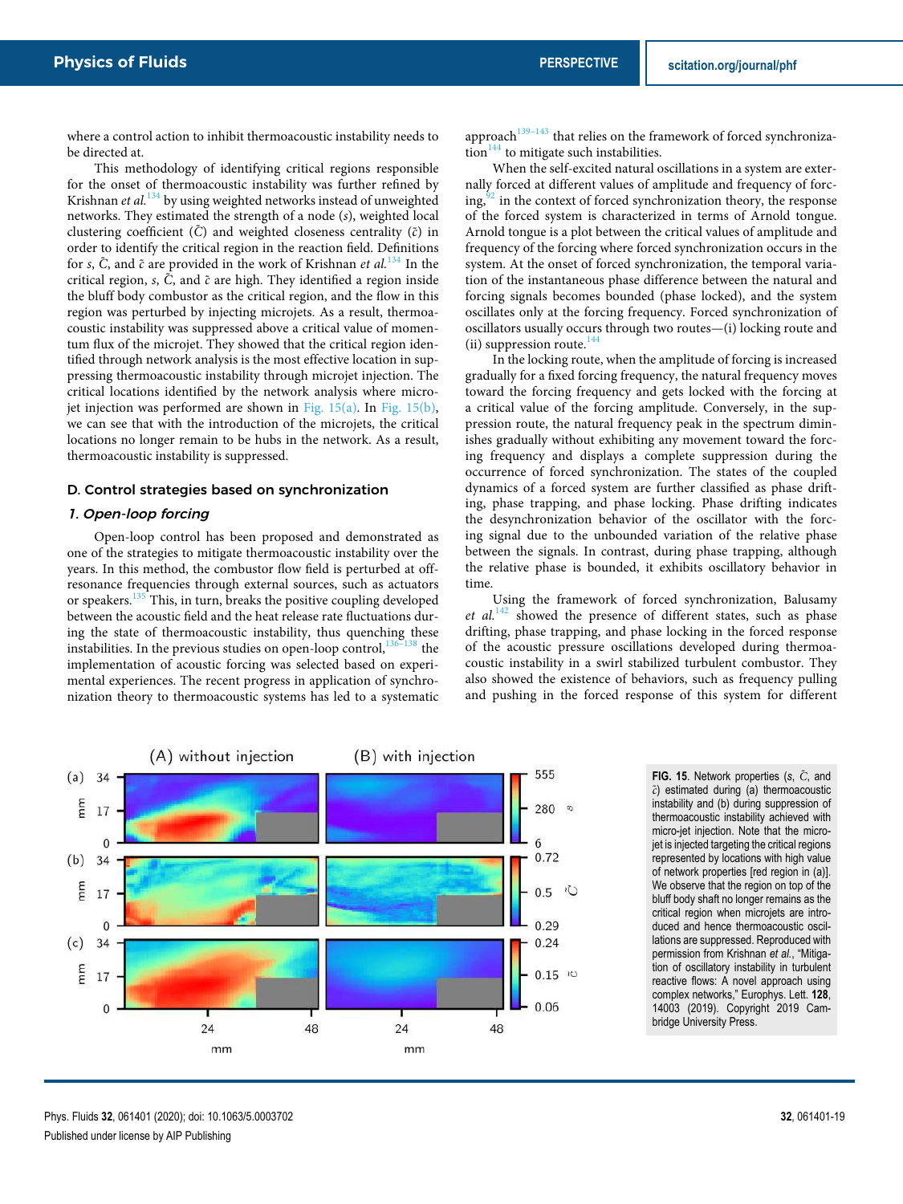where a control action to inhibit thermoacoustic instability needs to be directed at.

This methodology of identifying critical regions responsible for the onset of thermoacoustic instability was further refined by Krishnan *et al.*[134] by using weighted networks instead of unweighted networks. They estimated the strength of a node ($s$), weighted local clustering coefficient ($\tilde{C}$) and weighted closeness centrality ($\tilde{c}$) in order to identify the critical region in the reaction field. Definitions for $s$, $\tilde{C}$, and $\tilde{c}$ are provided in the work of Krishnan *et al.*[134] In the critical region, $s$, $\tilde{C}$, and $\tilde{c}$ are high. They identified a region inside the bluff body combustor as the critical region, and the flow in this region was perturbed by injecting microjets. As a result, thermoacoustic instability was suppressed above a critical value of momentum flux of the microjet. They showed that the critical region identified through network analysis is the most effective location in suppressing thermoacoustic instability through microjet injection. The critical locations identified by the network analysis where microjet injection was performed are shown in Fig. 15(a). In Fig. 15(b), we can see that with the introduction of the microjets, the critical locations no longer remain to be hubs in the network. As a result, thermoacoustic instability is suppressed.

### D. Control strategies based on synchronization

#### 1. Open-loop forcing

Open-loop control has been proposed and demonstrated as one of the strategies to mitigate thermoacoustic instability over the years. In this method, the combustor flow field is perturbed at off-resonance frequencies through external sources, such as actuators or speakers.[135] This, in turn, breaks the positive coupling developed between the acoustic field and the heat release rate fluctuations during the state of thermoacoustic instability, thus quenching these instabilities. In the previous studies on open-loop control,[136–138] the implementation of acoustic forcing was selected based on experimental experiences. The recent progress in application of synchronization theory to thermoacoustic systems has led to a systematic approach[139–143] that relies on the framework of forced synchronization[144] to mitigate such instabilities.

When the self-excited natural oscillations in a system are externally forced at different values of amplitude and frequency of forcing,[92] in the context of forced synchronization theory, the response of the forced system is characterized in terms of Arnold tongue. Arnold tongue is a plot between the critical values of amplitude and frequency of the forcing where forced synchronization occurs in the system. At the onset of forced synchronization, the temporal variation of the instantaneous phase difference between the natural and forcing signals becomes bounded (phase locked), and the system oscillates only at the forcing frequency. Forced synchronization of oscillators usually occurs through two routes—(i) locking route and (ii) suppression route.[144]

In the locking route, when the amplitude of forcing is increased gradually for a fixed forcing frequency, the natural frequency moves toward the forcing frequency and gets locked with the forcing at a critical value of the forcing amplitude. Conversely, in the suppression route, the natural frequency peak in the spectrum diminishes gradually without exhibiting any movement toward the forcing frequency and displays a complete suppression during the occurrence of forced synchronization. The states of the coupled dynamics of a forced system are further classified as phase drifting, phase trapping, and phase locking. Phase drifting indicates the desynchronization behavior of the oscillator with the forcing signal due to the unbounded variation of the relative phase between the signals. In contrast, during phase trapping, although the relative phase is bounded, it exhibits oscillatory behavior in time.

Using the framework of forced synchronization, Balusamy *et al.*[142] showed the presence of different states, such as phase drifting, phase trapping, and phase locking in the forced response of the acoustic pressure oscillations developed during thermoacoustic instability in a swirl stabilized turbulent combustor. They also showed the existence of behaviors, such as frequency pulling and pushing in the forced response of this system for different

**FIG. 15.** Network properties ($s$, $\tilde{C}$, and $\tilde{c}$) estimated during (a) thermoacoustic instability and (b) during suppression of thermoacoustic instability achieved with micro-jet injection. Note that the micro-jet is injected targeting the critical regions represented by locations with high value of network properties [red region in (a)]. We observe that the region on top of the bluff body shaft no longer remains as the critical region when microjets are introduced and hence thermoacoustic oscillations are suppressed. Reproduced with permission from Krishnan *et al.*, "Mitigation of oscillatory instability in turbulent reactive flows: A novel approach using complex networks," Europhys. Lett. **128**, 14003 (2019). Copyright 2019 Cambridge University Press.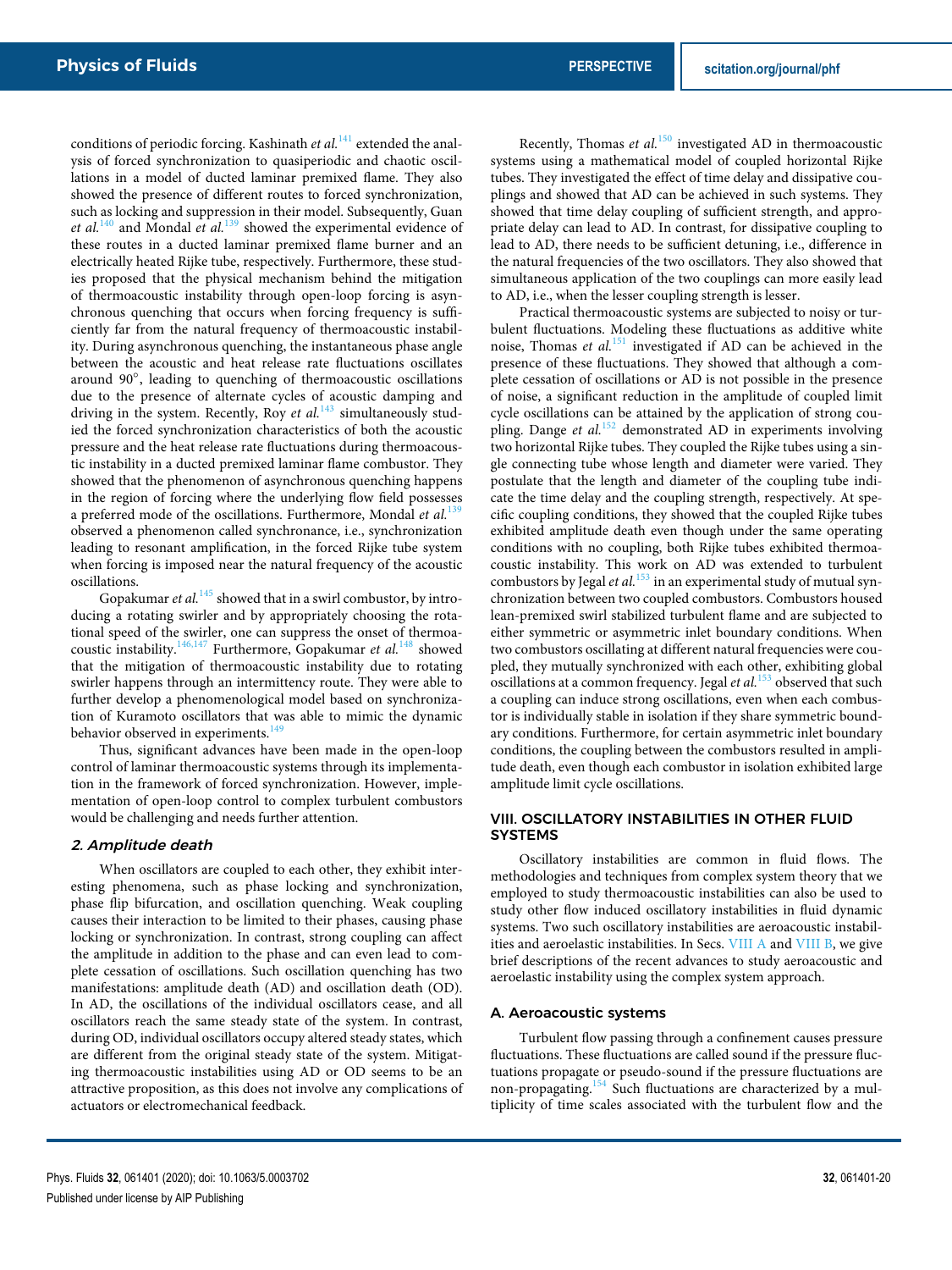conditions of periodic forcing. Kashinath *et al.*[141] extended the analysis of forced synchronization to quasiperiodic and chaotic oscillations in a model of ducted laminar premixed flame. They also showed the presence of different routes to forced synchronization, such as locking and suppression in their model. Subsequently, Guan *et al.*[140] and Mondal *et al.*[139] showed the experimental evidence of these routes in a ducted laminar premixed flame burner and an electrically heated Rijke tube, respectively. Furthermore, these studies proposed that the physical mechanism behind the mitigation of thermoacoustic instability through open-loop forcing is asynchronous quenching that occurs when forcing frequency is sufficiently far from the natural frequency of thermoacoustic instability. During asynchronous quenching, the instantaneous phase angle between the acoustic and heat release rate fluctuations oscillates around 90°, leading to quenching of thermoacoustic oscillations due to the presence of alternate cycles of acoustic damping and driving in the system. Recently, Roy *et al.*[143] simultaneously studied the forced synchronization characteristics of both the acoustic pressure and the heat release rate fluctuations during thermoacoustic instability in a ducted premixed laminar flame combustor. They showed that the phenomenon of asynchronous quenching happens in the region of forcing where the underlying flow field possesses a preferred mode of the oscillations. Furthermore, Mondal *et al.*[139] observed a phenomenon called synchronance, i.e., synchronization leading to resonant amplification, in the forced Rijke tube system when forcing is imposed near the natural frequency of the acoustic oscillations.

Gopakumar *et al.*[145] showed that in a swirl combustor, by introducing a rotating swirler and by appropriately choosing the rotational speed of the swirler, one can suppress the onset of thermoacoustic instability.[146,147] Furthermore, Gopakumar *et al.*[148] showed that the mitigation of thermoacoustic instability due to rotating swirler happens through an intermittency route. They were able to further develop a phenomenological model based on synchronization of Kuramoto oscillators that was able to mimic the dynamic behavior observed in experiments.[149]

Thus, significant advances have been made in the open-loop control of laminar thermoacoustic systems through its implementation in the framework of forced synchronization. However, implementation of open-loop control to complex turbulent combustors would be challenging and needs further attention.

#### *2. Amplitude death*

When oscillators are coupled to each other, they exhibit interesting phenomena, such as phase locking and synchronization, phase flip bifurcation, and oscillation quenching. Weak coupling causes their interaction to be limited to their phases, causing phase locking or synchronization. In contrast, strong coupling can affect the amplitude in addition to the phase and can even lead to complete cessation of oscillations. Such oscillation quenching has two manifestations: amplitude death (AD) and oscillation death (OD). In AD, the oscillations of the individual oscillators cease, and all oscillators reach the same steady state of the system. In contrast, during OD, individual oscillators occupy altered steady states, which are different from the original steady state of the system. Mitigating thermoacoustic instabilities using AD or OD seems to be an attractive proposition, as this does not involve any complications of actuators or electromechanical feedback.

Recently, Thomas *et al.*[150] investigated AD in thermoacoustic systems using a mathematical model of coupled horizontal Rijke tubes. They investigated the effect of time delay and dissipative couplings and showed that AD can be achieved in such systems. They showed that time delay coupling of sufficient strength, and appropriate delay can lead to AD. In contrast, for dissipative coupling to lead to AD, there needs to be sufficient detuning, i.e., difference in the natural frequencies of the two oscillators. They also showed that simultaneous application of the two couplings can more easily lead to AD, i.e., when the lesser coupling strength is lesser.

Practical thermoacoustic systems are subjected to noisy or turbulent fluctuations. Modeling these fluctuations as additive white noise, Thomas *et al.*[151] investigated if AD can be achieved in the presence of these fluctuations. They showed that although a complete cessation of oscillations or AD is not possible in the presence of noise, a significant reduction in the amplitude of coupled limit cycle oscillations can be attained by the application of strong coupling. Dange *et al.*[152] demonstrated AD in experiments involving two horizontal Rijke tubes. They coupled the Rijke tubes using a single connecting tube whose length and diameter were varied. They postulate that the length and diameter of the coupling tube indicate the time delay and the coupling strength, respectively. At specific coupling conditions, they showed that the coupled Rijke tubes exhibited amplitude death even though under the same operating conditions with no coupling, both Rijke tubes exhibited thermoacoustic instability. This work on AD was extended to turbulent combustors by Jegal *et al.*[153] in an experimental study of mutual synchronization between two coupled combustors. Combustors housed lean-premixed swirl stabilized turbulent flame and are subjected to either symmetric or asymmetric inlet boundary conditions. When two combustors oscillating at different natural frequencies were coupled, they mutually synchronized with each other, exhibiting global oscillations at a common frequency. Jegal *et al.*[153] observed that such a coupling can induce strong oscillations, even when each combustor is individually stable in isolation if they share symmetric boundary conditions. Furthermore, for certain asymmetric inlet boundary conditions, the coupling between the combustors resulted in amplitude death, even though each combustor in isolation exhibited large amplitude limit cycle oscillations.

## VIII. OSCILLATORY INSTABILITIES IN OTHER FLUID SYSTEMS

Oscillatory instabilities are common in fluid flows. The methodologies and techniques from complex system theory that we employed to study thermoacoustic instabilities can also be used to study other flow induced oscillatory instabilities in fluid dynamic systems. Two such oscillatory instabilities are aeroacoustic instabilities and aeroelastic instabilities. In Secs. VIII A and VIII B, we give brief descriptions of the recent advances to study aeroacoustic and aeroelastic instability using the complex system approach.

### A. Aeroacoustic systems

Turbulent flow passing through a confinement causes pressure fluctuations. These fluctuations are called sound if the pressure fluctuations propagate or pseudo-sound if the pressure fluctuations are non-propagating.[154] Such fluctuations are characterized by a multiplicity of time scales associated with the turbulent flow and the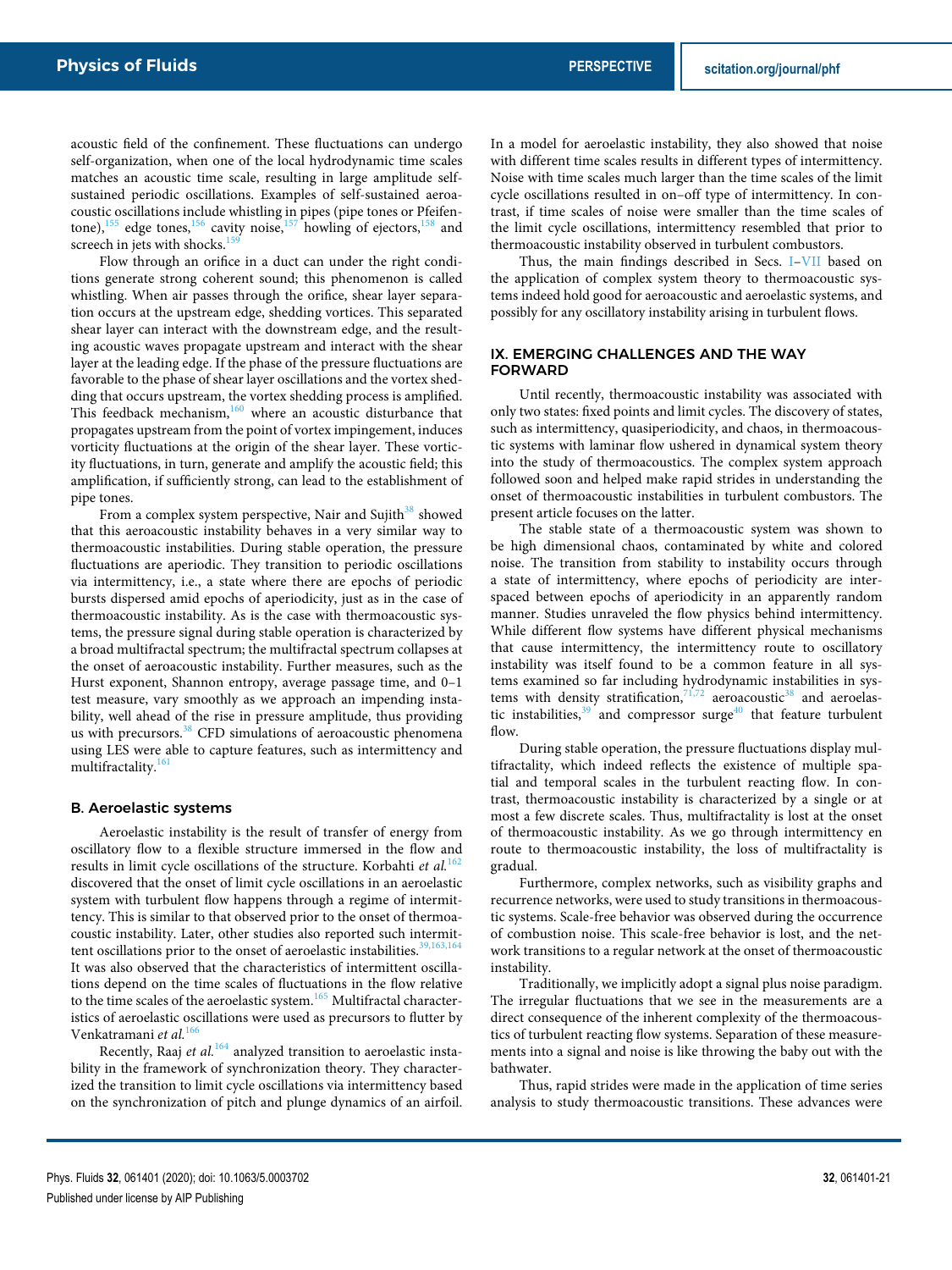acoustic field of the confinement. These fluctuations can undergo self-organization, when one of the local hydrodynamic time scales matches an acoustic time scale, resulting in large amplitude self-sustained periodic oscillations. Examples of self-sustained aeroacoustic oscillations include whistling in pipes (pipe tones or Pfeifentone),[155] edge tones,[156] cavity noise,[157] howling of ejectors,[158] and screech in jets with shocks.[159]

Flow through an orifice in a duct can under the right conditions generate strong coherent sound; this phenomenon is called whistling. When air passes through the orifice, shear layer separation occurs at the upstream edge, shedding vortices. This separated shear layer can interact with the downstream edge, and the resulting acoustic waves propagate upstream and interact with the shear layer at the leading edge. If the phase of the pressure fluctuations are favorable to the phase of shear layer oscillations and the vortex shedding that occurs upstream, the vortex shedding process is amplified. This feedback mechanism,[160] where an acoustic disturbance that propagates upstream from the point of vortex impingement, induces vorticity fluctuations at the origin of the shear layer. These vorticity fluctuations, in turn, generate and amplify the acoustic field; this amplification, if sufficiently strong, can lead to the establishment of pipe tones.

From a complex system perspective, Nair and Sujith[38] showed that this aeroacoustic instability behaves in a very similar way to thermoacoustic instabilities. During stable operation, the pressure fluctuations are aperiodic. They transition to periodic oscillations via intermittency, i.e., a state where there are epochs of periodic bursts dispersed amid epochs of aperiodicity, just as in the case of thermoacoustic instability. As is the case with thermoacoustic systems, the pressure signal during stable operation is characterized by a broad multifractal spectrum; the multifractal spectrum collapses at the onset of aeroacoustic instability. Further measures, such as the Hurst exponent, Shannon entropy, average passage time, and 0–1 test measure, vary smoothly as we approach an impending instability, well ahead of the rise in pressure amplitude, thus providing us with precursors.[38] CFD simulations of aeroacoustic phenomena using LES were able to capture features, such as intermittency and multifractality.[161]

### B. Aeroelastic systems

Aeroelastic instability is the result of transfer of energy from oscillatory flow to a flexible structure immersed in the flow and results in limit cycle oscillations of the structure. Korbahti *et al.*[162] discovered that the onset of limit cycle oscillations in an aeroelastic system with turbulent flow happens through a regime of intermittency. This is similar to that observed prior to the onset of thermoacoustic instability. Later, other studies also reported such intermittent oscillations prior to the onset of aeroelastic instabilities.[39,163,164] It was also observed that the characteristics of intermittent oscillations depend on the time scales of fluctuations in the flow relative to the time scales of the aeroelastic system.[165] Multifractal characteristics of aeroelastic oscillations were used as precursors to flutter by Venkatramani *et al.*[166]

Recently, Raaj *et al.*[164] analyzed transition to aeroelastic instability in the framework of synchronization theory. They characterized the transition to limit cycle oscillations via intermittency based on the synchronization of pitch and plunge dynamics of an airfoil. In a model for aeroelastic instability, they also showed that noise with different time scales results in different types of intermittency. Noise with time scales much larger than the time scales of the limit cycle oscillations resulted in on–off type of intermittency. In contrast, if time scales of noise were smaller than the time scales of the limit cycle oscillations, intermittency resembled that prior to thermoacoustic instability observed in turbulent combustors.

Thus, the main findings described in Secs. I–VII based on the application of complex system theory to thermoacoustic systems indeed hold good for aeroacoustic and aeroelastic systems, and possibly for any oscillatory instability arising in turbulent flows.

## IX. EMERGING CHALLENGES AND THE WAY FORWARD

Until recently, thermoacoustic instability was associated with only two states: fixed points and limit cycles. The discovery of states, such as intermittency, quasiperiodicity, and chaos, in thermoacoustic systems with laminar flow ushered in dynamical system theory into the study of thermoacoustics. The complex system approach followed soon and helped make rapid strides in understanding the onset of thermoacoustic instabilities in turbulent combustors. The present article focuses on the latter.

The stable state of a thermoacoustic system was shown to be high dimensional chaos, contaminated by white and colored noise. The transition from stability to instability occurs through a state of intermittency, where epochs of periodicity are interspaced between epochs of aperiodicity in an apparently random manner. Studies unraveled the flow physics behind intermittency. While different flow systems have different physical mechanisms that cause intermittency, the intermittency route to oscillatory instability was itself found to be a common feature in all systems examined so far including hydrodynamic instabilities in systems with density stratification,[71,72] aeroacoustic[38] and aeroelastic instabilities,[39] and compressor surge[40] that feature turbulent flow.

During stable operation, the pressure fluctuations display multifractality, which indeed reflects the existence of multiple spatial and temporal scales in the turbulent reacting flow. In contrast, thermoacoustic instability is characterized by a single or at most a few discrete scales. Thus, multifractality is lost at the onset of thermoacoustic instability. As we go through intermittency en route to thermoacoustic instability, the loss of multifractality is gradual.

Furthermore, complex networks, such as visibility graphs and recurrence networks, were used to study transitions in thermoacoustic systems. Scale-free behavior was observed during the occurrence of combustion noise. This scale-free behavior is lost, and the network transitions to a regular network at the onset of thermoacoustic instability.

Traditionally, we implicitly adopt a signal plus noise paradigm. The irregular fluctuations that we see in the measurements are a direct consequence of the inherent complexity of the thermoacoustics of turbulent reacting flow systems. Separation of these measurements into a signal and noise is like throwing the baby out with the bathwater.

Thus, rapid strides were made in the application of time series analysis to study thermoacoustic transitions. These advances were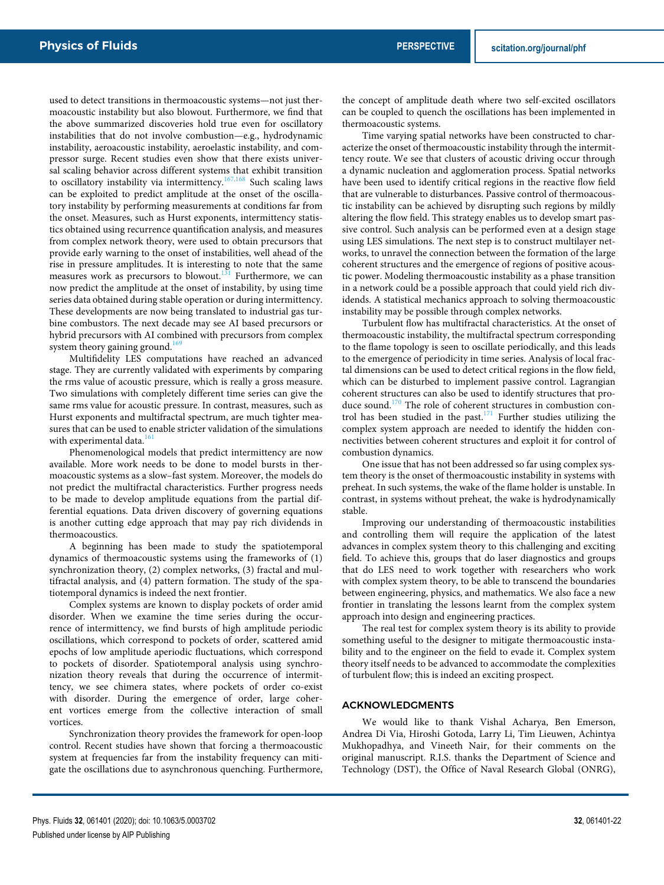used to detect transitions in thermoacoustic systems—not just thermoacoustic instability but also blowout. Furthermore, we find that the above summarized discoveries hold true even for oscillatory instabilities that do not involve combustion—e.g., hydrodynamic instability, aeroacoustic instability, aeroelastic instability, and compressor surge. Recent studies even show that there exists universal scaling behavior across different systems that exhibit transition to oscillatory instability via intermittency.[167,168] Such scaling laws can be exploited to predict amplitude at the onset of the oscillatory instability by performing measurements at conditions far from the onset. Measures, such as Hurst exponents, intermittency statistics obtained using recurrence quantification analysis, and measures from complex network theory, were used to obtain precursors that provide early warning to the onset of instabilities, well ahead of the rise in pressure amplitudes. It is interesting to note that the same measures work as precursors to blowout.[131] Furthermore, we can now predict the amplitude at the onset of instability, by using time series data obtained during stable operation or during intermittency. These developments are now being translated to industrial gas turbine combustors. The next decade may see AI based precursors or hybrid precursors with AI combined with precursors from complex system theory gaining ground.[169]

Multifidelity LES computations have reached an advanced stage. They are currently validated with experiments by comparing the rms value of acoustic pressure, which is really a gross measure. Two simulations with completely different time series can give the same rms value for acoustic pressure. In contrast, measures, such as Hurst exponents and multifractal spectrum, are much tighter measures that can be used to enable stricter validation of the simulations with experimental data.[161]

Phenomenological models that predict intermittency are now available. More work needs to be done to model bursts in thermoacoustic systems as a slow–fast system. Moreover, the models do not predict the multifractal characteristics. Further progress needs to be made to develop amplitude equations from the partial differential equations. Data driven discovery of governing equations is another cutting edge approach that may pay rich dividends in thermoacoustics.

A beginning has been made to study the spatiotemporal dynamics of thermoacoustic systems using the frameworks of (1) synchronization theory, (2) complex networks, (3) fractal and multifractal analysis, and (4) pattern formation. The study of the spatiotemporal dynamics is indeed the next frontier.

Complex systems are known to display pockets of order amid disorder. When we examine the time series during the occurrence of intermittency, we find bursts of high amplitude periodic oscillations, which correspond to pockets of order, scattered amid epochs of low amplitude aperiodic fluctuations, which correspond to pockets of disorder. Spatiotemporal analysis using synchronization theory reveals that during the occurrence of intermittency, we see chimera states, where pockets of order co-exist with disorder. During the emergence of order, large coherent vortices emerge from the collective interaction of small vortices.

Synchronization theory provides the framework for open-loop control. Recent studies have shown that forcing a thermoacoustic system at frequencies far from the instability frequency can mitigate the oscillations due to asynchronous quenching. Furthermore, the concept of amplitude death where two self-excited oscillators can be coupled to quench the oscillations has been implemented in thermoacoustic systems.

Time varying spatial networks have been constructed to characterize the onset of thermoacoustic instability through the intermittency route. We see that clusters of acoustic driving occur through a dynamic nucleation and agglomeration process. Spatial networks have been used to identify critical regions in the reactive flow field that are vulnerable to disturbances. Passive control of thermoacoustic instability can be achieved by disrupting such regions by mildly altering the flow field. This strategy enables us to develop smart passive control. Such analysis can be performed even at a design stage using LES simulations. The next step is to construct multilayer networks, to unravel the connection between the formation of the large coherent structures and the emergence of regions of positive acoustic power. Modeling thermoacoustic instability as a phase transition in a network could be a possible approach that could yield rich dividends. A statistical mechanics approach to solving thermoacoustic instability may be possible through complex networks.

Turbulent flow has multifractal characteristics. At the onset of thermoacoustic instability, the multifractal spectrum corresponding to the flame topology is seen to oscillate periodically, and this leads to the emergence of periodicity in time series. Analysis of local fractal dimensions can be used to detect critical regions in the flow field, which can be disturbed to implement passive control. Lagrangian coherent structures can also be used to identify structures that produce sound.[170] The role of coherent structures in combustion control has been studied in the past.[171] Further studies utilizing the complex system approach are needed to identify the hidden connectivities between coherent structures and exploit it for control of combustion dynamics.

One issue that has not been addressed so far using complex system theory is the onset of thermoacoustic instability in systems with preheat. In such systems, the wake of the flame holder is unstable. In contrast, in systems without preheat, the wake is hydrodynamically stable.

Improving our understanding of thermoacoustic instabilities and controlling them will require the application of the latest advances in complex system theory to this challenging and exciting field. To achieve this, groups that do laser diagnostics and groups that do LES need to work together with researchers who work with complex system theory, to be able to transcend the boundaries between engineering, physics, and mathematics. We also face a new frontier in translating the lessons learnt from the complex system approach into design and engineering practices.

The real test for complex system theory is its ability to provide something useful to the designer to mitigate thermoacoustic instability and to the engineer on the field to evade it. Complex system theory itself needs to be advanced to accommodate the complexities of turbulent flow; this is indeed an exciting prospect.

## ACKNOWLEDGMENTS

We would like to thank Vishal Acharya, Ben Emerson, Andrea Di Via, Hiroshi Gotoda, Larry Li, Tim Lieuwen, Achintya Mukhopadhya, and Vineeth Nair, for their comments on the original manuscript. R.I.S. thanks the Department of Science and Technology (DST), the Office of Naval Research Global (ONRG),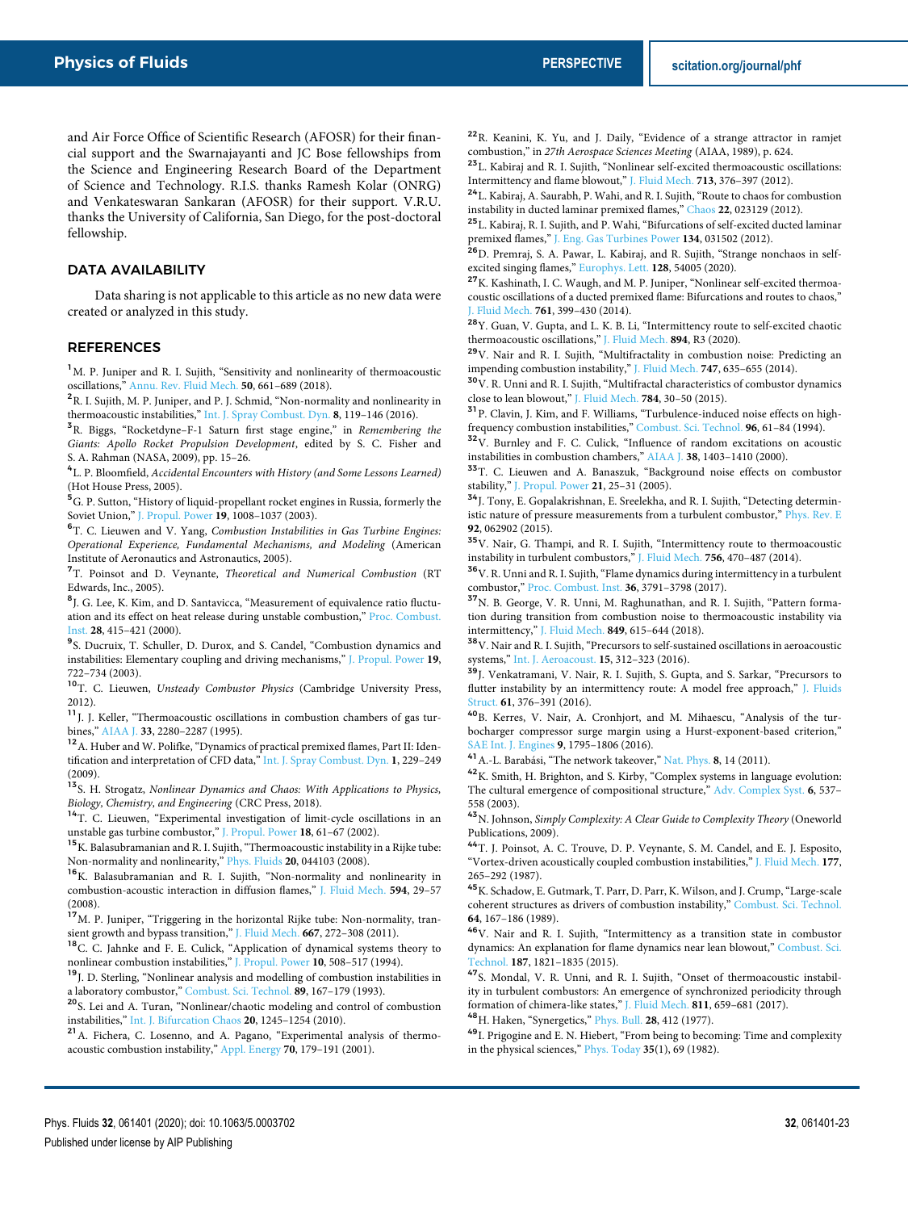and Air Force Office of Scientific Research (AFOSR) for their financial support and the Swarnajayanti and JC Bose fellowships from the Science and Engineering Research Board of the Department of Science and Technology. R.I.S. thanks Ramesh Kolar (ONRG) and Venkateswaran Sankaran (AFOSR) for their support. V.R.U. thanks the University of California, San Diego, for the post-doctoral fellowship.

## DATA AVAILABILITY

Data sharing is not applicable to this article as no new data were created or analyzed in this study.

## REFERENCES

[1] M. P. Juniper and R. I. Sujith, "Sensitivity and nonlinearity of thermoacoustic oscillations," Annu. Rev. Fluid Mech. **50**, 661–689 (2018).

[2] R. I. Sujith, M. P. Juniper, and P. J. Schmid, "Non-normality and nonlinearity in thermoacoustic instabilities," Int. J. Spray Combust. Dyn. **8**, 119–146 (2016).

[3] R. Biggs, "Rocketdyne–F-1 Saturn first stage engine," in *Remembering the Giants: Apollo Rocket Propulsion Development*, edited by S. C. Fisher and S. A. Rahman (NASA, 2009), pp. 15–26.

[4] L. P. Bloomfield, *Accidental Encounters with History (and Some Lessons Learned)* (Hot House Press, 2005).

[5] G. P. Sutton, "History of liquid-propellant rocket engines in Russia, formerly the Soviet Union," J. Propul. Power **19**, 1008–1037 (2003).

[6] T. C. Lieuwen and V. Yang, *Combustion Instabilities in Gas Turbine Engines: Operational Experience, Fundamental Mechanisms, and Modeling* (American Institute of Aeronautics and Astronautics, 2005).

[7] T. Poinsot and D. Veynante, *Theoretical and Numerical Combustion* (RT Edwards, Inc., 2005).

[8] J. G. Lee, K. Kim, and D. Santavicca, "Measurement of equivalence ratio fluctuation and its effect on heat release during unstable combustion," Proc. Combust. Inst. **28**, 415–421 (2000).

[9] S. Ducruix, T. Schuller, D. Durox, and S. Candel, "Combustion dynamics and instabilities: Elementary coupling and driving mechanisms," J. Propul. Power **19**, 722–734 (2003).

[10] T. C. Lieuwen, *Unsteady Combustor Physics* (Cambridge University Press, 2012).

[11] J. J. Keller, "Thermoacoustic oscillations in combustion chambers of gas turbines," AIAA J. **33**, 2280–2287 (1995).

[12] A. Huber and W. Polifke, "Dynamics of practical premixed flames, Part II: Identification and interpretation of CFD data," Int. J. Spray Combust. Dyn. **1**, 229–249 (2009).

[13] S. H. Strogatz, *Nonlinear Dynamics and Chaos: With Applications to Physics, Biology, Chemistry, and Engineering* (CRC Press, 2018).

[14] T. C. Lieuwen, "Experimental investigation of limit-cycle oscillations in an unstable gas turbine combustor," J. Propul. Power **18**, 61–67 (2002).

[15] K. Balasubramanian and R. I. Sujith, "Thermoacoustic instability in a Rijke tube: Non-normality and nonlinearity," Phys. Fluids **20**, 044103 (2008).

[16] K. Balasubramanian and R. I. Sujith, "Non-normality and nonlinearity in combustion-acoustic interaction in diffusion flames," J. Fluid Mech. **594**, 29–57 (2008).

[17] M. P. Juniper, "Triggering in the horizontal Rijke tube: Non-normality, transient growth and bypass transition," J. Fluid Mech. **667**, 272–308 (2011).

[18] C. C. Jahnke and F. E. Culick, "Application of dynamical systems theory to nonlinear combustion instabilities," J. Propul. Power **10**, 508–517 (1994).

[19] J. D. Sterling, "Nonlinear analysis and modelling of combustion instabilities in a laboratory combustor," Combust. Sci. Technol. **89**, 167–179 (1993).

[20] S. Lei and A. Turan, "Nonlinear/chaotic modeling and control of combustion instabilities," Int. J. Bifurcation Chaos **20**, 1245–1254 (2010).

[21] A. Fichera, C. Losenno, and A. Pagano, "Experimental analysis of thermo-acoustic combustion instability," Appl. Energy **70**, 179–191 (2001).

[22] R. Keanini, K. Yu, and J. Daily, "Evidence of a strange attractor in ramjet combustion," in *27th Aerospace Sciences Meeting* (AIAA, 1989), p. 624.

[23] L. Kabiraj and R. I. Sujith, "Nonlinear self-excited thermoacoustic oscillations: Intermittency and flame blowout," J. Fluid Mech. **713**, 376–397 (2012).

[24] L. Kabiraj, A. Saurabh, P. Wahi, and R. I. Sujith, "Route to chaos for combustion instability in ducted laminar premixed flames," Chaos **22**, 023129 (2012).

[25] L. Kabiraj, R. I. Sujith, and P. Wahi, "Bifurcations of self-excited ducted laminar premixed flames," J. Eng. Gas Turbines Power **134**, 031502 (2012).

[26] D. Premraj, S. A. Pawar, L. Kabiraj, and R. Sujith, "Strange nonchaos in self-excited singing flames," Europhys. Lett. **128**, 54005 (2020).

[27] K. Kashinath, I. C. Waugh, and M. P. Juniper, "Nonlinear self-excited thermoacoustic oscillations of a ducted premixed flame: Bifurcations and routes to chaos," J. Fluid Mech. **761**, 399–430 (2014).

[28] Y. Guan, V. Gupta, and L. K. B. Li, "Intermittency route to self-excited chaotic thermoacoustic oscillations," J. Fluid Mech. **894**, R3 (2020).

[29] V. Nair and R. I. Sujith, "Multifractality in combustion noise: Predicting an impending combustion instability," J. Fluid Mech. **747**, 635–655 (2014).

[30] V. R. Unni and R. I. Sujith, "Multifractal characteristics of combustor dynamics close to lean blowout," J. Fluid Mech. **784**, 30–50 (2015).

[31] P. Clavin, J. Kim, and F. Williams, "Turbulence-induced noise effects on high-frequency combustion instabilities," Combust. Sci. Technol. **96**, 61–84 (1994).

[32] V. Burnley and F. C. Culick, "Influence of random excitations on acoustic instabilities in combustion chambers," AIAA J. **38**, 1403–1410 (2000).

[33] T. C. Lieuwen and A. Banaszuk, "Background noise effects on combustor stability," J. Propul. Power **21**, 25–31 (2005).

[34] J. Tony, E. Gopalakrishnan, E. Sreelekha, and R. I. Sujith, "Detecting deterministic nature of pressure measurements from a turbulent combustor," Phys. Rev. E **92**, 062902 (2015).

[35] V. Nair, G. Thampi, and R. I. Sujith, "Intermittency route to thermoacoustic instability in turbulent combustors," J. Fluid Mech. **756**, 470–487 (2014).

[36] V. R. Unni and R. I. Sujith, "Flame dynamics during intermittency in a turbulent combustor," Proc. Combust. Inst. **36**, 3791–3798 (2017).

[37] N. B. George, V. R. Unni, M. Raghunathan, and R. I. Sujith, "Pattern formation during transition from combustion noise to thermoacoustic instability via intermittency," J. Fluid Mech. **849**, 615–644 (2018).

[38] V. Nair and R. I. Sujith, "Precursors to self-sustained oscillations in aeroacoustic systems," Int. J. Aeroacoust. **15**, 312–323 (2016).

[39] J. Venkatramani, V. Nair, R. I. Sujith, S. Gupta, and S. Sarkar, "Precursors to flutter instability by an intermittency route: A model free approach," J. Fluids Struct. **61**, 376–391 (2016).

[40] B. Kerres, V. Nair, A. Cronhjort, and M. Mihaescu, "Analysis of the turbocharger compressor surge margin using a Hurst-exponent-based criterion," SAE Int. J. Engines **9**, 1795–1806 (2016).

[41] A.-L. Barabási, "The network takeover," Nat. Phys. **8**, 14 (2011).

[42] K. Smith, H. Brighton, and S. Kirby, "Complex systems in language evolution: The cultural emergence of compositional structure," Adv. Complex Syst. **6**, 537–558 (2003).

[43] N. Johnson, *Simply Complexity: A Clear Guide to Complexity Theory* (Oneworld Publications, 2009).

[44] T. J. Poinsot, A. C. Trouve, D. P. Veynante, S. M. Candel, and E. J. Esposito, "Vortex-driven acoustically coupled combustion instabilities," J. Fluid Mech. **177**, 265–292 (1987).

[45] K. Schadow, E. Gutmark, T. Parr, D. Parr, K. Wilson, and J. Crump, "Large-scale coherent structures as drivers of combustion instability," Combust. Sci. Technol. **64**, 167–186 (1989).

[46] V. Nair and R. I. Sujith, "Intermittency as a transition state in combustor dynamics: An explanation for flame dynamics near lean blowout," Combust. Sci. Technol. **187**, 1821–1835 (2015).

[47] S. Mondal, V. R. Unni, and R. I. Sujith, "Onset of thermoacoustic instability in turbulent combustors: An emergence of synchronized periodicity through formation of chimera-like states," J. Fluid Mech. **811**, 659–681 (2017).

[48] H. Haken, "Synergetics," Phys. Bull. **28**, 412 (1977).

[49] I. Prigogine and E. N. Hiebert, "From being to becoming: Time and complexity in the physical sciences," Phys. Today **35**(1), 69 (1982).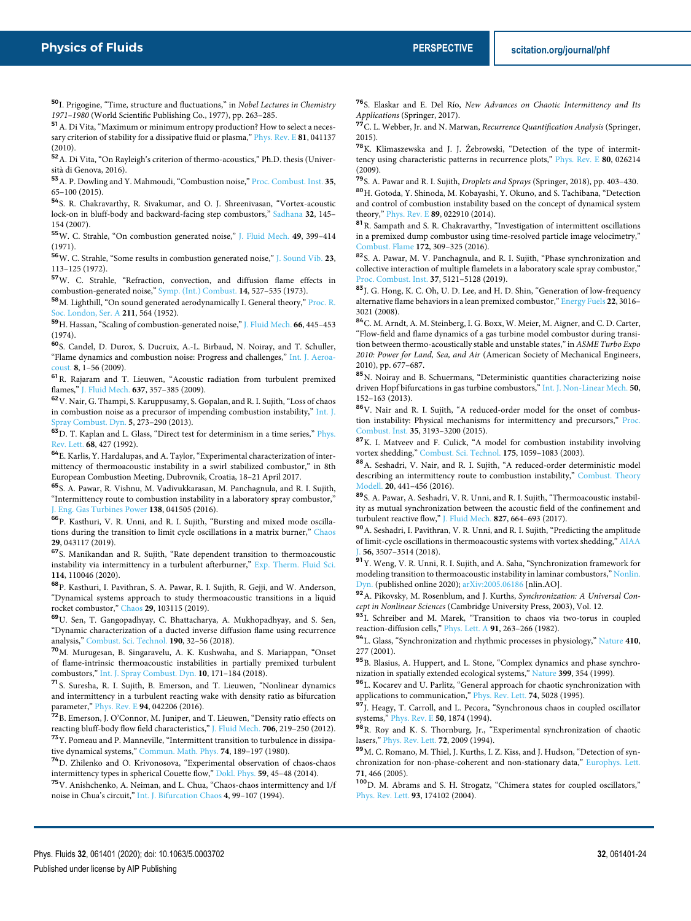[50] I. Prigogine, "Time, structure and fluctuations," in *Nobel Lectures in Chemistry 1971–1980* (World Scientific Publishing Co., 1977), pp. 263–285.

[51] A. Di Vita, "Maximum or minimum entropy production? How to select a necessary criterion of stability for a dissipative fluid or plasma," Phys. Rev. E **81**, 041137 (2010).

[52] A. Di Vita, "On Rayleigh's criterion of thermo-acoustics," Ph.D. thesis (Università di Genova, 2016).

[53] A. P. Dowling and Y. Mahmoudi, "Combustion noise," Proc. Combust. Inst. **35**, 65–100 (2015).

[54] S. R. Chakravarthy, R. Sivakumar, and O. J. Shreenivasan, "Vortex-acoustic lock-on in bluff-body and backward-facing step combustors," Sadhana **32**, 145–154 (2007).

[55] W. C. Strahle, "On combustion generated noise," J. Fluid Mech. **49**, 399–414 (1971).

[56] W. C. Strahle, "Some results in combustion generated noise," J. Sound Vib. **23**, 113–125 (1972).

[57] W. C. Strahle, "Refraction, convection, and diffusion flame effects in combustion-generated noise," Symp. (Int.) Combust. **14**, 527–535 (1973).

[58] M. Lighthill, "On sound generated aerodynamically I. General theory," Proc. R. Soc. London, Ser. A **211**, 564 (1952).

[59] H. Hassan, "Scaling of combustion-generated noise," J. Fluid Mech. **66**, 445–453 (1974).

[60] S. Candel, D. Durox, S. Ducruix, A.-L. Birbaud, N. Noiray, and T. Schuller, "Flame dynamics and combustion noise: Progress and challenges," Int. J. Aeroacoust. **8**, 1–56 (2009).

[61] R. Rajaram and T. Lieuwen, "Acoustic radiation from turbulent premixed flames," J. Fluid Mech. **637**, 357–385 (2009).

[62] V. Nair, G. Thampi, S. Karuppusamy, S. Gopalan, and R. I. Sujith, "Loss of chaos in combustion noise as a precursor of impending combustion instability," Int. J. Spray Combust. Dyn. **5**, 273–290 (2013).

[63] D. T. Kaplan and L. Glass, "Direct test for determinism in a time series," Phys. Rev. Lett. **68**, 427 (1992).

[64] E. Karlis, Y. Hardalupas, and A. Taylor, "Experimental characterization of intermittency of thermoacoustic instability in a swirl stabilized combustor," in 8th European Combustion Meeting, Dubrovnik, Croatia, 18–21 April 2017.

[65] S. A. Pawar, R. Vishnu, M. Vadivukkarasan, M. Panchagnula, and R. I. Sujith, "Intermittency route to combustion instability in a laboratory spray combustor," J. Eng. Gas Turbines Power **138**, 041505 (2016).

[66] P. Kasthuri, V. R. Unni, and R. I. Sujith, "Bursting and mixed mode oscillations during the transition to limit cycle oscillations in a matrix burner," Chaos **29**, 043117 (2019).

[67] S. Manikandan and R. Sujith, "Rate dependent transition to thermoacoustic instability via intermittency in a turbulent afterburner," Exp. Therm. Fluid Sci. **114**, 110046 (2020).

[68] P. Kasthuri, I. Pavithran, S. A. Pawar, R. I. Sujith, R. Gejji, and W. Anderson, "Dynamical systems approach to study thermoacoustic transitions in a liquid rocket combustor," Chaos **29**, 103115 (2019).

[69] U. Sen, T. Gangopadhyay, C. Bhattacharya, A. Mukhopadhyay, and S. Sen, "Dynamic characterization of a ducted inverse diffusion flame using recurrence analysis," Combust. Sci. Technol. **190**, 32–56 (2018).

[70] M. Murugesan, B. Singaravelu, A. K. Kushwaha, and S. Mariappan, "Onset of flame-intrinsic thermoacoustic instabilities in partially premixed turbulent combustors," Int. J. Spray Combust. Dyn. **10**, 171–184 (2018).

[71] S. Suresha, R. I. Sujith, B. Emerson, and T. Lieuwen, "Nonlinear dynamics and intermittency in a turbulent reacting wake with density ratio as bifurcation parameter," Phys. Rev. E **94**, 042206 (2016).

[72] B. Emerson, J. O'Connor, M. Juniper, and T. Lieuwen, "Density ratio effects on reacting bluff-body flow field characteristics," J. Fluid Mech. **706**, 219–250 (2012).

[73] Y. Pomeau and P. Manneville, "Intermittent transition to turbulence in dissipative dynamical systems," Commun. Math. Phys. **74**, 189–197 (1980).

[74] D. Zhilenko and O. Krivonosova, "Experimental observation of chaos-chaos intermittency types in spherical Couette flow," Dokl. Phys. **59**, 45–48 (2014).

[75] V. Anishchenko, A. Neiman, and L. Chua, "Chaos-chaos intermittency and 1/f noise in Chua's circuit," Int. J. Bifurcation Chaos **4**, 99–107 (1994).

[76] S. Elaskar and E. Del Río, *New Advances on Chaotic Intermittency and Its Applications* (Springer, 2017).

[77] C. L. Webber, Jr. and N. Marwan, *Recurrence Quantification Analysis* (Springer, 2015).

[78] K. Klimaszewska and J. J. Żebrowski, "Detection of the type of intermittency using characteristic patterns in recurrence plots," Phys. Rev. E **80**, 026214 (2009).

[79] S. A. Pawar and R. I. Sujith, *Droplets and Sprays* (Springer, 2018), pp. 403–430.

[80] H. Gotoda, Y. Shinoda, M. Kobayashi, Y. Okuno, and S. Tachibana, "Detection and control of combustion instability based on the concept of dynamical system theory," Phys. Rev. E **89**, 022910 (2014).

[81] R. Sampath and S. R. Chakravarthy, "Investigation of intermittent oscillations in a premixed dump combustor using time-resolved particle image velocimetry," Combust. Flame **172**, 309–325 (2016).

[82] S. A. Pawar, M. V. Panchagnula, and R. I. Sujith, "Phase synchronization and collective interaction of multiple flamelets in a laboratory scale spray combustor," Proc. Combust. Inst. **37**, 5121–5128 (2019).

[83] J. G. Hong, K. C. Oh, U. D. Lee, and H. D. Shin, "Generation of low-frequency alternative flame behaviors in a lean premixed combustor," Energy Fuels **22**, 3016–3021 (2008).

[84] C. M. Arndt, A. M. Steinberg, I. G. Boxx, W. Meier, M. Aigner, and C. D. Carter, "Flow-field and flame dynamics of a gas turbine model combustor during transition between thermo-acoustically stable and unstable states," in *ASME Turbo Expo 2010: Power for Land, Sea, and Air* (American Society of Mechanical Engineers, 2010), pp. 677–687.

[85] N. Noiray and B. Schuermans, "Deterministic quantities characterizing noise driven Hopf bifurcations in gas turbine combustors," Int. J. Non-Linear Mech. **50**, 152–163 (2013).

[86] V. Nair and R. I. Sujith, "A reduced-order model for the onset of combustion instability: Physical mechanisms for intermittency and precursors," Proc. Combust. Inst. **35**, 3193–3200 (2015).

[87] K. I. Matveev and F. Culick, "A model for combustion instability involving vortex shedding," Combust. Sci. Technol. **175**, 1059–1083 (2003).

[88] A. Seshadri, V. Nair, and R. I. Sujith, "A reduced-order deterministic model describing an intermittency route to combustion instability," Combust. Theory Modell. **20**, 441–456 (2016).

[89] S. A. Pawar, A. Seshadri, V. R. Unni, and R. I. Sujith, "Thermoacoustic instability as mutual synchronization between the acoustic field of the confinement and turbulent reactive flow," J. Fluid Mech. **827**, 664–693 (2017).

[90] A. Seshadri, I. Pavithran, V. R. Unni, and R. I. Sujith, "Predicting the amplitude of limit-cycle oscillations in thermoacoustic systems with vortex shedding," AIAA J. **56**, 3507–3514 (2018).

[91] Y. Weng, V. R. Unni, R. I. Sujith, and A. Saha, "Synchronization framework for modeling transition to thermoacoustic instability in laminar combustors," Nonlin. Dyn. (published online 2020); arXiv:2005.06186 [nlin.AO].

[92] A. Pikovsky, M. Rosenblum, and J. Kurths, *Synchronization: A Universal Concept in Nonlinear Sciences* (Cambridge University Press, 2003), Vol. 12.

[93] I. Schreiber and M. Marek, "Transition to chaos via two-torus in coupled reaction-diffusion cells," Phys. Lett. A **91**, 263–266 (1982).

[94] L. Glass, "Synchronization and rhythmic processes in physiology," Nature **410**, 277 (2001).

[95] B. Blasius, A. Huppert, and L. Stone, "Complex dynamics and phase synchronization in spatially extended ecological systems," Nature **399**, 354 (1999).

[96] L. Kocarev and U. Parlitz, "General approach for chaotic synchronization with applications to communication," Phys. Rev. Lett. **74**, 5028 (1995).

[97] J. Heagy, T. Carroll, and L. Pecora, "Synchronous chaos in coupled oscillator systems," Phys. Rev. E **50**, 1874 (1994).

[98] R. Roy and K. S. Thornburg, Jr., "Experimental synchronization of chaotic lasers," Phys. Rev. Lett. **72**, 2009 (1994).

[99] M. C. Romano, M. Thiel, J. Kurths, I. Z. Kiss, and J. Hudson, "Detection of synchronization for non-phase-coherent and non-stationary data," Europhys. Lett. **71**, 466 (2005).

[100] D. M. Abrams and S. H. Strogatz, "Chimera states for coupled oscillators," Phys. Rev. Lett. **93**, 174102 (2004).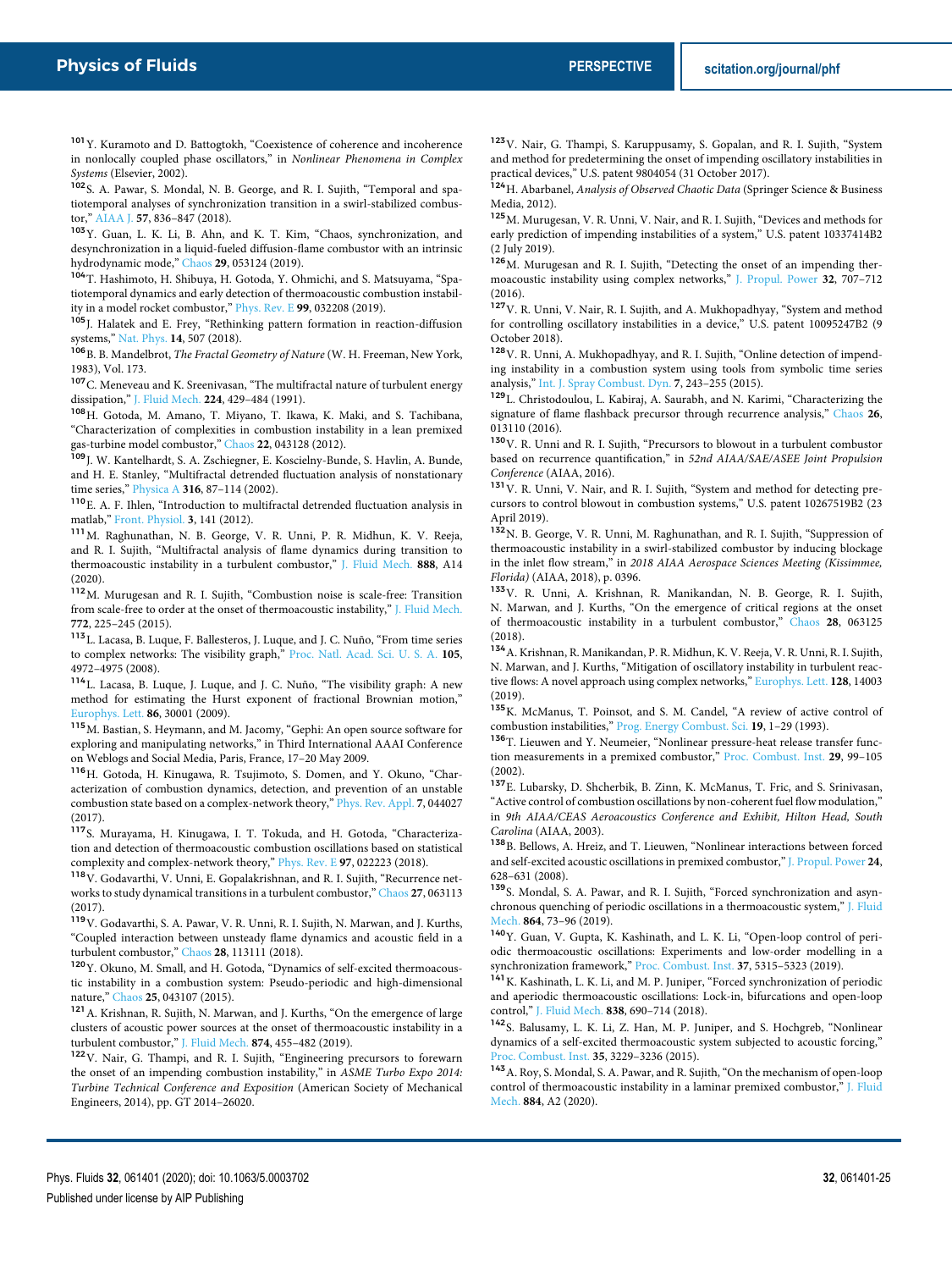[101] Y. Kuramoto and D. Battogtokh, "Coexistence of coherence and incoherence in nonlocally coupled phase oscillators," in *Nonlinear Phenomena in Complex Systems* (Elsevier, 2002).

[102] S. A. Pawar, S. Mondal, N. B. George, and R. I. Sujith, "Temporal and spatiotemporal analyses of synchronization transition in a swirl-stabilized combustor," AIAA J. **57**, 836–847 (2018).

[103] Y. Guan, L. K. Li, B. Ahn, and K. T. Kim, "Chaos, synchronization, and desynchronization in a liquid-fueled diffusion-flame combustor with an intrinsic hydrodynamic mode," Chaos **29**, 053124 (2019).

[104] T. Hashimoto, H. Shibuya, H. Gotoda, Y. Ohmichi, and S. Matsuyama, "Spatiotemporal dynamics and early detection of thermoacoustic combustion instability in a model rocket combustor," Phys. Rev. E **99**, 032208 (2019).

[105] J. Halatek and E. Frey, "Rethinking pattern formation in reaction-diffusion systems," Nat. Phys. **14**, 507 (2018).

[106] B. B. Mandelbrot, *The Fractal Geometry of Nature* (W. H. Freeman, New York, 1983), Vol. 173.

[107] C. Meneveau and K. Sreenivasan, "The multifractal nature of turbulent energy dissipation," J. Fluid Mech. **224**, 429–484 (1991).

[108] H. Gotoda, M. Amano, T. Miyano, T. Ikawa, K. Maki, and S. Tachibana, "Characterization of complexities in combustion instability in a lean premixed gas-turbine model combustor," Chaos **22**, 043128 (2012).

[109] J. W. Kantelhardt, S. A. Zschiegner, E. Koscielny-Bunde, S. Havlin, A. Bunde, and H. E. Stanley, "Multifractal detrended fluctuation analysis of nonstationary time series," Physica A **316**, 87–114 (2002).

[110] E. A. F. Ihlen, "Introduction to multifractal detrended fluctuation analysis in matlab," Front. Physiol. **3**, 141 (2012).

[111] M. Raghunathan, N. B. George, V. R. Unni, P. R. Midhun, K. V. Reeja, and R. I. Sujith, "Multifractal analysis of flame dynamics during transition to thermoacoustic instability in a turbulent combustor," J. Fluid Mech. **888**, A14 (2020).

[112] M. Murugesan and R. I. Sujith, "Combustion noise is scale-free: Transition from scale-free to order at the onset of thermoacoustic instability," J. Fluid Mech. **772**, 225–245 (2015).

[113] L. Lacasa, B. Luque, F. Ballesteros, J. Luque, and J. C. Nuño, "From time series to complex networks: The visibility graph," Proc. Natl. Acad. Sci. U. S. A. **105**, 4972–4975 (2008).

[114] L. Lacasa, B. Luque, J. Luque, and J. C. Nuño, "The visibility graph: A new method for estimating the Hurst exponent of fractional Brownian motion," Europhys. Lett. **86**, 30001 (2009).

[115] M. Bastian, S. Heymann, and M. Jacomy, "Gephi: An open source software for exploring and manipulating networks," in Third International AAAI Conference on Weblogs and Social Media, Paris, France, 17–20 May 2009.

[116] H. Gotoda, H. Kinugawa, R. Tsujimoto, S. Domen, and Y. Okuno, "Characterization of combustion dynamics, detection, and prevention of an unstable combustion state based on a complex-network theory," Phys. Rev. Appl. **7**, 044027 (2017).

[117] S. Murayama, H. Kinugawa, I. T. Tokuda, and H. Gotoda, "Characterization and detection of thermoacoustic combustion oscillations based on statistical complexity and complex-network theory," Phys. Rev. E **97**, 022223 (2018).

[118] V. Godavarthi, V. Unni, E. Gopalakrishnan, and R. I. Sujith, "Recurrence networks to study dynamical transitions in a turbulent combustor," Chaos **27**, 063113 (2017).

[119] V. Godavarthi, S. A. Pawar, V. R. Unni, R. I. Sujith, N. Marwan, and J. Kurths, "Coupled interaction between unsteady flame dynamics and acoustic field in a turbulent combustor," Chaos **28**, 113111 (2018).

[120] Y. Okuno, M. Small, and H. Gotoda, "Dynamics of self-excited thermoacoustic instability in a combustion system: Pseudo-periodic and high-dimensional nature," Chaos **25**, 043107 (2015).

[121] A. Krishnan, R. Sujith, N. Marwan, and J. Kurths, "On the emergence of large clusters of acoustic power sources at the onset of thermoacoustic instability in a turbulent combustor," J. Fluid Mech. **874**, 455–482 (2019).

[122] V. Nair, G. Thampi, and R. I. Sujith, "Engineering precursors to forewarn the onset of an impending combustion instability," in *ASME Turbo Expo 2014: Turbine Technical Conference and Exposition* (American Society of Mechanical Engineers, 2014), pp. GT 2014–26020.

[123] V. Nair, G. Thampi, S. Karuppusamy, S. Gopalan, and R. I. Sujith, "System and method for predetermining the onset of impending oscillatory instabilities in practical devices," U.S. patent 9804054 (31 October 2017).

[124] H. Abarbanel, *Analysis of Observed Chaotic Data* (Springer Science & Business Media, 2012).

[125] M. Murugesan, V. R. Unni, V. Nair, and R. I. Sujith, "Devices and methods for early prediction of impending instabilities of a system," U.S. patent 10337414B2 (2 July 2019).

[126] M. Murugesan and R. I. Sujith, "Detecting the onset of an impending thermoacoustic instability using complex networks," J. Propul. Power **32**, 707–712 (2016).

[127] V. R. Unni, V. Nair, R. I. Sujith, and A. Mukhopadhyay, "System and method for controlling oscillatory instabilities in a device," U.S. patent 10095247B2 (9 October 2018).

[128] V. R. Unni, A. Mukhopadhyay, and R. I. Sujith, "Online detection of impending instability in a combustion system using tools from symbolic time series analysis," Int. J. Spray Combust. Dyn. **7**, 243–255 (2015).

[129] L. Christodoulou, L. Kabiraj, A. Saurabh, and N. Karimi, "Characterizing the signature of flame flashback precursor through recurrence analysis," Chaos **26**, 013110 (2016).

[130] V. R. Unni and R. I. Sujith, "Precursors to blowout in a turbulent combustor based on recurrence quantification," in *52nd AIAA/SAE/ASEE Joint Propulsion Conference* (AIAA, 2016).

[131] V. R. Unni, V. Nair, and R. I. Sujith, "System and method for detecting precursors to control blowout in combustion systems," U.S. patent 10267519B2 (23 April 2019).

[132] N. B. George, V. R. Unni, M. Raghunathan, and R. I. Sujith, "Suppression of thermoacoustic instability in a swirl-stabilized combustor by inducing blockage in the inlet flow stream," in *2018 AIAA Aerospace Sciences Meeting (Kissimmee, Florida)* (AIAA, 2018), p. 0396.

[133] V. R. Unni, A. Krishnan, R. Manikandan, N. B. George, R. I. Sujith, N. Marwan, and J. Kurths, "On the emergence of critical regions at the onset of thermoacoustic instability in a turbulent combustor," Chaos **28**, 063125 (2018).

[134] A. Krishnan, R. Manikandan, P. R. Midhun, K. V. Reeja, V. R. Unni, R. I. Sujith, N. Marwan, and J. Kurths, "Mitigation of oscillatory instability in turbulent reactive flows: A novel approach using complex networks," Europhys. Lett. **128**, 14003 (2019).

[135] K. McManus, T. Poinsot, and S. M. Candel, "A review of active control of combustion instabilities," Prog. Energy Combust. Sci. **19**, 1–29 (1993).

[136] T. Lieuwen and Y. Neumeier, "Nonlinear pressure-heat release transfer function measurements in a premixed combustor," Proc. Combust. Inst. **29**, 99–105 (2002).

[137] E. Lubarsky, D. Shcherbik, B. Zinn, K. McManus, T. Fric, and S. Srinivasan, "Active control of combustion oscillations by non-coherent fuel flow modulation," in *9th AIAA/CEAS Aeroacoustics Conference and Exhibit, Hilton Head, South Carolina* (AIAA, 2003).

[138] B. Bellows, A. Hreiz, and T. Lieuwen, "Nonlinear interactions between forced and self-excited acoustic oscillations in premixed combustor," J. Propul. Power **24**, 628–631 (2008).

[139] S. Mondal, S. A. Pawar, and R. I. Sujith, "Forced synchronization and asynchronous quenching of periodic oscillations in a thermoacoustic system," J. Fluid Mech. **864**, 73–96 (2019).

[140] Y. Guan, V. Gupta, K. Kashinath, and L. K. Li, "Open-loop control of periodic thermoacoustic oscillations: Experiments and low-order modelling in a synchronization framework," Proc. Combust. Inst. **37**, 5315–5323 (2019).

[141] K. Kashinath, L. K. Li, and M. P. Juniper, "Forced synchronization of periodic and aperiodic thermoacoustic oscillations: Lock-in, bifurcations and open-loop control," J. Fluid Mech. **838**, 690–714 (2018).

[142] S. Balusamy, L. K. Li, Z. Han, M. P. Juniper, and S. Hochgreb, "Nonlinear dynamics of a self-excited thermoacoustic system subjected to acoustic forcing," Proc. Combust. Inst. **35**, 3229–3236 (2015).

[143] A. Roy, S. Mondal, S. A. Pawar, and R. Sujith, "On the mechanism of open-loop control of thermoacoustic instability in a laminar premixed combustor," J. Fluid Mech. **884**, A2 (2020).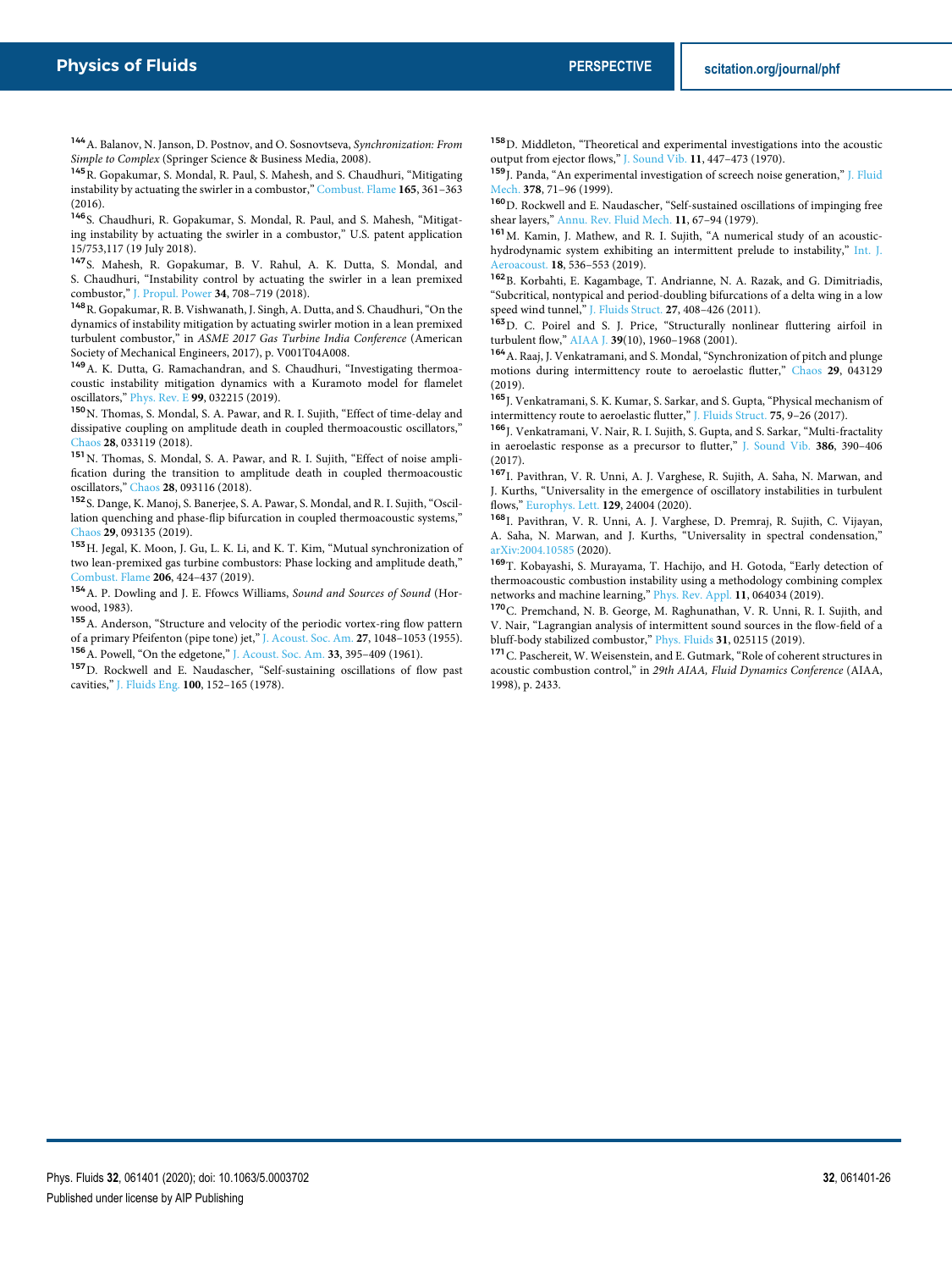[144] A. Balanov, N. Janson, D. Postnov, and O. Sosnovtseva, *Synchronization: From Simple to Complex* (Springer Science & Business Media, 2008).

[145] R. Gopakumar, S. Mondal, R. Paul, S. Mahesh, and S. Chaudhuri, "Mitigating instability by actuating the swirler in a combustor," Combust. Flame **165**, 361–363 (2016).

[146] S. Chaudhuri, R. Gopakumar, S. Mondal, R. Paul, and S. Mahesh, "Mitigating instability by actuating the swirler in a combustor," U.S. patent application 15/753,117 (19 July 2018).

[147] S. Mahesh, R. Gopakumar, B. V. Rahul, A. K. Dutta, S. Mondal, and S. Chaudhuri, "Instability control by actuating the swirler in a lean premixed combustor," J. Propul. Power **34**, 708–719 (2018).

[148] R. Gopakumar, R. B. Vishwanath, J. Singh, A. Dutta, and S. Chaudhuri, "On the dynamics of instability mitigation by actuating swirler motion in a lean premixed turbulent combustor," in *ASME 2017 Gas Turbine India Conference* (American Society of Mechanical Engineers, 2017), p. V001T04A008.

[149] A. K. Dutta, G. Ramachandran, and S. Chaudhuri, "Investigating thermoacoustic instability mitigation dynamics with a Kuramoto model for flamelet oscillators," Phys. Rev. E **99**, 032215 (2019).

[150] N. Thomas, S. Mondal, S. A. Pawar, and R. I. Sujith, "Effect of time-delay and dissipative coupling on amplitude death in coupled thermoacoustic oscillators," Chaos **28**, 033119 (2018).

[151] N. Thomas, S. Mondal, S. A. Pawar, and R. I. Sujith, "Effect of noise amplification during the transition to amplitude death in coupled thermoacoustic oscillators," Chaos **28**, 093116 (2018).

[152] S. Dange, K. Manoj, S. Banerjee, S. A. Pawar, S. Mondal, and R. I. Sujith, "Oscillation quenching and phase-flip bifurcation in coupled thermoacoustic systems," Chaos **29**, 093135 (2019).

[153] H. Jegal, K. Moon, J. Gu, L. K. Li, and K. T. Kim, "Mutual synchronization of two lean-premixed gas turbine combustors: Phase locking and amplitude death," Combust. Flame **206**, 424–437 (2019).

[154] A. P. Dowling and J. E. Ffowcs Williams, *Sound and Sources of Sound* (Horwood, 1983).

[155] A. Anderson, "Structure and velocity of the periodic vortex-ring flow pattern of a primary Pfeifenton (pipe tone) jet," J. Acoust. Soc. Am. **27**, 1048–1053 (1955).

[156] A. Powell, "On the edgetone," J. Acoust. Soc. Am. **33**, 395–409 (1961).

[157] D. Rockwell and E. Naudascher, "Self-sustaining oscillations of flow past cavities," J. Fluids Eng. **100**, 152–165 (1978).

[158] D. Middleton, "Theoretical and experimental investigations into the acoustic output from ejector flows," J. Sound Vib. **11**, 447–473 (1970).

[159] J. Panda, "An experimental investigation of screech noise generation," J. Fluid Mech. **378**, 71–96 (1999).

[160] D. Rockwell and E. Naudascher, "Self-sustained oscillations of impinging free shear layers," Annu. Rev. Fluid Mech. **11**, 67–94 (1979).

[161] M. Kamin, J. Mathew, and R. I. Sujith, "A numerical study of an acoustic-hydrodynamic system exhibiting an intermittent prelude to instability," Int. J. Aeroacoust. **18**, 536–553 (2019).

[162] B. Korbahti, E. Kagambage, T. Andrianne, N. A. Razak, and G. Dimitriadis, "Subcritical, nontypical and period-doubling bifurcations of a delta wing in a low speed wind tunnel," J. Fluids Struct. **27**, 408–426 (2011).

[163] D. C. Poirel and S. J. Price, "Structurally nonlinear fluttering airfoil in turbulent flow," AIAA J. **39**(10), 1960–1968 (2001).

[164] A. Raaj, J. Venkatramani, and S. Mondal, "Synchronization of pitch and plunge motions during intermittency route to aeroelastic flutter," Chaos **29**, 043129 (2019).

[165] J. Venkatramani, S. K. Kumar, S. Sarkar, and S. Gupta, "Physical mechanism of intermittency route to aeroelastic flutter," J. Fluids Struct. **75**, 9–26 (2017).

[166] J. Venkatramani, V. Nair, R. I. Sujith, S. Gupta, and S. Sarkar, "Multi-fractality in aeroelastic response as a precursor to flutter," J. Sound Vib. **386**, 390–406 (2017).

[167] I. Pavithran, V. R. Unni, A. J. Varghese, R. Sujith, A. Saha, N. Marwan, and J. Kurths, "Universality in the emergence of oscillatory instabilities in turbulent flows," Europhys. Lett. **129**, 24004 (2020).

[168] I. Pavithran, V. R. Unni, A. J. Varghese, D. Premraj, R. Sujith, C. Vijayan, A. Saha, N. Marwan, and J. Kurths, "Universality in spectral condensation," arXiv:2004.10585 (2020).

[169] T. Kobayashi, S. Murayama, T. Hachijo, and H. Gotoda, "Early detection of thermoacoustic combustion instability using a methodology combining complex networks and machine learning," Phys. Rev. Appl. **11**, 064034 (2019).

[170] C. Premchand, N. B. George, M. Raghunathan, V. R. Unni, R. I. Sujith, and V. Nair, "Lagrangian analysis of intermittent sound sources in the flow-field of a bluff-body stabilized combustor," Phys. Fluids **31**, 025115 (2019).

[171] C. Paschereit, W. Weisenstein, and E. Gutmark, "Role of coherent structures in acoustic combustion control," in *29th AIAA, Fluid Dynamics Conference* (AIAA, 1998), p. 2433.